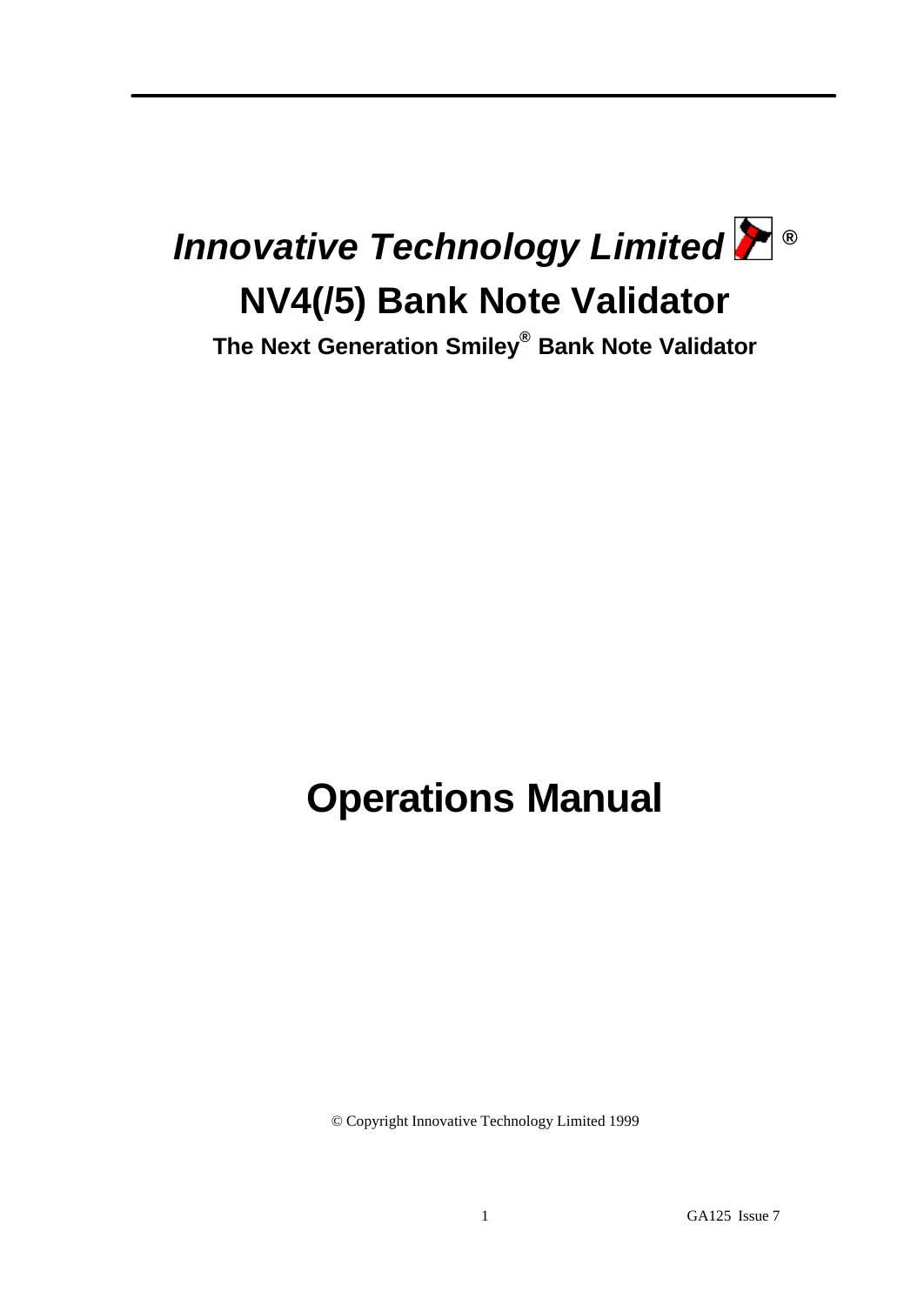# *Innovative Technology Limited* ®

# NV4(/5) Bank Note Validator

**The Next Generation Smiley® Bank Note Validator**

# Operations Manual

© Copyright Innovative Technology Limited 1999

GA125 Issue 7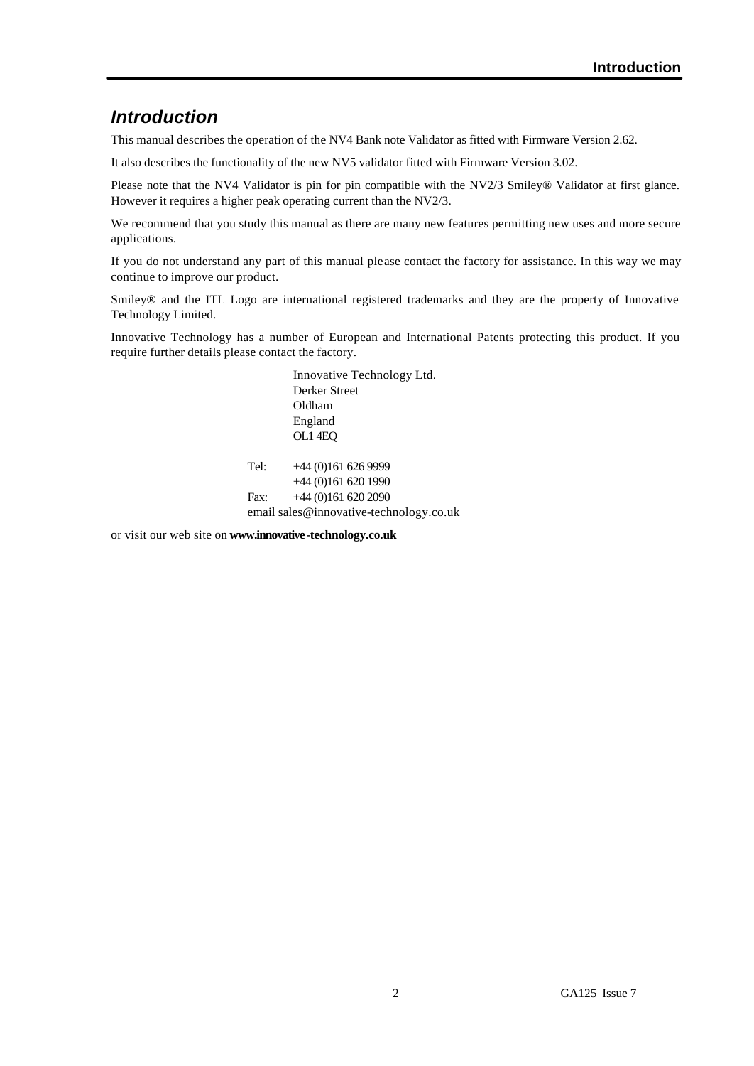# *Introduction*

This manual describes the operation of the NV4 Bank note Validator as fitted with Firmware Version 2.62.

It also describes the functionality of the new NV5 validator fitted with Firmware Version 3.02.

Please note that the NV4 Validator is pin for pin compatible with the NV2/3 Smiley® Validator at first glance. However it requires a higher peak operating current than the NV2/3.

We recommend that you study this manual as there are many new features permitting new uses and more secure applications.

If you do not understand any part of this manual please contact the factory for assistance. In this way we may continue to improve our product.

Smiley® and the ITL Logo are international registered trademarks and they are the property of Innovative Technology Limited.

Innovative Technology has a number of European and International Patents protecting this product. If you require further details please contact the factory.

Innovative Technology Ltd.
Derker Street
Oldham
England
OL1 4EQ

Tel: +44 (0)161 626 9999
+44 (0)161 620 1990
Fax: +44 (0)161 620 2090
email sales@innovative-technology.co.uk

or visit our web site on **www.innovative-technology.co.uk**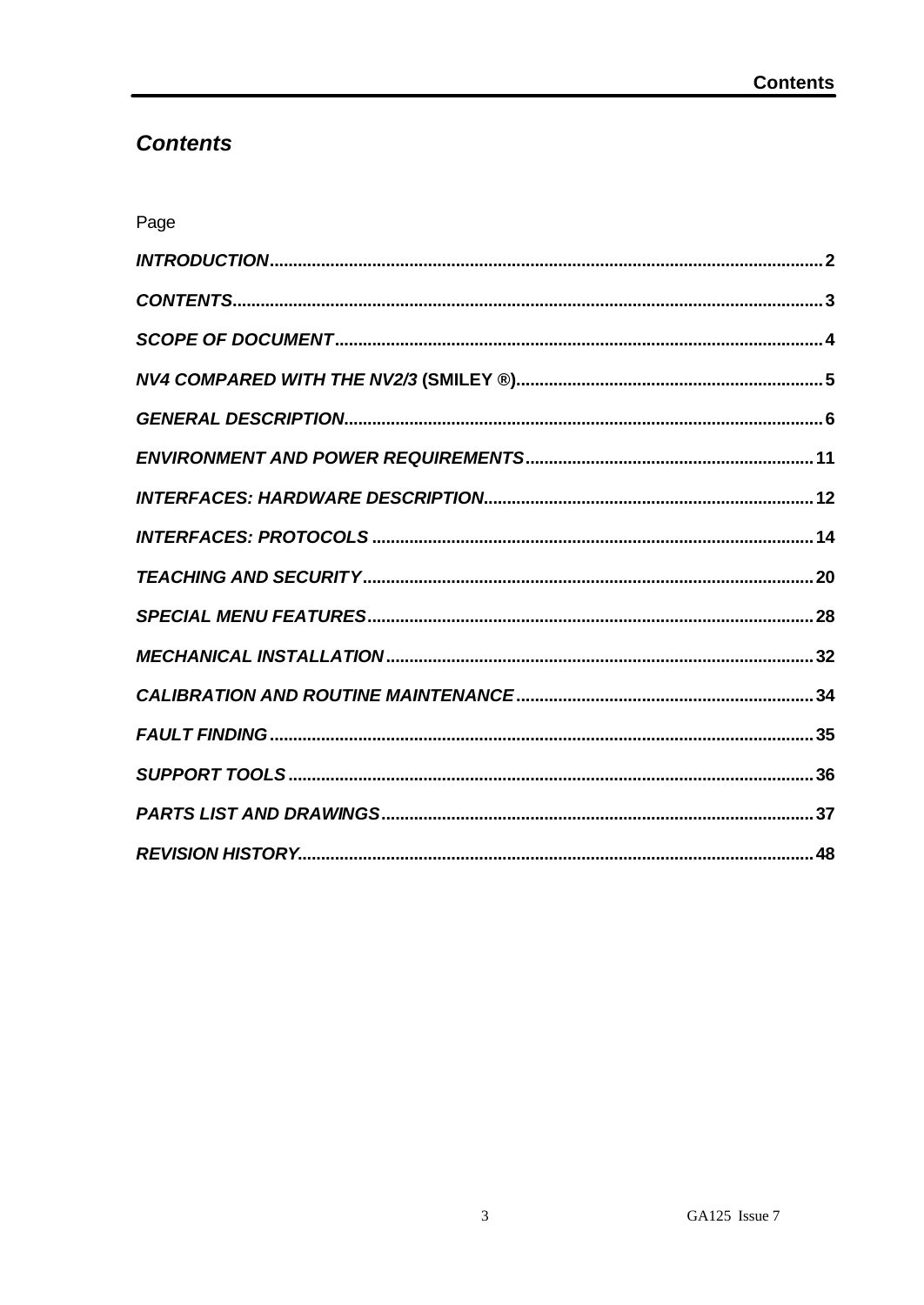## *Contents*

Page

| | |
|---|---|
| ***INTRODUCTION*** | **2** |
| ***CONTENTS*** | **3** |
| ***SCOPE OF DOCUMENT*** | **4** |
| ***NV4 COMPARED WITH THE NV2/3* (SMILEY ®)** | **5** |
| ***GENERAL DESCRIPTION*** | **6** |
| ***ENVIRONMENT AND POWER REQUIREMENTS*** | **11** |
| ***INTERFACES: HARDWARE DESCRIPTION*** | **12** |
| ***INTERFACES: PROTOCOLS*** | **14** |
| ***TEACHING AND SECURITY*** | **20** |
| ***SPECIAL MENU FEATURES*** | **28** |
| ***MECHANICAL INSTALLATION*** | **32** |
| ***CALIBRATION AND ROUTINE MAINTENANCE*** | **34** |
| ***FAULT FINDING*** | **35** |
| ***SUPPORT TOOLS*** | **36** |
| ***PARTS LIST AND DRAWINGS*** | **37** |
| ***REVISION HISTORY*** | **48** |

GA125 Issue 7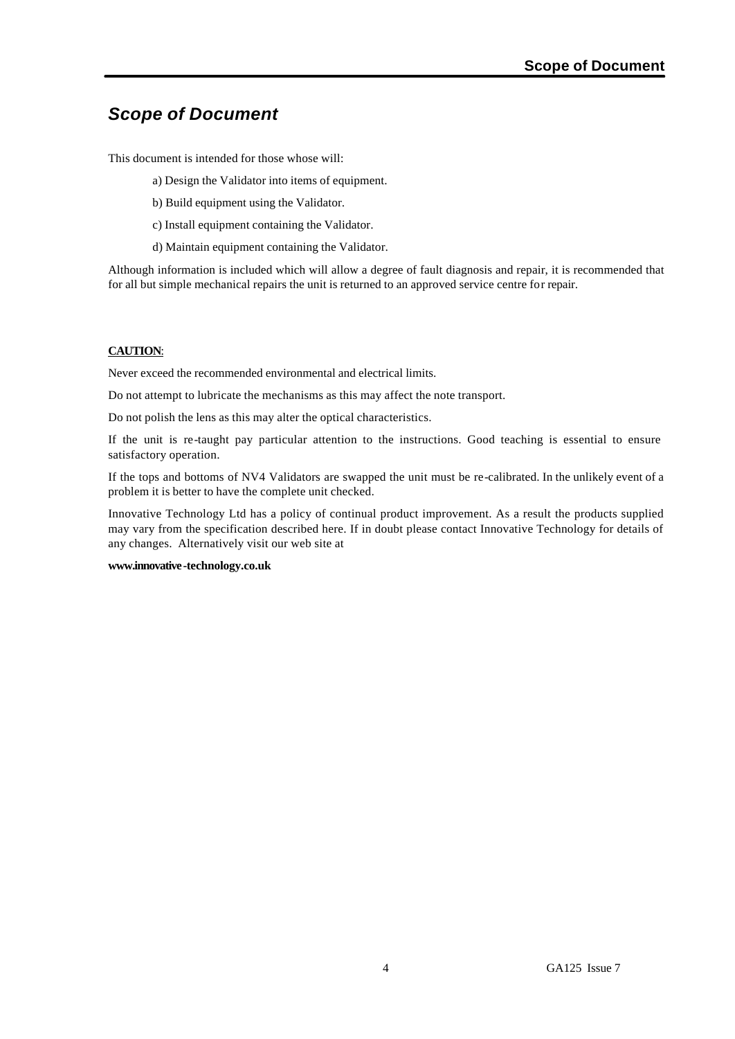## *Scope of Document*

This document is intended for those whose will:

a) Design the Validator into items of equipment.

b) Build equipment using the Validator.

c) Install equipment containing the Validator.

d) Maintain equipment containing the Validator.

Although information is included which will allow a degree of fault diagnosis and repair, it is recommended that for all but simple mechanical repairs the unit is returned to an approved service centre for repair.

**CAUTION**:

Never exceed the recommended environmental and electrical limits.

Do not attempt to lubricate the mechanisms as this may affect the note transport.

Do not polish the lens as this may alter the optical characteristics.

If the unit is re-taught pay particular attention to the instructions. Good teaching is essential to ensure satisfactory operation.

If the tops and bottoms of NV4 Validators are swapped the unit must be re-calibrated. In the unlikely event of a problem it is better to have the complete unit checked.

Innovative Technology Ltd has a policy of continual product improvement. As a result the products supplied may vary from the specification described here. If in doubt please contact Innovative Technology for details of any changes. Alternatively visit our web site at

**www.innovative-technology.co.uk**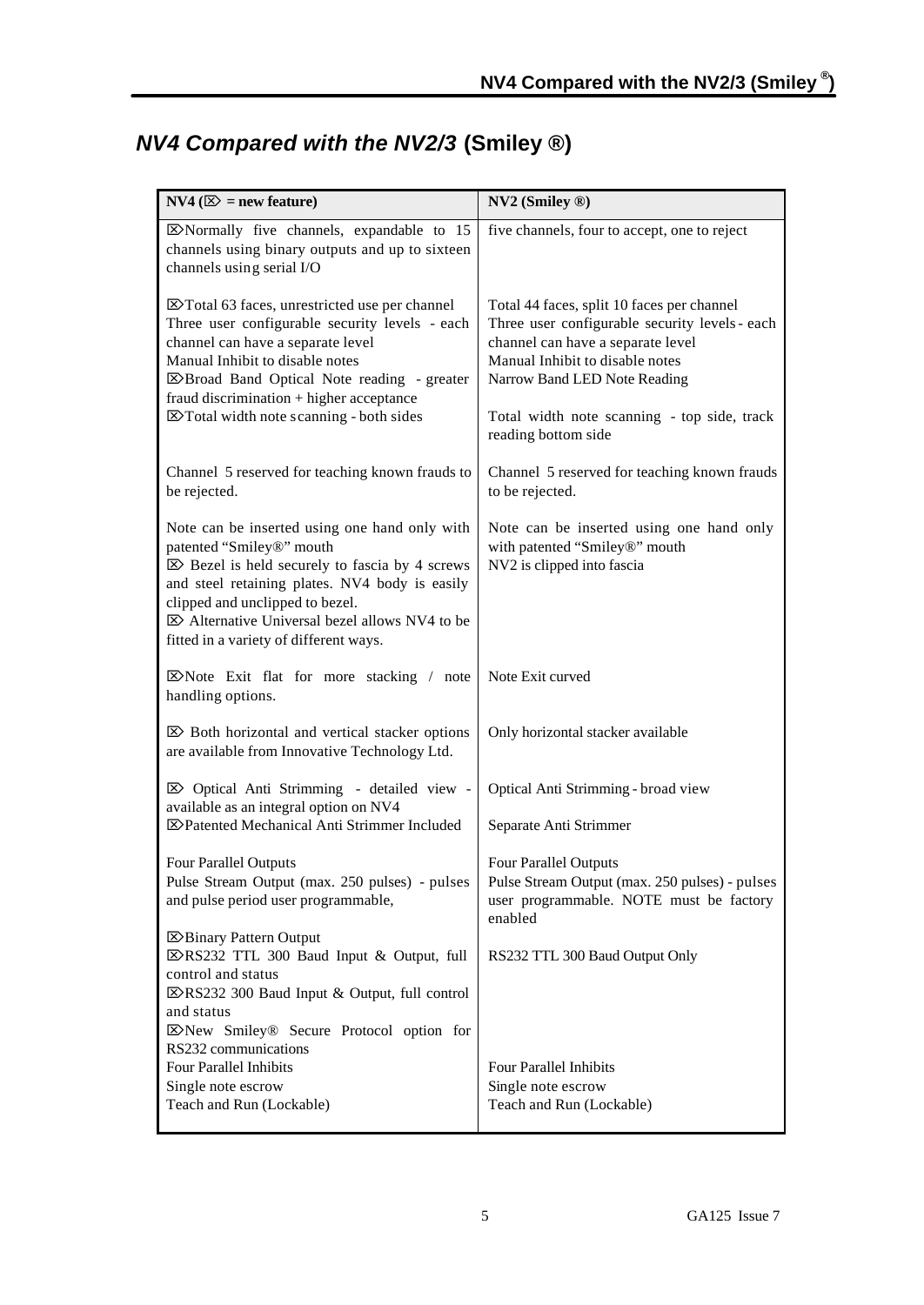## *NV4 Compared with the NV2/3* (Smiley ®)

| NV4 (⌦ = new feature) | NV2 (Smiley ®) |
|---|---|
| ⌦Normally five channels, expandable to 15 channels using binary outputs and up to sixteen channels using serial I/O | five channels, four to accept, one to reject |
| ⌦Total 63 faces, unrestricted use per channel<br>Three user configurable security levels - each channel can have a separate level<br>Manual Inhibit to disable notes<br>⌦Broad Band Optical Note reading - greater fraud discrimination + higher acceptance<br>⌦Total width note scanning - both sides | Total 44 faces, split 10 faces per channel<br>Three user configurable security levels - each channel can have a separate level<br>Manual Inhibit to disable notes<br>Narrow Band LED Note Reading<br><br>Total width note scanning - top side, track reading bottom side |
| Channel 5 reserved for teaching known frauds to be rejected. | Channel 5 reserved for teaching known frauds to be rejected. |
| Note can be inserted using one hand only with patented "Smiley®" mouth<br>⌦ Bezel is held securely to fascia by 4 screws and steel retaining plates. NV4 body is easily clipped and unclipped to bezel.<br>⌦ Alternative Universal bezel allows NV4 to be fitted in a variety of different ways. | Note can be inserted using one hand only with patented "Smiley®" mouth<br>NV2 is clipped into fascia |
| ⌦Note Exit flat for more stacking / note handling options. | Note Exit curved |
| ⌦ Both horizontal and vertical stacker options are available from Innovative Technology Ltd. | Only horizontal stacker available |
| ⌦ Optical Anti Strimming - detailed view - available as an integral option on NV4<br>⌦Patented Mechanical Anti Strimmer Included | Optical Anti Strimming - broad view<br><br>Separate Anti Strimmer |
| Four Parallel Outputs<br>Pulse Stream Output (max. 250 pulses) - pulses and pulse period user programmable, | Four Parallel Outputs<br>Pulse Stream Output (max. 250 pulses) - pulses user programmable. NOTE must be factory enabled |
| ⌦Binary Pattern Output<br>⌦RS232 TTL 300 Baud Input & Output, full control and status<br>⌦RS232 300 Baud Input & Output, full control and status<br>⌦New Smiley® Secure Protocol option for RS232 communications<br>Four Parallel Inhibits<br>Single note escrow<br>Teach and Run (Lockable) | <br>RS232 TTL 300 Baud Output Only<br><br><br><br><br>Four Parallel Inhibits<br>Single note escrow<br>Teach and Run (Lockable) |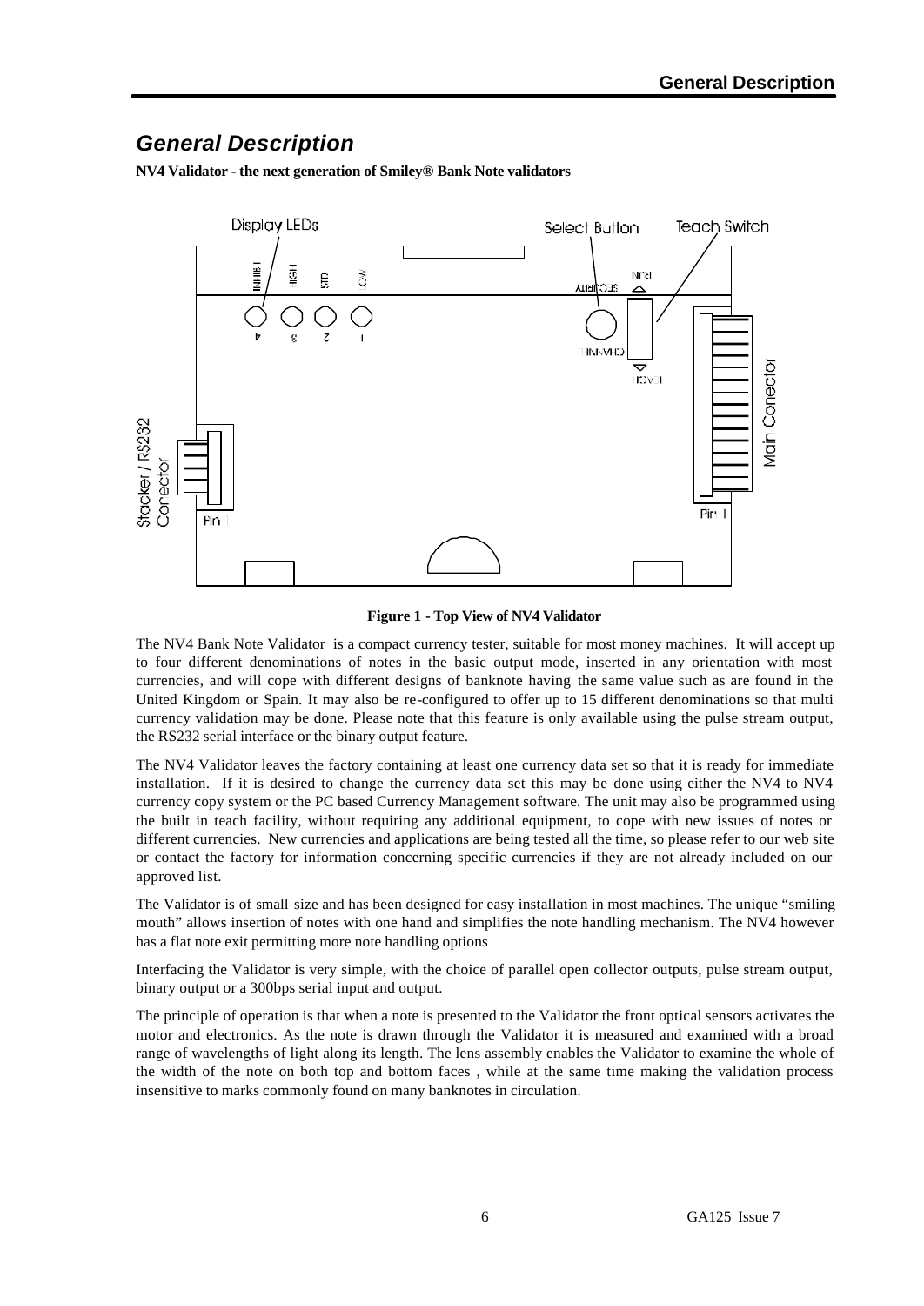## *General Description*

**NV4 Validator - the next generation of Smiley® Bank Note validators**

**Figure 1 - Top View of NV4 Validator**

The NV4 Bank Note Validator is a compact currency tester, suitable for most money machines. It will accept up to four different denominations of notes in the basic output mode, inserted in any orientation with most currencies, and will cope with different designs of banknote having the same value such as are found in the United Kingdom or Spain. It may also be re-configured to offer up to 15 different denominations so that multi currency validation may be done. Please note that this feature is only available using the pulse stream output, the RS232 serial interface or the binary output feature.

The NV4 Validator leaves the factory containing at least one currency data set so that it is ready for immediate installation. If it is desired to change the currency data set this may be done using either the NV4 to NV4 currency copy system or the PC based Currency Management software. The unit may also be programmed using the built in teach facility, without requiring any additional equipment, to cope with new issues of notes or different currencies. New currencies and applications are being tested all the time, so please refer to our web site or contact the factory for information concerning specific currencies if they are not already included on our approved list.

The Validator is of small size and has been designed for easy installation in most machines. The unique "smiling mouth" allows insertion of notes with one hand and simplifies the note handling mechanism. The NV4 however has a flat note exit permitting more note handling options

Interfacing the Validator is very simple, with the choice of parallel open collector outputs, pulse stream output, binary output or a 300bps serial input and output.

The principle of operation is that when a note is presented to the Validator the front optical sensors activates the motor and electronics. As the note is drawn through the Validator it is measured and examined with a broad range of wavelengths of light along its length. The lens assembly enables the Validator to examine the whole of the width of the note on both top and bottom faces , while at the same time making the validation process insensitive to marks commonly found on many banknotes in circulation.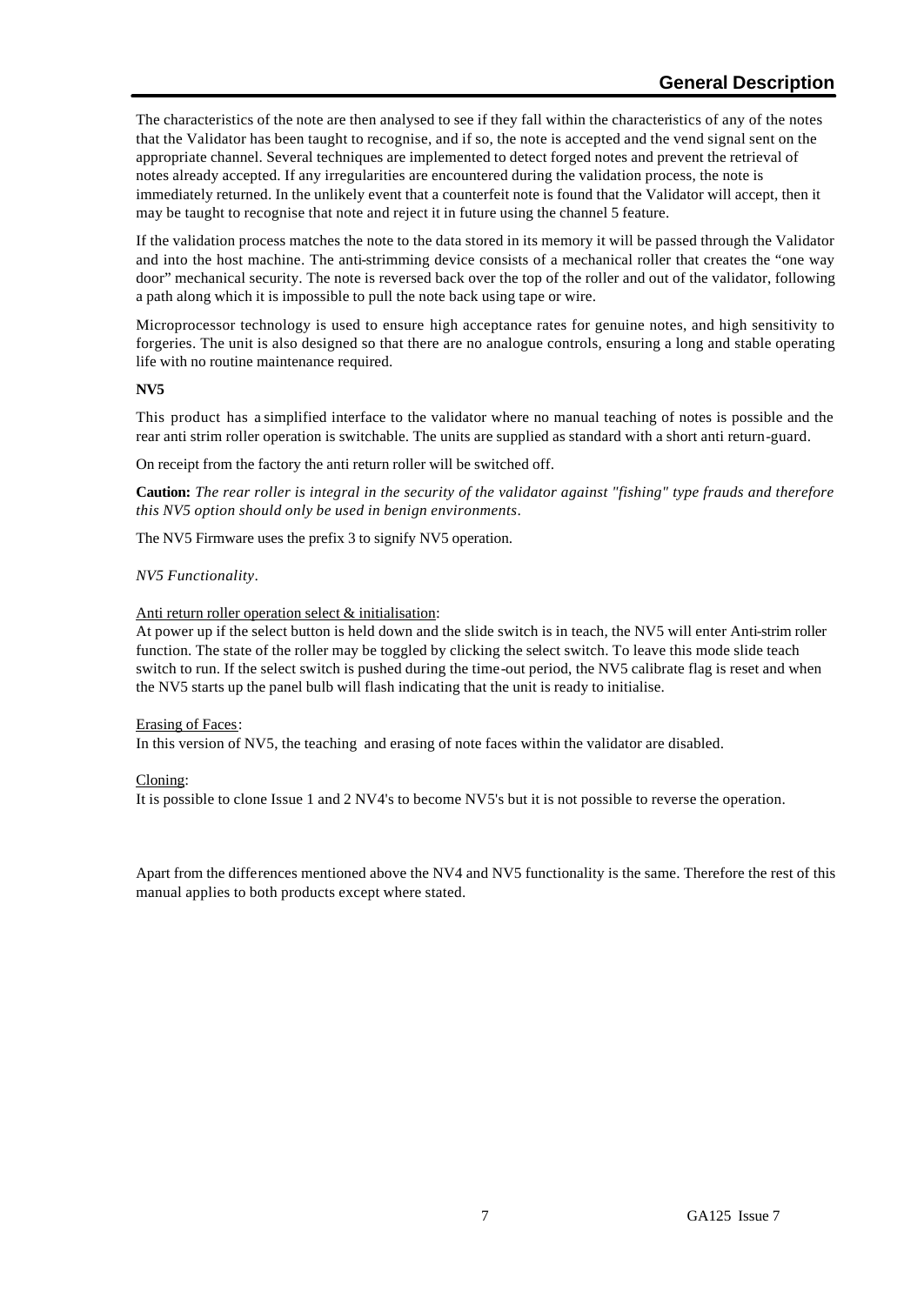The characteristics of the note are then analysed to see if they fall within the characteristics of any of the notes that the Validator has been taught to recognise, and if so, the note is accepted and the vend signal sent on the appropriate channel. Several techniques are implemented to detect forged notes and prevent the retrieval of notes already accepted. If any irregularities are encountered during the validation process, the note is immediately returned. In the unlikely event that a counterfeit note is found that the Validator will accept, then it may be taught to recognise that note and reject it in future using the channel 5 feature.

If the validation process matches the note to the data stored in its memory it will be passed through the Validator and into the host machine. The anti-strimming device consists of a mechanical roller that creates the "one way door" mechanical security. The note is reversed back over the top of the roller and out of the validator, following a path along which it is impossible to pull the note back using tape or wire.

Microprocessor technology is used to ensure high acceptance rates for genuine notes, and high sensitivity to forgeries. The unit is also designed so that there are no analogue controls, ensuring a long and stable operating life with no routine maintenance required.

**NV5**

This product has a simplified interface to the validator where no manual teaching of notes is possible and the rear anti strim roller operation is switchable. The units are supplied as standard with a short anti return-guard.

On receipt from the factory the anti return roller will be switched off.

**Caution:** *The rear roller is integral in the security of the validator against "fishing" type frauds and therefore this NV5 option should only be used in benign environments.*

The NV5 Firmware uses the prefix 3 to signify NV5 operation.

*NV5 Functionality.*

Anti return roller operation select & initialisation:
At power up if the select button is held down and the slide switch is in teach, the NV5 will enter Anti-strim roller function. The state of the roller may be toggled by clicking the select switch. To leave this mode slide teach switch to run. If the select switch is pushed during the time-out period, the NV5 calibrate flag is reset and when the NV5 starts up the panel bulb will flash indicating that the unit is ready to initialise.

Erasing of Faces:
In this version of NV5, the teaching and erasing of note faces within the validator are disabled.

Cloning:
It is possible to clone Issue 1 and 2 NV4's to become NV5's but it is not possible to reverse the operation.

Apart from the differences mentioned above the NV4 and NV5 functionality is the same. Therefore the rest of this manual applies to both products except where stated.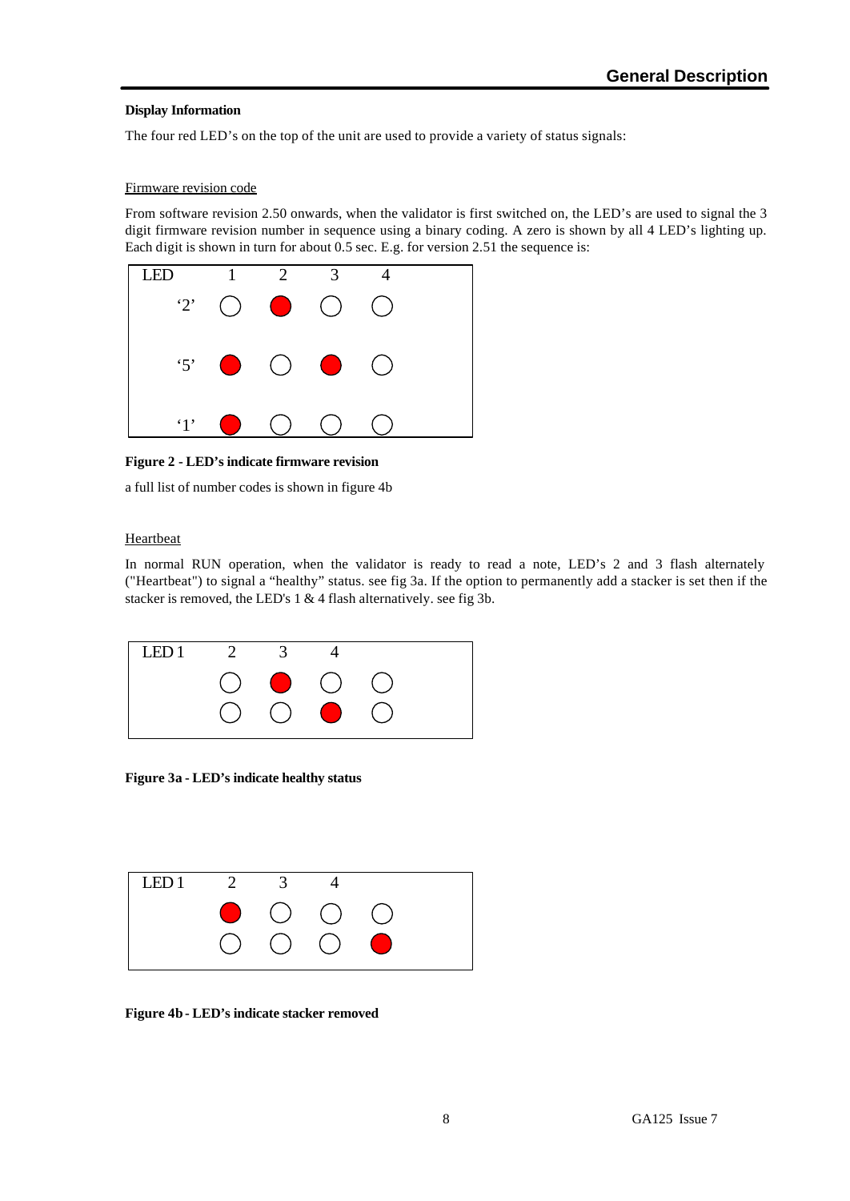## General Description

**Display Information**

The four red LED's on the top of the unit are used to provide a variety of status signals:

Firmware revision code

From software revision 2.50 onwards, when the validator is first switched on, the LED's are used to signal the 3 digit firmware revision number in sequence using a binary coding. A zero is shown by all 4 LED's lighting up. Each digit is shown in turn for about 0.5 sec. E.g. for version 2.51 the sequence is:

| LED | 1 | 2 | 3 | 4 |
|---|---|---|---|---|
| '2' | ○ | ● | ○ | ○ |
| '5' | ● | ○ | ● | ○ |
| '1' | ● | ○ | ○ | ○ |

**Figure 2 - LED's indicate firmware revision**

a full list of number codes is shown in figure 4b

Heartbeat

In normal RUN operation, when the validator is ready to read a note, LED's 2 and 3 flash alternately ("Heartbeat") to signal a "healthy" status. see fig 3a. If the option to permanently add a stacker is set then if the stacker is removed, the LED's 1 & 4 flash alternatively. see fig 3b.

| LED 1 | 2 | 3 | 4 |
|---|---|---|---|
| ○ | ● | ○ | ○ |
| ○ | ○ | ● | ○ |

**Figure 3a - LED's indicate healthy status**

| LED 1 | 2 | 3 | 4 |
|---|---|---|---|
| ● | ○ | ○ | ○ |
| ○ | ○ | ○ | ● |

**Figure 4b - LED's indicate stacker removed**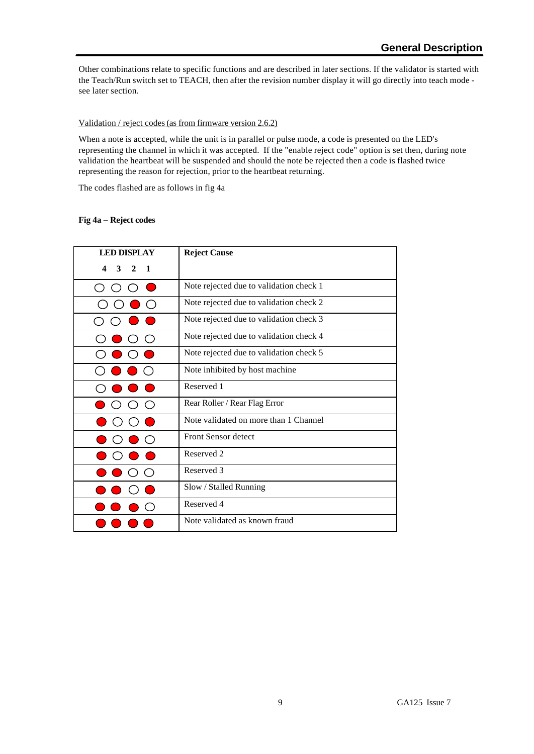Other combinations relate to specific functions and are described in later sections. If the validator is started with the Teach/Run switch set to TEACH, then after the revision number display it will go directly into teach mode - see later section.

Validation / reject codes (as from firmware version 2.6.2)

When a note is accepted, while the unit is in parallel or pulse mode, a code is presented on the LED's representing the channel in which it was accepted. If the "enable reject code" option is set then, during note validation the heartbeat will be suspended and should the note be rejected then a code is flashed twice representing the reason for rejection, prior to the heartbeat returning.

The codes flashed are as follows in fig 4a

**Fig 4a – Reject codes**

| **LED DISPLAY**<br>**4 3 2 1** | **Reject Cause** |
|---|---|
| ○ ○ ○ ● | Note rejected due to validation check 1 |
| ○ ○ ● ○ | Note rejected due to validation check 2 |
| ○ ○ ● ● | Note rejected due to validation check 3 |
| ○ ● ○ ○ | Note rejected due to validation check 4 |
| ○ ● ○ ● | Note rejected due to validation check 5 |
| ○ ● ● ○ | Note inhibited by host machine |
| ○ ● ● ● | Reserved 1 |
| ● ○ ○ ○ | Rear Roller / Rear Flag Error |
| ● ○ ○ ● | Note validated on more than 1 Channel |
| ● ○ ● ○ | Front Sensor detect |
| ● ○ ● ● | Reserved 2 |
| ● ● ○ ○ | Reserved 3 |
| ● ● ○ ● | Slow / Stalled Running |
| ● ● ● ○ | Reserved 4 |
| ● ● ● ● | Note validated as known fraud |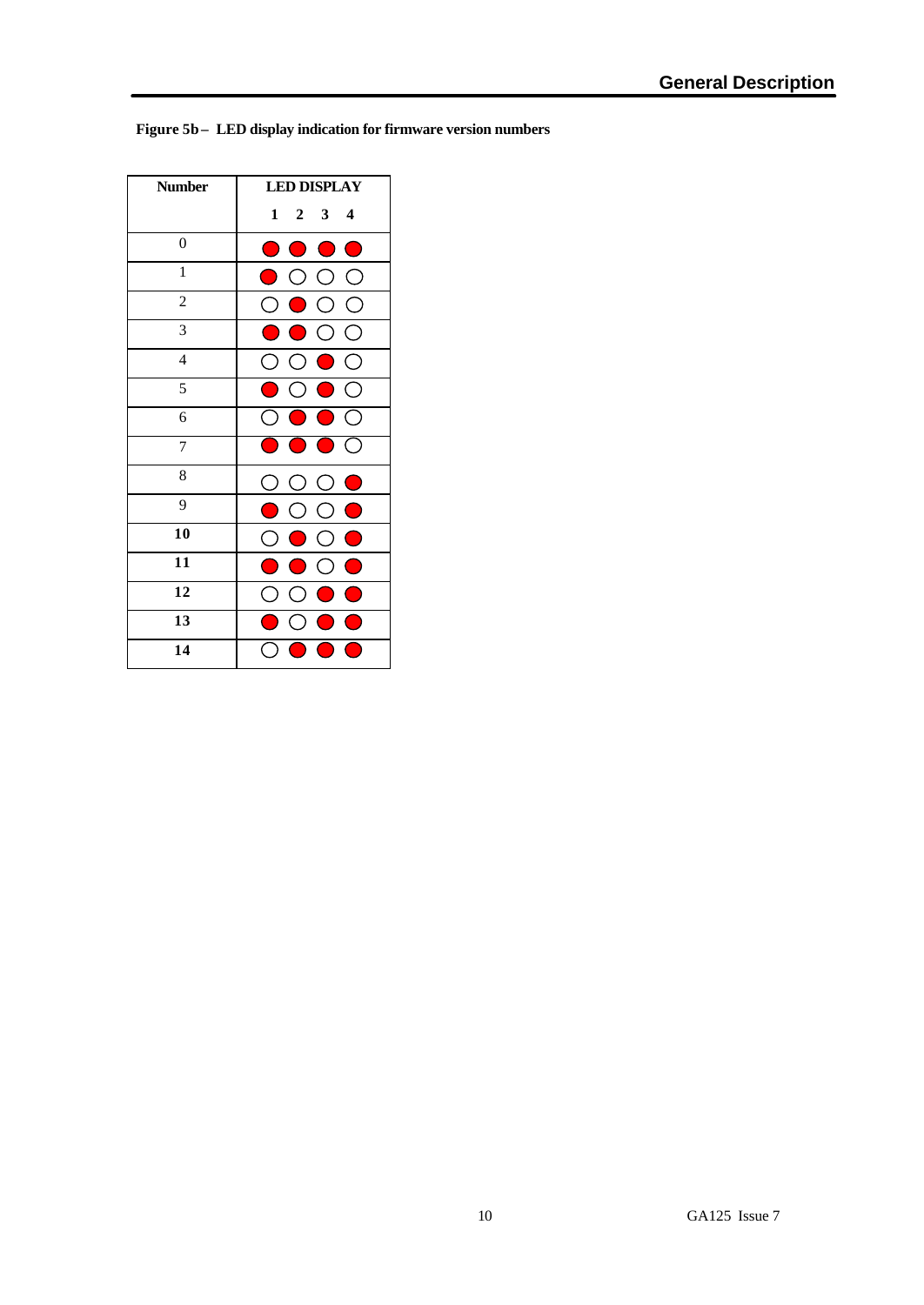**Figure 5b – LED display indication for firmware version numbers**

| Number | LED DISPLAY 1 | 2 | 3 | 4 |
|---|---|---|---|---|
| 0 | ● | ● | ● | ● |
| 1 | ● | ○ | ○ | ○ |
| 2 | ○ | ● | ○ | ○ |
| 3 | ● | ● | ○ | ○ |
| 4 | ○ | ○ | ● | ○ |
| 5 | ● | ○ | ● | ○ |
| 6 | ○ | ● | ● | ○ |
| 7 | ● | ● | ● | ○ |
| 8 | ○ | ○ | ○ | ● |
| 9 | ● | ○ | ○ | ● |
| **10** | ○ | ● | ○ | ● |
| **11** | ● | ● | ○ | ● |
| **12** | ○ | ○ | ● | ● |
| **13** | ● | ○ | ● | ● |
| **14** | ○ | ● | ● | ● |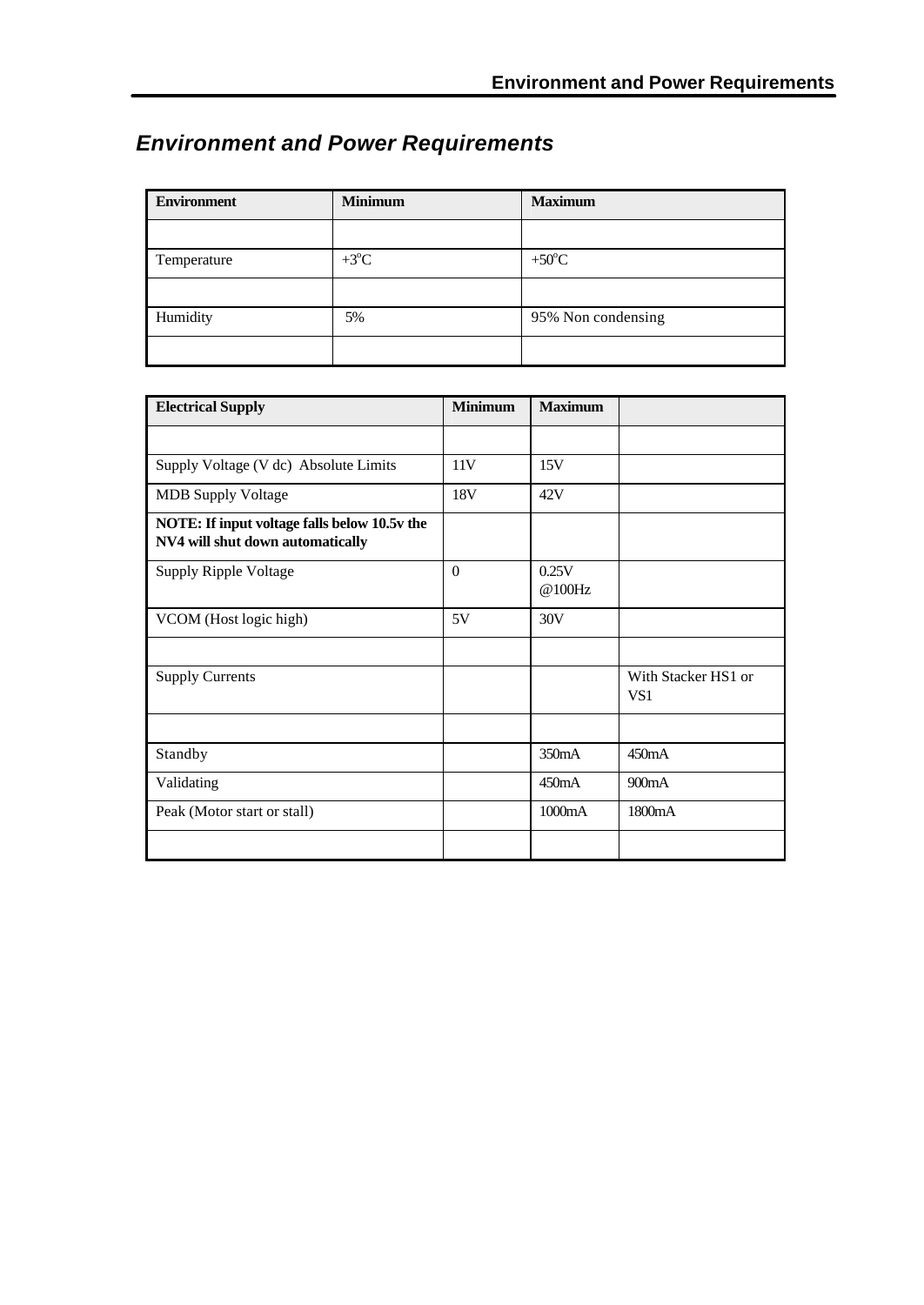## *Environment and Power Requirements*

| Environment | Minimum | Maximum |
|---|---|---|
| | | |
| Temperature | +3°C | +50°C |
| | | |
| Humidity | 5% | 95% Non condensing |
| | | |

| Electrical Supply | Minimum | Maximum | |
|---|---|---|---|
| | | | |
| Supply Voltage (V dc) Absolute Limits | 11V | 15V | |
| MDB Supply Voltage | 18V | 42V | |
| **NOTE: If input voltage falls below 10.5v the NV4 will shut down automatically** | | | |
| Supply Ripple Voltage | 0 | 0.25V @100Hz | |
| VCOM (Host logic high) | 5V | 30V | |
| | | | |
| Supply Currents | | | With Stacker HS1 or VS1 |
| | | | |
| Standby | | 350mA | 450mA |
| Validating | | 450mA | 900mA |
| Peak (Motor start or stall) | | 1000mA | 1800mA |
| | | | |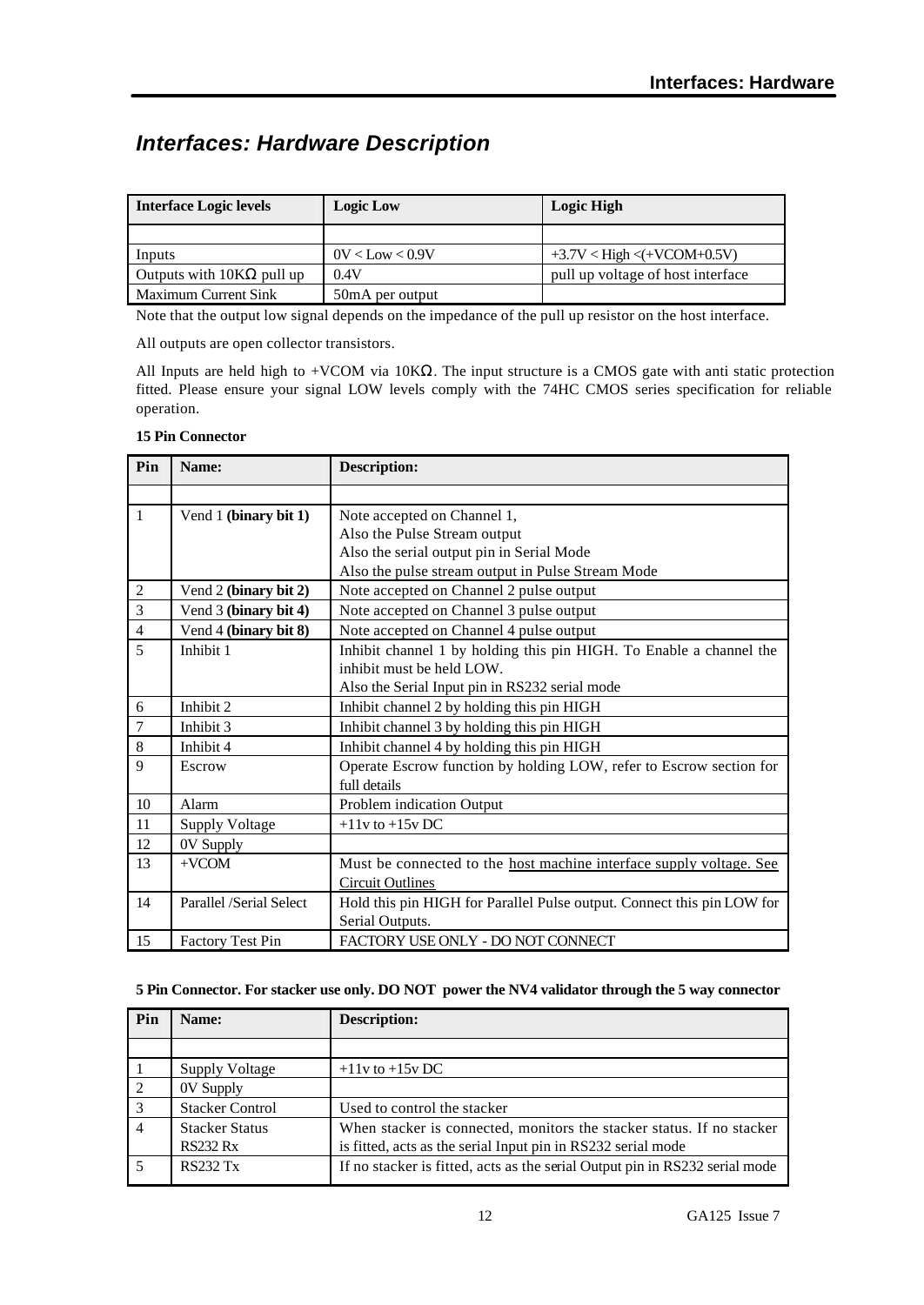## *Interfaces: Hardware Description*

| Interface Logic levels | Logic Low | Logic High |
|---|---|---|
| | | |
| Inputs | 0V < Low < 0.9V | +3.7V < High <(+VCOM+0.5V) |
| Outputs with 10KΩ pull up | 0.4V | pull up voltage of host interface |
| Maximum Current Sink | 50mA per output | |

Note that the output low signal depends on the impedance of the pull up resistor on the host interface.

All outputs are open collector transistors.

All Inputs are held high to +VCOM via 10KΩ. The input structure is a CMOS gate with anti static protection fitted. Please ensure your signal LOW levels comply with the 74HC CMOS series specification for reliable operation.

**15 Pin Connector**

| Pin | Name: | Description: |
|---|---|---|
| | | |
| 1 | Vend 1 **(binary bit 1)** | Note accepted on Channel 1,<br>Also the Pulse Stream output<br>Also the serial output pin in Serial Mode<br>Also the pulse stream output in Pulse Stream Mode |
| 2 | Vend 2 **(binary bit 2)** | Note accepted on Channel 2 pulse output |
| 3 | Vend 3 **(binary bit 4)** | Note accepted on Channel 3 pulse output |
| 4 | Vend 4 **(binary bit 8)** | Note accepted on Channel 4 pulse output |
| 5 | Inhibit 1 | Inhibit channel 1 by holding this pin HIGH. To Enable a channel the inhibit must be held LOW.<br>Also the Serial Input pin in RS232 serial mode |
| 6 | Inhibit 2 | Inhibit channel 2 by holding this pin HIGH |
| 7 | Inhibit 3 | Inhibit channel 3 by holding this pin HIGH |
| 8 | Inhibit 4 | Inhibit channel 4 by holding this pin HIGH |
| 9 | Escrow | Operate Escrow function by holding LOW, refer to Escrow section for full details |
| 10 | Alarm | Problem indication Output |
| 11 | Supply Voltage | +11v to +15v DC |
| 12 | 0V Supply | |
| 13 | +VCOM | Must be connected to the host machine interface supply voltage. See Circuit Outlines |
| 14 | Parallel /Serial Select | Hold this pin HIGH for Parallel Pulse output. Connect this pin LOW for Serial Outputs. |
| 15 | Factory Test Pin | FACTORY USE ONLY - DO NOT CONNECT |

**5 Pin Connector. For stacker use only. DO NOT power the NV4 validator through the 5 way connector**

| Pin | Name: | Description: |
|---|---|---|
| | | |
| 1 | Supply Voltage | +11v to +15v DC |
| 2 | 0V Supply | |
| 3 | Stacker Control | Used to control the stacker |
| 4 | Stacker Status<br>RS232 Rx | When stacker is connected, monitors the stacker status. If no stacker is fitted, acts as the serial Input pin in RS232 serial mode |
| 5 | RS232 Tx | If no stacker is fitted, acts as the serial Output pin in RS232 serial mode |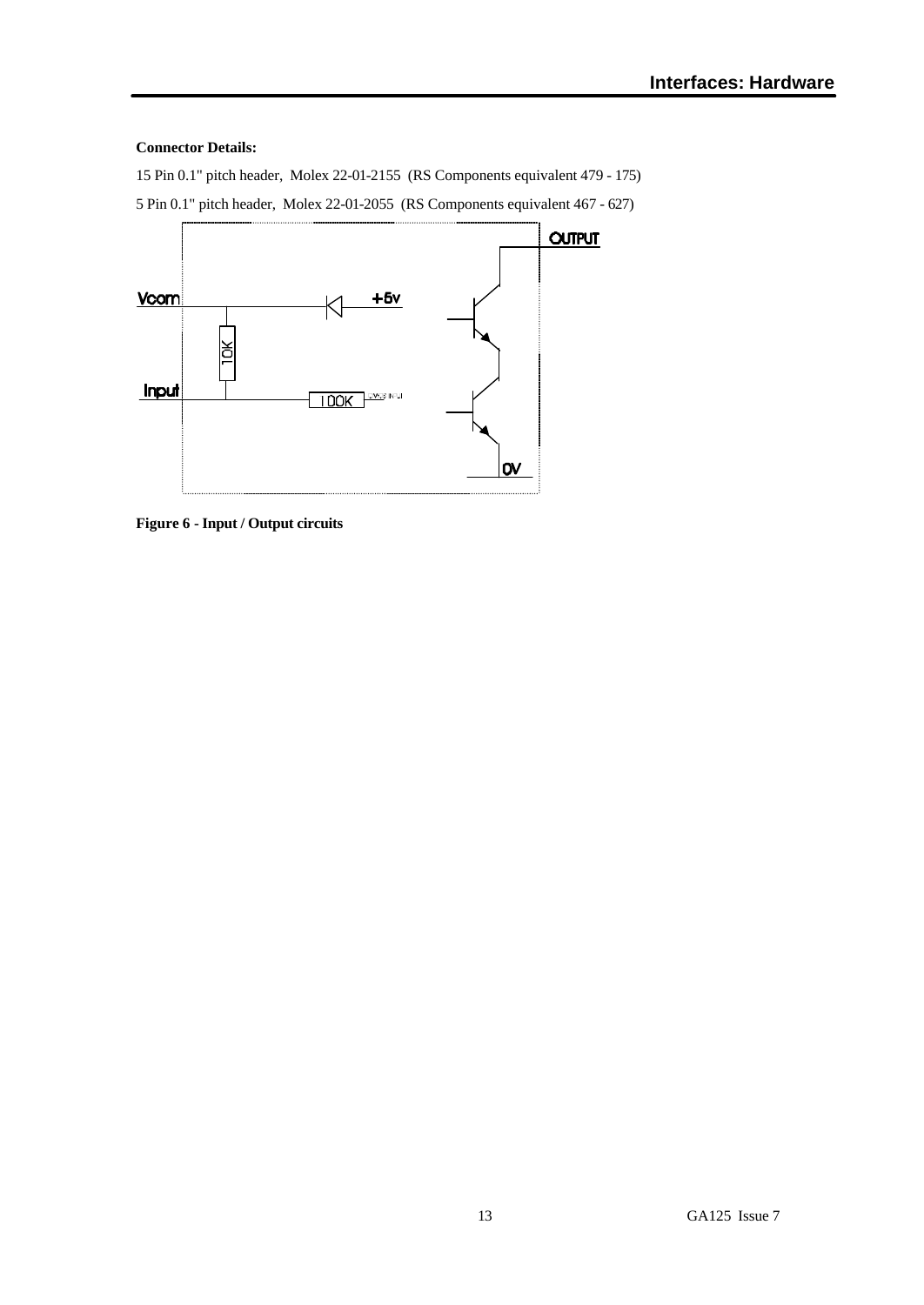**Connector Details:**

15 Pin 0.1" pitch header, Molex 22-01-2155 (RS Components equivalent 479 - 175)

5 Pin 0.1" pitch header, Molex 22-01-2055 (RS Components equivalent 467 - 627)

**Figure 6 - Input / Output circuits**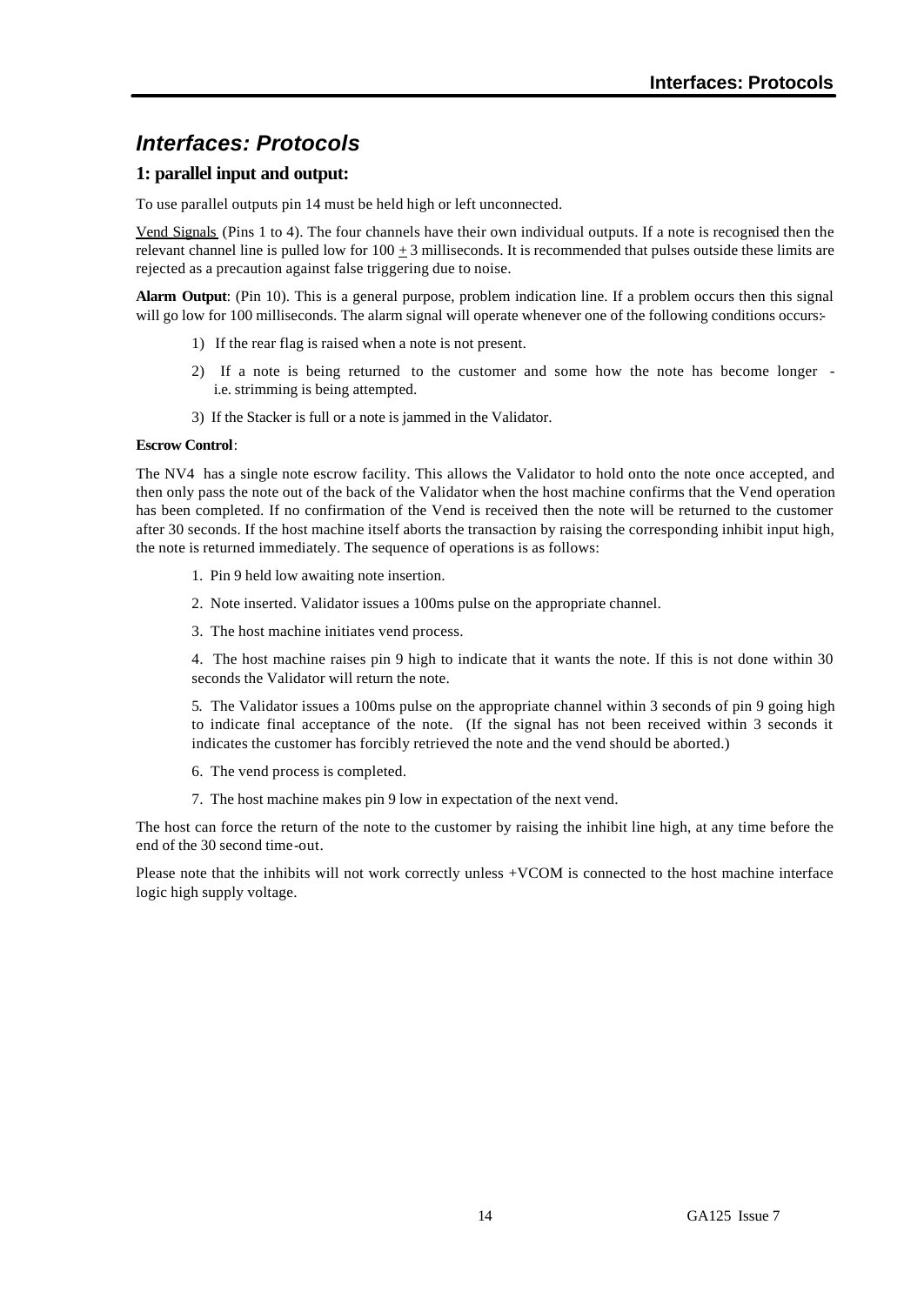# *Interfaces: Protocols*

## 1: parallel input and output:

To use parallel outputs pin 14 must be held high or left unconnected.

Vend Signals (Pins 1 to 4). The four channels have their own individual outputs. If a note is recognised then the relevant channel line is pulled low for 100 $\pm$ 3 milliseconds. It is recommended that pulses outside these limits are rejected as a precaution against false triggering due to noise.

**Alarm Output**: (Pin 10). This is a general purpose, problem indication line. If a problem occurs then this signal will go low for 100 milliseconds. The alarm signal will operate whenever one of the following conditions occurs:-

1) If the rear flag is raised when a note is not present.
2) If a note is being returned to the customer and some how the note has become longer - i.e. strimming is being attempted.
3) If the Stacker is full or a note is jammed in the Validator.

**Escrow Control**:

The NV4 has a single note escrow facility. This allows the Validator to hold onto the note once accepted, and then only pass the note out of the back of the Validator when the host machine confirms that the Vend operation has been completed. If no confirmation of the Vend is received then the note will be returned to the customer after 30 seconds. If the host machine itself aborts the transaction by raising the corresponding inhibit input high, the note is returned immediately. The sequence of operations is as follows:

1. Pin 9 held low awaiting note insertion.
2. Note inserted. Validator issues a 100ms pulse on the appropriate channel.
3. The host machine initiates vend process.
4. The host machine raises pin 9 high to indicate that it wants the note. If this is not done within 30 seconds the Validator will return the note.
5. The Validator issues a 100ms pulse on the appropriate channel within 3 seconds of pin 9 going high to indicate final acceptance of the note. (If the signal has not been received within 3 seconds it indicates the customer has forcibly retrieved the note and the vend should be aborted.)
6. The vend process is completed.
7. The host machine makes pin 9 low in expectation of the next vend.

The host can force the return of the note to the customer by raising the inhibit line high, at any time before the end of the 30 second time-out.

Please note that the inhibits will not work correctly unless +VCOM is connected to the host machine interface logic high supply voltage.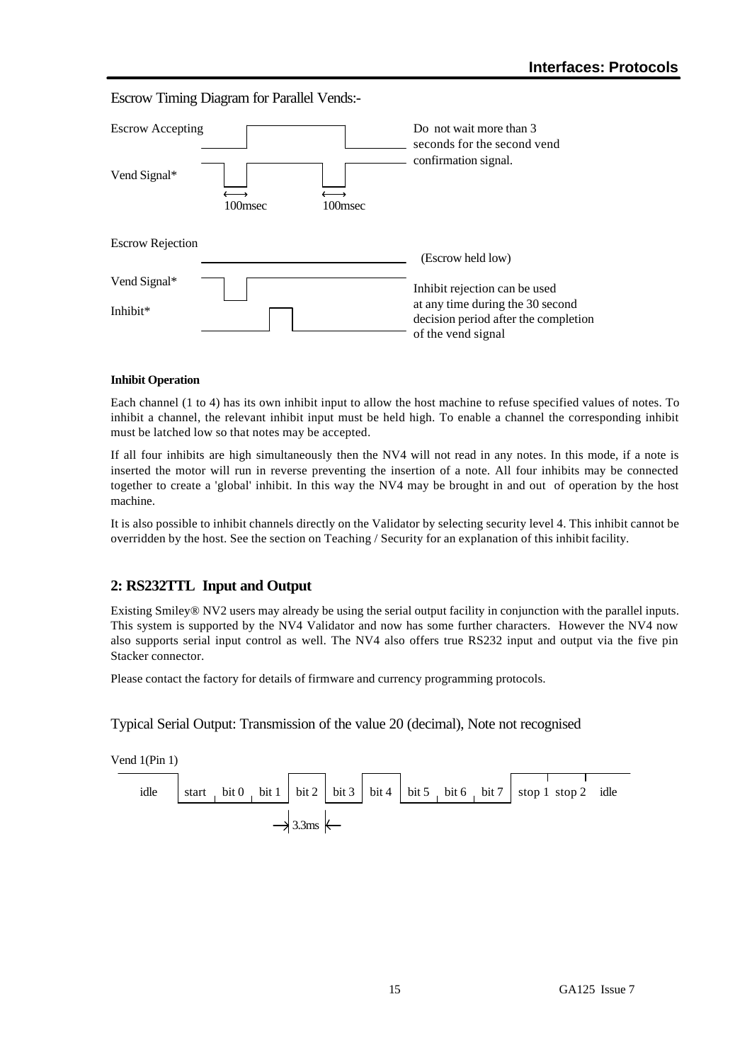Escrow Timing Diagram for Parallel Vends:-

Escrow Accepting

Vend Signal*

100msec 100msec

Do not wait more than 3 seconds for the second vend confirmation signal.

Escrow Rejection

(Escrow held low)

Vend Signal*

Inhibit*

Inhibit rejection can be used at any time during the 30 second decision period after the completion of the vend signal

**Inhibit Operation**

Each channel (1 to 4) has its own inhibit input to allow the host machine to refuse specified values of notes. To inhibit a channel, the relevant inhibit input must be held high. To enable a channel the corresponding inhibit must be latched low so that notes may be accepted.

If all four inhibits are high simultaneously then the NV4 will not read in any notes. In this mode, if a note is inserted the motor will run in reverse preventing the insertion of a note. All four inhibits may be connected together to create a 'global' inhibit. In this way the NV4 may be brought in and out of operation by the host machine.

It is also possible to inhibit channels directly on the Validator by selecting security level 4. This inhibit cannot be overridden by the host. See the section on Teaching / Security for an explanation of this inhibit facility.

## 2: RS232TTL Input and Output

Existing Smiley® NV2 users may already be using the serial output facility in conjunction with the parallel inputs. This system is supported by the NV4 Validator and now has some further characters. However the NV4 now also supports serial input control as well. The NV4 also offers true RS232 input and output via the five pin Stacker connector.

Please contact the factory for details of firmware and currency programming protocols.

Typical Serial Output: Transmission of the value 20 (decimal), Note not recognised

Vend 1(Pin 1)

idle | start | bit 0 | bit 1 | bit 2 | bit 3 | bit 4 | bit 5 | bit 6 | bit 7 | stop 1 | stop 2 | idle

3.3ms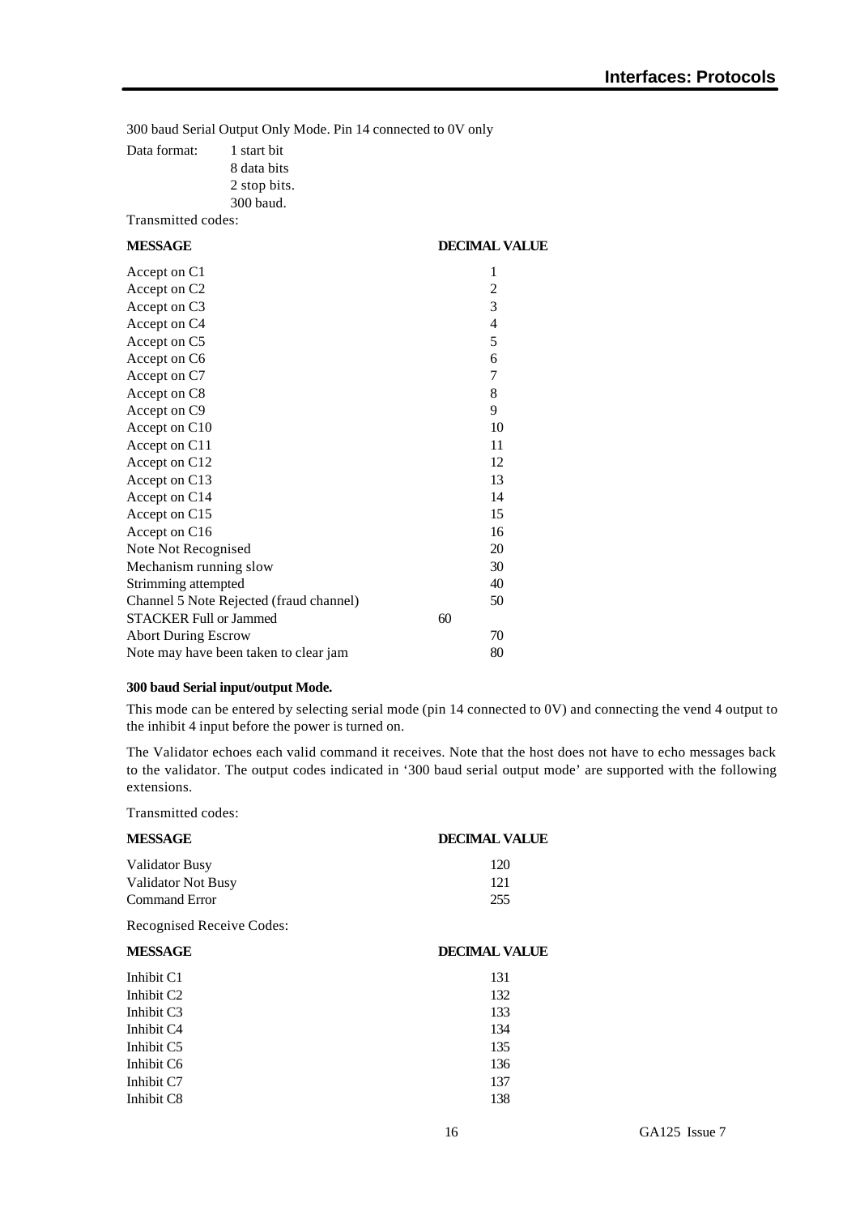300 baud Serial Output Only Mode. Pin 14 connected to 0V only

Data format:
- 1 start bit
- 8 data bits
- 2 stop bits.
- 300 baud.

Transmitted codes:

| MESSAGE | DECIMAL VALUE |
|---|---|
| Accept on C1 | 1 |
| Accept on C2 | 2 |
| Accept on C3 | 3 |
| Accept on C4 | 4 |
| Accept on C5 | 5 |
| Accept on C6 | 6 |
| Accept on C7 | 7 |
| Accept on C8 | 8 |
| Accept on C9 | 9 |
| Accept on C10 | 10 |
| Accept on C11 | 11 |
| Accept on C12 | 12 |
| Accept on C13 | 13 |
| Accept on C14 | 14 |
| Accept on C15 | 15 |
| Accept on C16 | 16 |
| Note Not Recognised | 20 |
| Mechanism running slow | 30 |
| Strimming attempted | 40 |
| Channel 5 Note Rejected (fraud channel) | 50 |
| STACKER Full or Jammed | 60 |
| Abort During Escrow | 70 |
| Note may have been taken to clear jam | 80 |

**300 baud Serial input/output Mode.**

This mode can be entered by selecting serial mode (pin 14 connected to 0V) and connecting the vend 4 output to the inhibit 4 input before the power is turned on.

The Validator echoes each valid command it receives. Note that the host does not have to echo messages back to the validator. The output codes indicated in '300 baud serial output mode' are supported with the following extensions.

Transmitted codes:

| MESSAGE | DECIMAL VALUE |
|---|---|
| Validator Busy | 120 |
| Validator Not Busy | 121 |
| Command Error | 255 |

Recognised Receive Codes:

| MESSAGE | DECIMAL VALUE |
|---|---|
| Inhibit C1 | 131 |
| Inhibit C2 | 132 |
| Inhibit C3 | 133 |
| Inhibit C4 | 134 |
| Inhibit C5 | 135 |
| Inhibit C6 | 136 |
| Inhibit C7 | 137 |
| Inhibit C8 | 138 |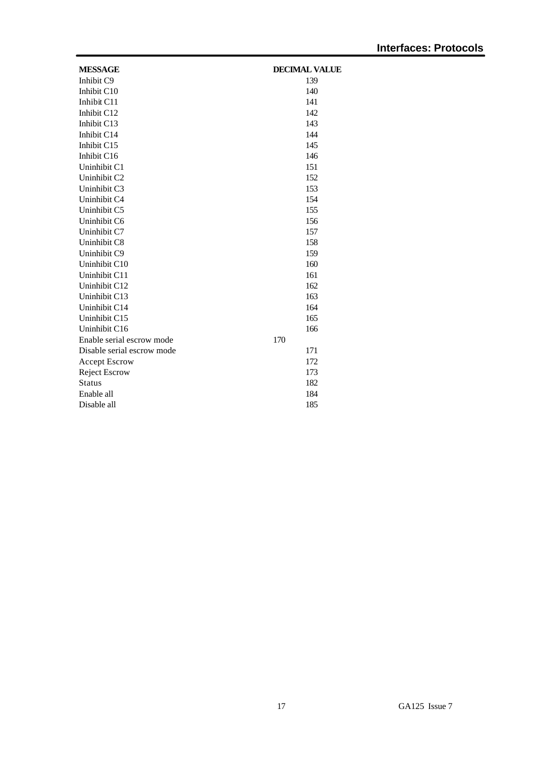| MESSAGE | DECIMAL VALUE |
| --- | --- |
| Inhibit C9 | 139 |
| Inhibit C10 | 140 |
| Inhibit C11 | 141 |
| Inhibit C12 | 142 |
| Inhibit C13 | 143 |
| Inhibit C14 | 144 |
| Inhibit C15 | 145 |
| Inhibit C16 | 146 |
| Uninhibit C1 | 151 |
| Uninhibit C2 | 152 |
| Uninhibit C3 | 153 |
| Uninhibit C4 | 154 |
| Uninhibit C5 | 155 |
| Uninhibit C6 | 156 |
| Uninhibit C7 | 157 |
| Uninhibit C8 | 158 |
| Uninhibit C9 | 159 |
| Uninhibit C10 | 160 |
| Uninhibit C11 | 161 |
| Uninhibit C12 | 162 |
| Uninhibit C13 | 163 |
| Uninhibit C14 | 164 |
| Uninhibit C15 | 165 |
| Uninhibit C16 | 166 |
| Enable serial escrow mode | 170 |
| Disable serial escrow mode | 171 |
| Accept Escrow | 172 |
| Reject Escrow | 173 |
| Status | 182 |
| Enable all | 184 |
| Disable all | 185 |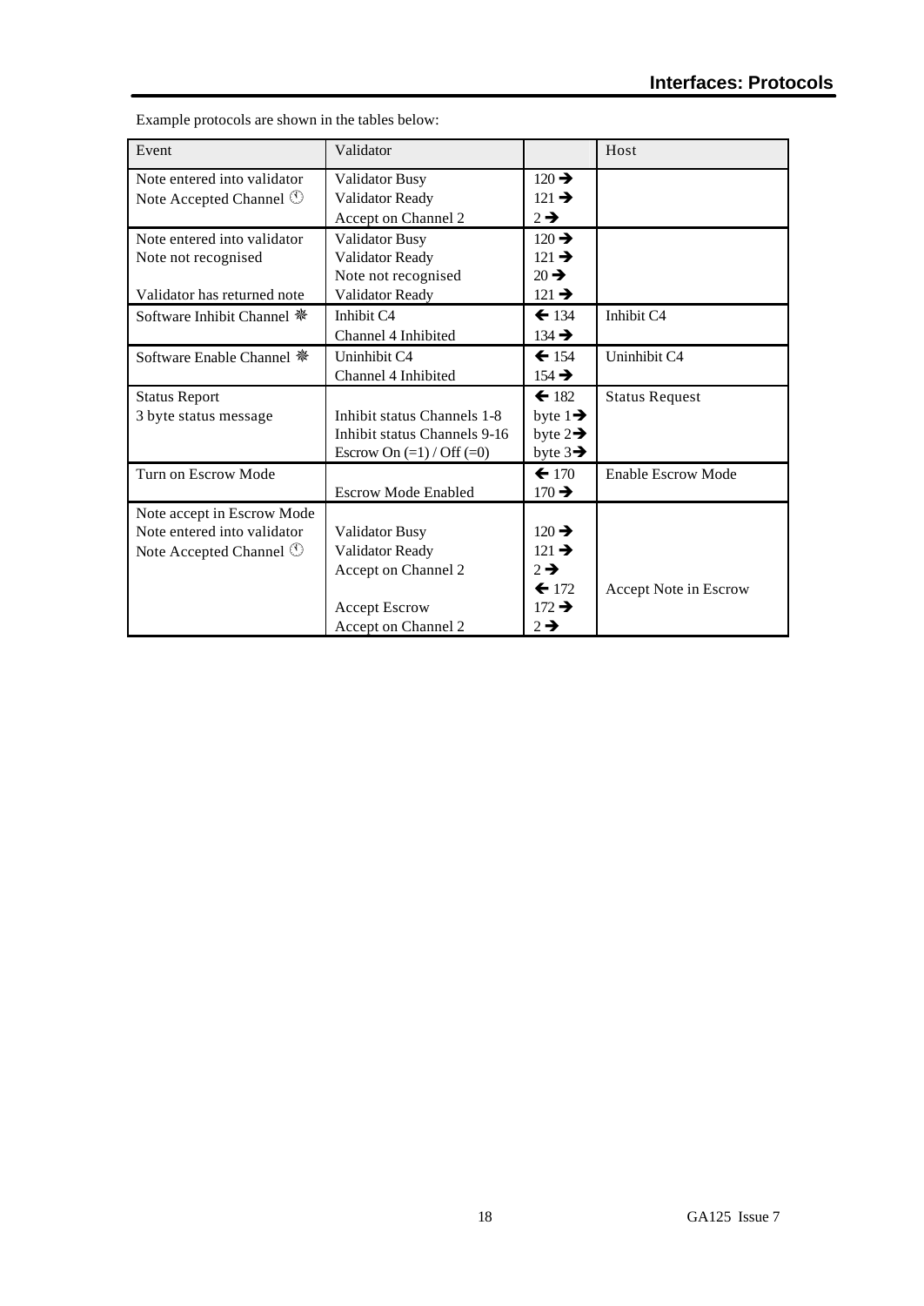Example protocols are shown in the tables below:

| Event | Validator | | Host |
|---|---|---|---|
| Note entered into validator<br>Note Accepted Channel ① | Validator Busy<br>Validator Ready<br>Accept on Channel 2 | 120 →<br>121 →<br>2 → | |
| Note entered into validator<br>Note not recognised<br><br>Validator has returned note | Validator Busy<br>Validator Ready<br>Note not recognised<br>Validator Ready | 120 →<br>121 →<br>20 →<br>121 → | |
| Software Inhibit Channel ❋ | Inhibit C4<br>Channel 4 Inhibited | ← 134<br>134 → | Inhibit C4 |
| Software Enable Channel ❋ | Uninhibit C4<br>Channel 4 Inhibited | ← 154<br>154 → | Uninhibit C4 |
| Status Report<br>3 byte status message | <br>Inhibit status Channels 1-8<br>Inhibit status Channels 9-16<br>Escrow On (=1) / Off (=0) | ← 182<br>byte 1→<br>byte 2→<br>byte 3→ | Status Request |
| Turn on Escrow Mode | <br>Escrow Mode Enabled | ← 170<br>170 → | Enable Escrow Mode |
| Note accept in Escrow Mode<br>Note entered into validator<br>Note Accepted Channel ① | <br>Validator Busy<br>Validator Ready<br>Accept on Channel 2<br><br>Accept Escrow<br>Accept on Channel 2 | <br>120 →<br>121 →<br>2 →<br>← 172<br>172 →<br>2 → | <br><br><br><br>Accept Note in Escrow |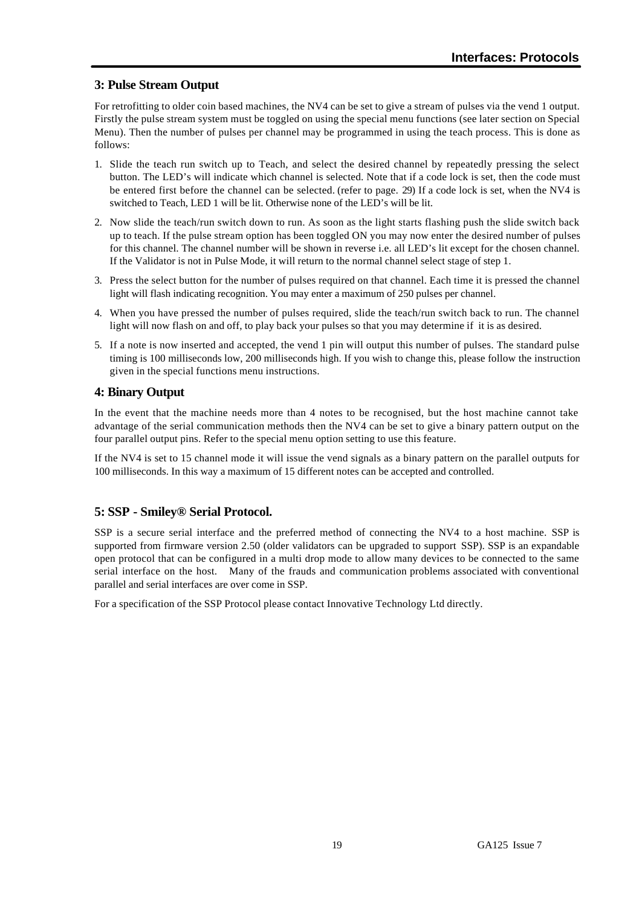## 3: Pulse Stream Output

For retrofitting to older coin based machines, the NV4 can be set to give a stream of pulses via the vend 1 output. Firstly the pulse stream system must be toggled on using the special menu functions (see later section on Special Menu). Then the number of pulses per channel may be programmed in using the teach process. This is done as follows:

1. Slide the teach run switch up to Teach, and select the desired channel by repeatedly pressing the select button. The LED's will indicate which channel is selected. Note that if a code lock is set, then the code must be entered first before the channel can be selected. (refer to page. 29) If a code lock is set, when the NV4 is switched to Teach, LED 1 will be lit. Otherwise none of the LED's will be lit.
2. Now slide the teach/run switch down to run. As soon as the light starts flashing push the slide switch back up to teach. If the pulse stream option has been toggled ON you may now enter the desired number of pulses for this channel. The channel number will be shown in reverse i.e. all LED's lit except for the chosen channel. If the Validator is not in Pulse Mode, it will return to the normal channel select stage of step 1.
3. Press the select button for the number of pulses required on that channel. Each time it is pressed the channel light will flash indicating recognition. You may enter a maximum of 250 pulses per channel.
4. When you have pressed the number of pulses required, slide the teach/run switch back to run. The channel light will now flash on and off, to play back your pulses so that you may determine if it is as desired.
5. If a note is now inserted and accepted, the vend 1 pin will output this number of pulses. The standard pulse timing is 100 milliseconds low, 200 milliseconds high. If you wish to change this, please follow the instruction given in the special functions menu instructions.

## 4: Binary Output

In the event that the machine needs more than 4 notes to be recognised, but the host machine cannot take advantage of the serial communication methods then the NV4 can be set to give a binary pattern output on the four parallel output pins. Refer to the special menu option setting to use this feature.

If the NV4 is set to 15 channel mode it will issue the vend signals as a binary pattern on the parallel outputs for 100 milliseconds. In this way a maximum of 15 different notes can be accepted and controlled.

## 5: SSP - Smiley® Serial Protocol.

SSP is a secure serial interface and the preferred method of connecting the NV4 to a host machine. SSP is supported from firmware version 2.50 (older validators can be upgraded to support SSP). SSP is an expandable open protocol that can be configured in a multi drop mode to allow many devices to be connected to the same serial interface on the host. Many of the frauds and communication problems associated with conventional parallel and serial interfaces are over come in SSP.

For a specification of the SSP Protocol please contact Innovative Technology Ltd directly.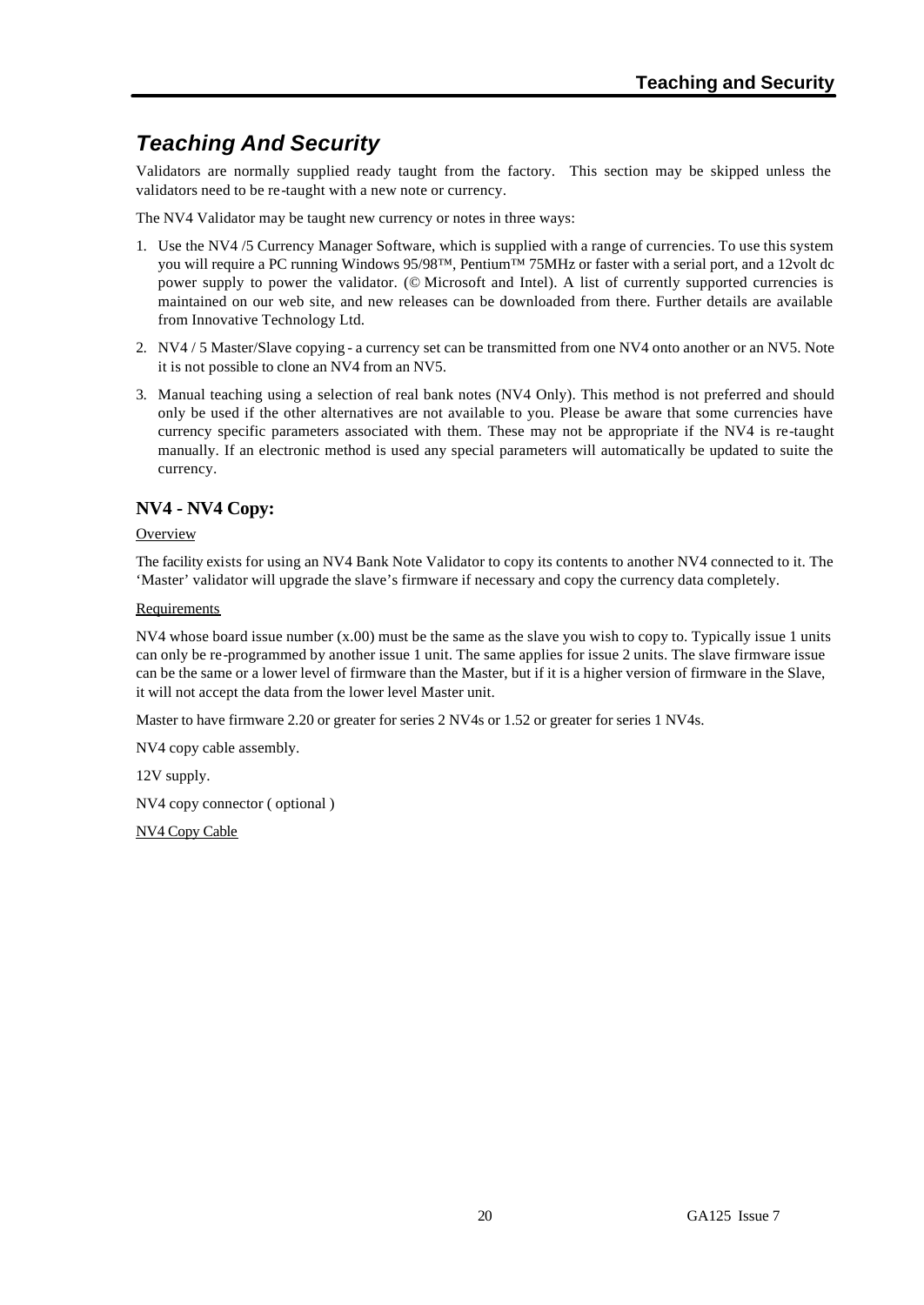# Teaching And Security

Validators are normally supplied ready taught from the factory. This section may be skipped unless the validators need to be re-taught with a new note or currency.

The NV4 Validator may be taught new currency or notes in three ways:

1. Use the NV4 /5 Currency Manager Software, which is supplied with a range of currencies. To use this system you will require a PC running Windows 95/98™, Pentium™ 75MHz or faster with a serial port, and a 12volt dc power supply to power the validator. (© Microsoft and Intel). A list of currently supported currencies is maintained on our web site, and new releases can be downloaded from there. Further details are available from Innovative Technology Ltd.

2. NV4 / 5 Master/Slave copying - a currency set can be transmitted from one NV4 onto another or an NV5. Note it is not possible to clone an NV4 from an NV5.

3. Manual teaching using a selection of real bank notes (NV4 Only). This method is not preferred and should only be used if the other alternatives are not available to you. Please be aware that some currencies have currency specific parameters associated with them. These may not be appropriate if the NV4 is re-taught manually. If an electronic method is used any special parameters will automatically be updated to suite the currency.

## NV4 - NV4 Copy:

Overview

The facility exists for using an NV4 Bank Note Validator to copy its contents to another NV4 connected to it. The 'Master' validator will upgrade the slave's firmware if necessary and copy the currency data completely.

Requirements

NV4 whose board issue number (x.00) must be the same as the slave you wish to copy to. Typically issue 1 units can only be re-programmed by another issue 1 unit. The same applies for issue 2 units. The slave firmware issue can be the same or a lower level of firmware than the Master, but if it is a higher version of firmware in the Slave, it will not accept the data from the lower level Master unit.

Master to have firmware 2.20 or greater for series 2 NV4s or 1.52 or greater for series 1 NV4s.

NV4 copy cable assembly.

12V supply.

NV4 copy connector ( optional )

NV4 Copy Cable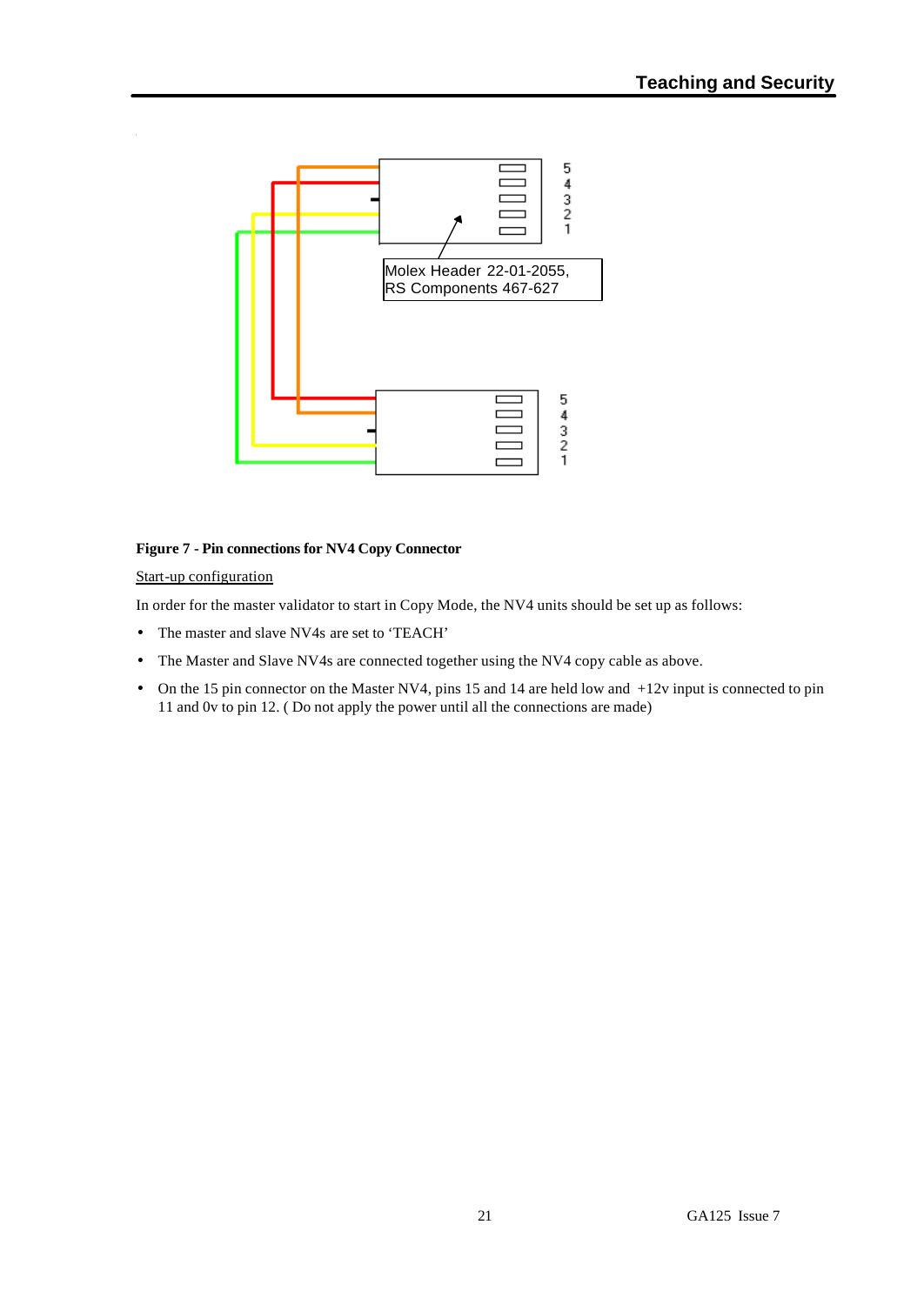Molex Header 22-01-2055,
RS Components 467-627

**Figure 7 - Pin connections for NV4 Copy Connector**

Start-up configuration

In order for the master validator to start in Copy Mode, the NV4 units should be set up as follows:

- The master and slave NV4s are set to 'TEACH'
- The Master and Slave NV4s are connected together using the NV4 copy cable as above.
- On the 15 pin connector on the Master NV4, pins 15 and 14 are held low and +12v input is connected to pin 11 and 0v to pin 12. ( Do not apply the power until all the connections are made)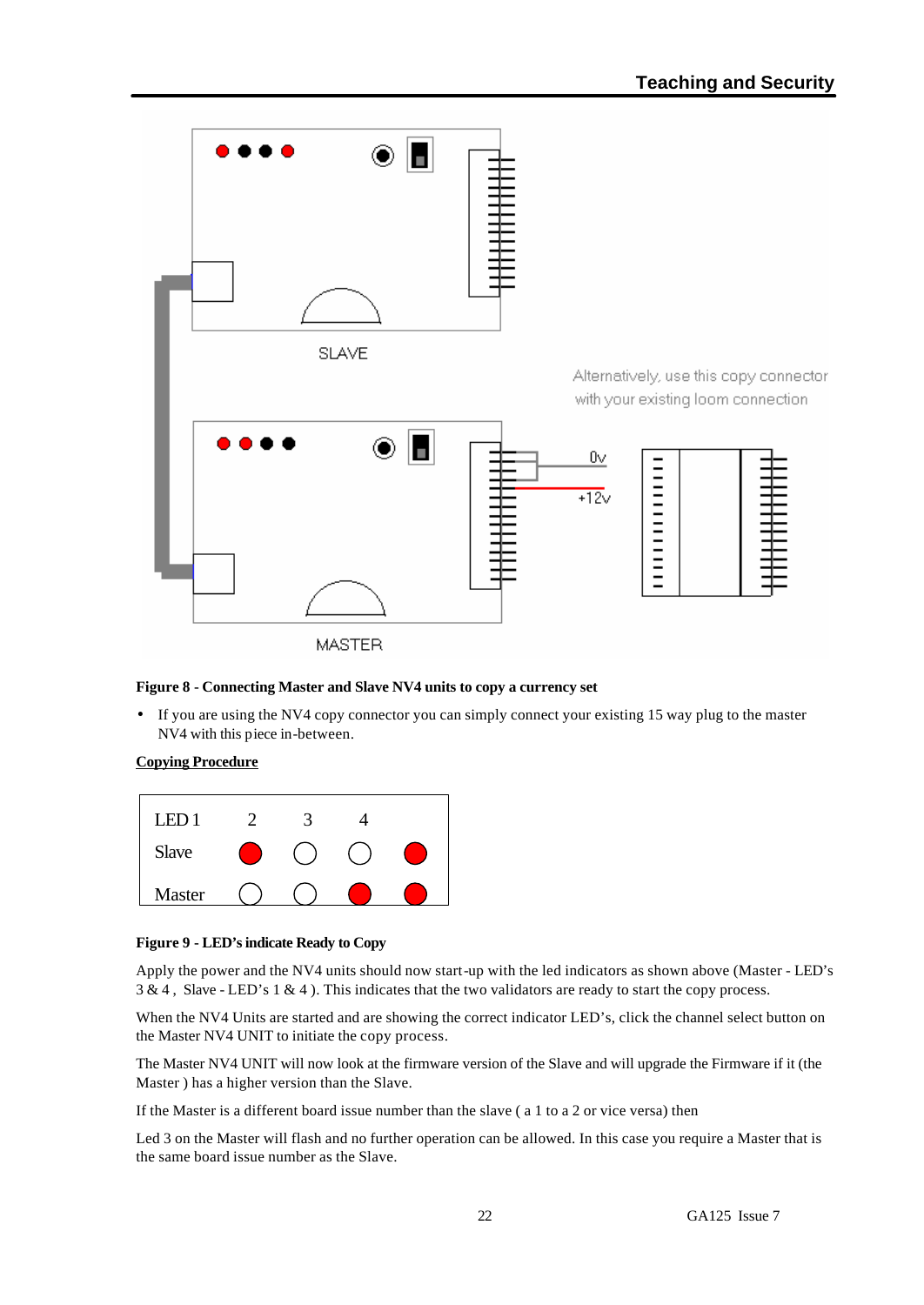**Figure 8 - Connecting Master and Slave NV4 units to copy a currency set**

- If you are using the NV4 copy connector you can simply connect your existing 15 way plug to the master NV4 with this piece in-between.

**<u>Copying Procedure</u>**

| LED | 1 | 2 | 3 | 4 |
|---|---|---|---|---|
| Slave | ● (red) | ○ | ○ | ● (red) |
| Master | ○ | ○ | ● (red) | ● (red) |

**Figure 9 - LED's indicate Ready to Copy**

Apply the power and the NV4 units should now start-up with the led indicators as shown above (Master - LED's 3 & 4 , Slave - LED's 1 & 4 ). This indicates that the two validators are ready to start the copy process.

When the NV4 Units are started and are showing the correct indicator LED's, click the channel select button on the Master NV4 UNIT to initiate the copy process.

The Master NV4 UNIT will now look at the firmware version of the Slave and will upgrade the Firmware if it (the Master ) has a higher version than the Slave.

If the Master is a different board issue number than the slave ( a 1 to a 2 or vice versa) then

Led 3 on the Master will flash and no further operation can be allowed. In this case you require a Master that is the same board issue number as the Slave.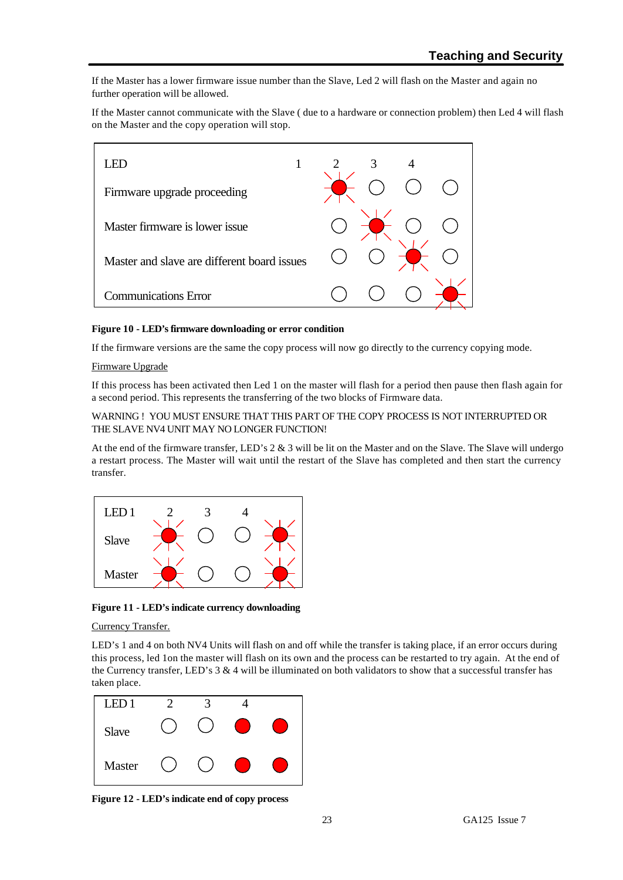If the Master has a lower firmware issue number than the Slave, Led 2 will flash on the Master and again no further operation will be allowed.

If the Master cannot communicate with the Slave ( due to a hardware or connection problem) then Led 4 will flash on the Master and the copy operation will stop.

| LED | 1 | 2 | 3 | 4 |
|---|---|---|---|---|
| Firmware upgrade proceeding | ✱ | ○ | ○ | ○ |
| Master firmware is lower issue | ○ | ✱ | ○ | ○ |
| Master and slave are different board issues | ○ | ○ | ✱ | ○ |
| Communications Error | ○ | ○ | ○ | ✱ |

**Figure 10 - LED's firmware downloading or error condition**

If the firmware versions are the same the copy process will now go directly to the currency copying mode.

Firmware Upgrade

If this process has been activated then Led 1 on the master will flash for a period then pause then flash again for a second period. This represents the transferring of the two blocks of Firmware data.

WARNING ! YOU MUST ENSURE THAT THIS PART OF THE COPY PROCESS IS NOT INTERRUPTED OR THE SLAVE NV4 UNIT MAY NO LONGER FUNCTION!

At the end of the firmware transfer, LED's 2 & 3 will be lit on the Master and on the Slave. The Slave will undergo a restart process. The Master will wait until the restart of the Slave has completed and then start the currency transfer.

| LED 1 | 2 | 3 | 4 | |
|---|---|---|---|---|
| Slave | ✱ | ○ | ○ | ✱ |
| Master | ✱ | ○ | ○ | ✱ |

**Figure 11 - LED's indicate currency downloading**

Currency Transfer.

LED's 1 and 4 on both NV4 Units will flash on and off while the transfer is taking place, if an error occurs during this process, led 1on the master will flash on its own and the process can be restarted to try again. At the end of the Currency transfer, LED's 3 & 4 will be illuminated on both validators to show that a successful transfer has taken place.

| LED 1 | 2 | 3 | 4 | |
|---|---|---|---|---|
| Slave | ○ | ○ | ● | ● |
| Master | ○ | ○ | ● | ● |

**Figure 12 - LED's indicate end of copy process**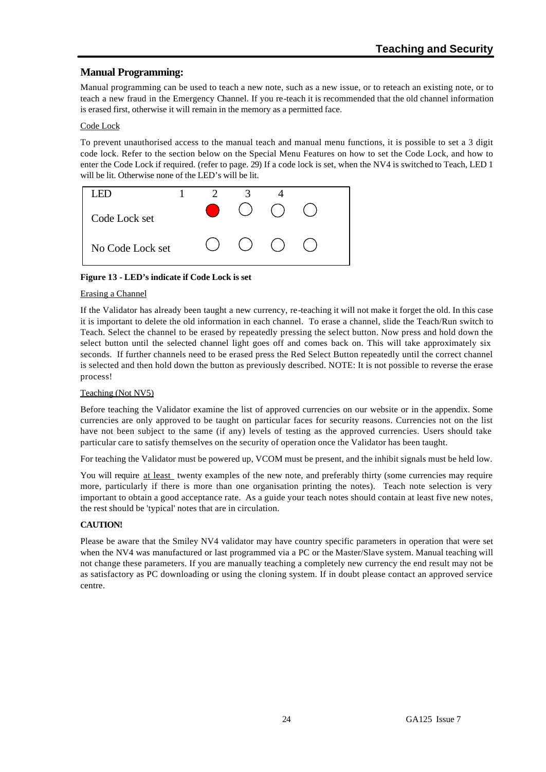## Manual Programming:

Manual programming can be used to teach a new note, such as a new issue, or to reteach an existing note, or to teach a new fraud in the Emergency Channel. If you re-teach it is recommended that the old channel information is erased first, otherwise it will remain in the memory as a permitted face.

### Code Lock

To prevent unauthorised access to the manual teach and manual menu functions, it is possible to set a 3 digit code lock. Refer to the section below on the Special Menu Features on how to set the Code Lock, and how to enter the Code Lock if required. (refer to page. 29) If a code lock is set, when the NV4 is switched to Teach, LED 1 will be lit. Otherwise none of the LED's will be lit.

| LED | 1 | 2 | 3 | 4 |
|---|---|---|---|---|
| Code Lock set | ● | ○ | ○ | ○ |
| No Code Lock set | ○ | ○ | ○ | ○ |

**Figure 13 - LED's indicate if Code Lock is set**

### Erasing a Channel

If the Validator has already been taught a new currency, re-teaching it will not make it forget the old. In this case it is important to delete the old information in each channel. To erase a channel, slide the Teach/Run switch to Teach. Select the channel to be erased by repeatedly pressing the select button. Now press and hold down the select button until the selected channel light goes off and comes back on. This will take approximately six seconds. If further channels need to be erased press the Red Select Button repeatedly until the correct channel is selected and then hold down the button as previously described. NOTE: It is not possible to reverse the erase process!

### Teaching (Not NV5)

Before teaching the Validator examine the list of approved currencies on our website or in the appendix. Some currencies are only approved to be taught on particular faces for security reasons. Currencies not on the list have not been subject to the same (if any) levels of testing as the approved currencies. Users should take particular care to satisfy themselves on the security of operation once the Validator has been taught.

For teaching the Validator must be powered up, VCOM must be present, and the inhibit signals must be held low.

You will require at least twenty examples of the new note, and preferably thirty (some currencies may require more, particularly if there is more than one organisation printing the notes). Teach note selection is very important to obtain a good acceptance rate. As a guide your teach notes should contain at least five new notes, the rest should be 'typical' notes that are in circulation.

**CAUTION!**

Please be aware that the Smiley NV4 validator may have country specific parameters in operation that were set when the NV4 was manufactured or last programmed via a PC or the Master/Slave system. Manual teaching will not change these parameters. If you are manually teaching a completely new currency the end result may not be as satisfactory as PC downloading or using the cloning system. If in doubt please contact an approved service centre.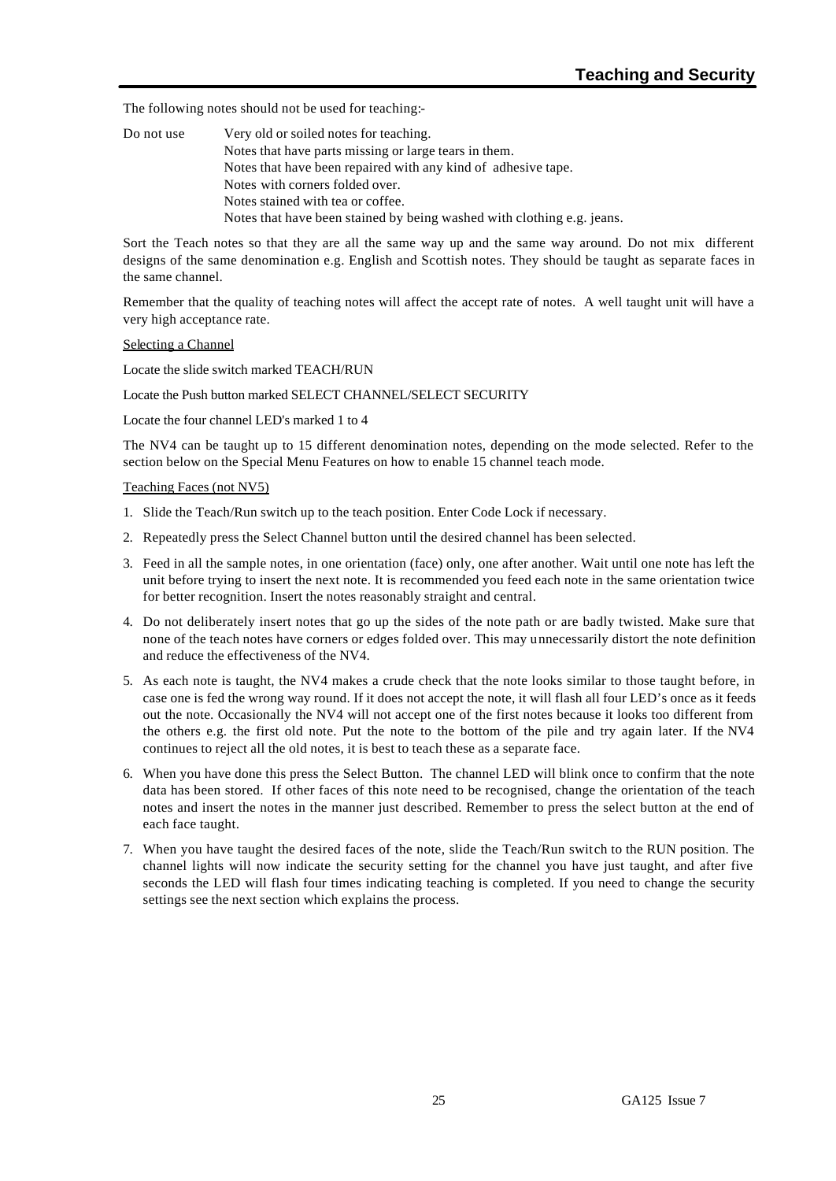The following notes should not be used for teaching:-

Do not use Very old or soiled notes for teaching.
Notes that have parts missing or large tears in them.
Notes that have been repaired with any kind of adhesive tape.
Notes with corners folded over.
Notes stained with tea or coffee.
Notes that have been stained by being washed with clothing e.g. jeans.

Sort the Teach notes so that they are all the same way up and the same way around. Do not mix different designs of the same denomination e.g. English and Scottish notes. They should be taught as separate faces in the same channel.

Remember that the quality of teaching notes will affect the accept rate of notes. A well taught unit will have a very high acceptance rate.

<u>Selecting a Channel</u>

Locate the slide switch marked TEACH/RUN

Locate the Push button marked SELECT CHANNEL/SELECT SECURITY

Locate the four channel LED's marked 1 to 4

The NV4 can be taught up to 15 different denomination notes, depending on the mode selected. Refer to the section below on the Special Menu Features on how to enable 15 channel teach mode.

<u>Teaching Faces (not NV5)</u>

1. Slide the Teach/Run switch up to the teach position. Enter Code Lock if necessary.
2. Repeatedly press the Select Channel button until the desired channel has been selected.
3. Feed in all the sample notes, in one orientation (face) only, one after another. Wait until one note has left the unit before trying to insert the next note. It is recommended you feed each note in the same orientation twice for better recognition. Insert the notes reasonably straight and central.
4. Do not deliberately insert notes that go up the sides of the note path or are badly twisted. Make sure that none of the teach notes have corners or edges folded over. This may unnecessarily distort the note definition and reduce the effectiveness of the NV4.
5. As each note is taught, the NV4 makes a crude check that the note looks similar to those taught before, in case one is fed the wrong way round. If it does not accept the note, it will flash all four LED's once as it feeds out the note. Occasionally the NV4 will not accept one of the first notes because it looks too different from the others e.g. the first old note. Put the note to the bottom of the pile and try again later. If the NV4 continues to reject all the old notes, it is best to teach these as a separate face.
6. When you have done this press the Select Button. The channel LED will blink once to confirm that the note data has been stored. If other faces of this note need to be recognised, change the orientation of the teach notes and insert the notes in the manner just described. Remember to press the select button at the end of each face taught.
7. When you have taught the desired faces of the note, slide the Teach/Run switch to the RUN position. The channel lights will now indicate the security setting for the channel you have just taught, and after five seconds the LED will flash four times indicating teaching is completed. If you need to change the security settings see the next section which explains the process.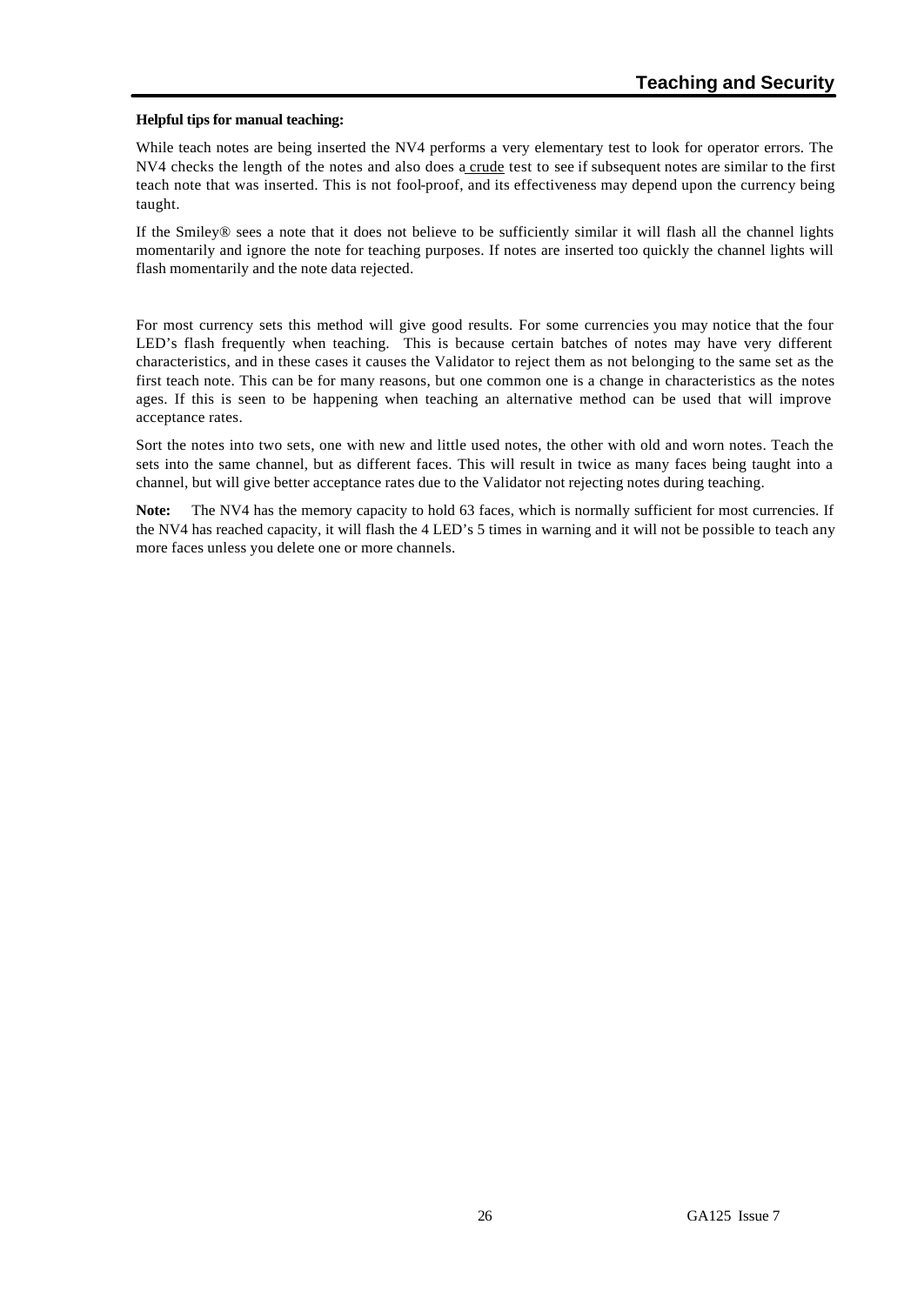**Helpful tips for manual teaching:**

While teach notes are being inserted the NV4 performs a very elementary test to look for operator errors. The NV4 checks the length of the notes and also does a crude test to see if subsequent notes are similar to the first teach note that was inserted. This is not fool-proof, and its effectiveness may depend upon the currency being taught.

If the Smiley® sees a note that it does not believe to be sufficiently similar it will flash all the channel lights momentarily and ignore the note for teaching purposes. If notes are inserted too quickly the channel lights will flash momentarily and the note data rejected.

For most currency sets this method will give good results. For some currencies you may notice that the four LED's flash frequently when teaching. This is because certain batches of notes may have very different characteristics, and in these cases it causes the Validator to reject them as not belonging to the same set as the first teach note. This can be for many reasons, but one common one is a change in characteristics as the notes ages. If this is seen to be happening when teaching an alternative method can be used that will improve acceptance rates.

Sort the notes into two sets, one with new and little used notes, the other with old and worn notes. Teach the sets into the same channel, but as different faces. This will result in twice as many faces being taught into a channel, but will give better acceptance rates due to the Validator not rejecting notes during teaching.

**Note:** The NV4 has the memory capacity to hold 63 faces, which is normally sufficient for most currencies. If the NV4 has reached capacity, it will flash the 4 LED's 5 times in warning and it will not be possible to teach any more faces unless you delete one or more channels.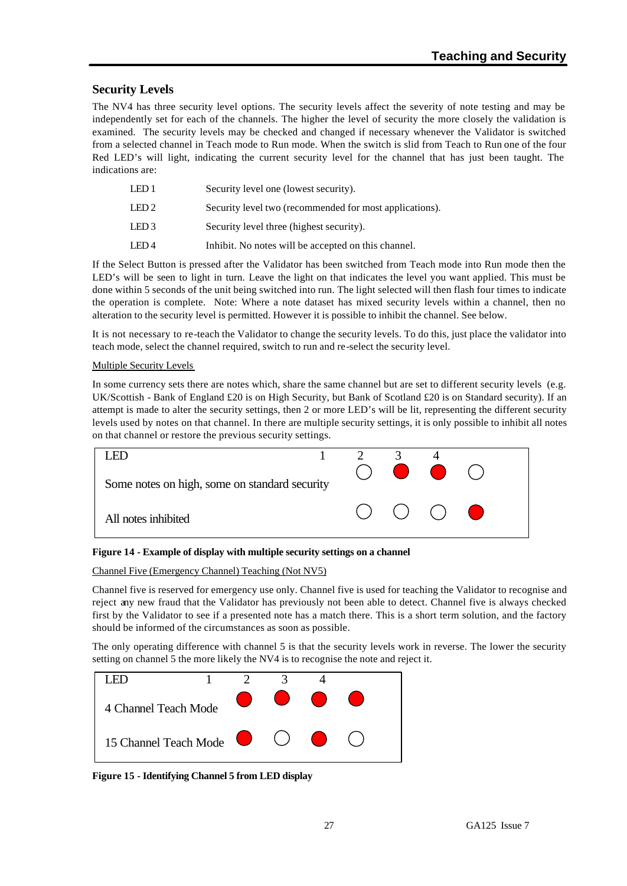## Security Levels

The NV4 has three security level options. The security levels affect the severity of note testing and may be independently set for each of the channels. The higher the level of security the more closely the validation is examined. The security levels may be checked and changed if necessary whenever the Validator is switched from a selected channel in Teach mode to Run mode. When the switch is slid from Teach to Run one of the four Red LED's will light, indicating the current security level for the channel that has just been taught. The indications are:

| | |
|---|---|
| LED 1 | Security level one (lowest security). |
| LED 2 | Security level two (recommended for most applications). |
| LED 3 | Security level three (highest security). |
| LED 4 | Inhibit. No notes will be accepted on this channel. |

If the Select Button is pressed after the Validator has been switched from Teach mode into Run mode then the LED's will be seen to light in turn. Leave the light on that indicates the level you want applied. This must be done within 5 seconds of the unit being switched into run. The light selected will then flash four times to indicate the operation is complete. Note: Where a note dataset has mixed security levels within a channel, then no alteration to the security level is permitted. However it is possible to inhibit the channel. See below.

It is not necessary to re-teach the Validator to change the security levels. To do this, just place the validator into teach mode, select the channel required, switch to run and re-select the security level.

Multiple Security Levels

In some currency sets there are notes which, share the same channel but are set to different security levels (e.g. UK/Scottish - Bank of England £20 is on High Security, but Bank of Scotland £20 is on Standard security). If an attempt is made to alter the security settings, then 2 or more LED's will be lit, representing the different security levels used by notes on that channel. In there are multiple security settings, it is only possible to inhibit all notes on that channel or restore the previous security settings.

| LED | 1 | 2 | 3 | 4 |
|---|---|---|---|---|
| Some notes on high, some on standard security | ○ | ● | ● | ○ |
| All notes inhibited | ○ | ○ | ○ | ● |

**Figure 14 - Example of display with multiple security settings on a channel**

Channel Five (Emergency Channel) Teaching (Not NV5)

Channel five is reserved for emergency use only. Channel five is used for teaching the Validator to recognise and reject any new fraud that the Validator has previously not been able to detect. Channel five is always checked first by the Validator to see if a presented note has a match there. This is a short term solution, and the factory should be informed of the circumstances as soon as possible.

The only operating difference with channel 5 is that the security levels work in reverse. The lower the security setting on channel 5 the more likely the NV4 is to recognise the note and reject it.

| LED | 1 | 2 | 3 | 4 |
|---|---|---|---|---|
| 4 Channel Teach Mode | ● | ● | ● | ● |
| 15 Channel Teach Mode | ● | ○ | ● | ○ |

**Figure 15 - Identifying Channel 5 from LED display**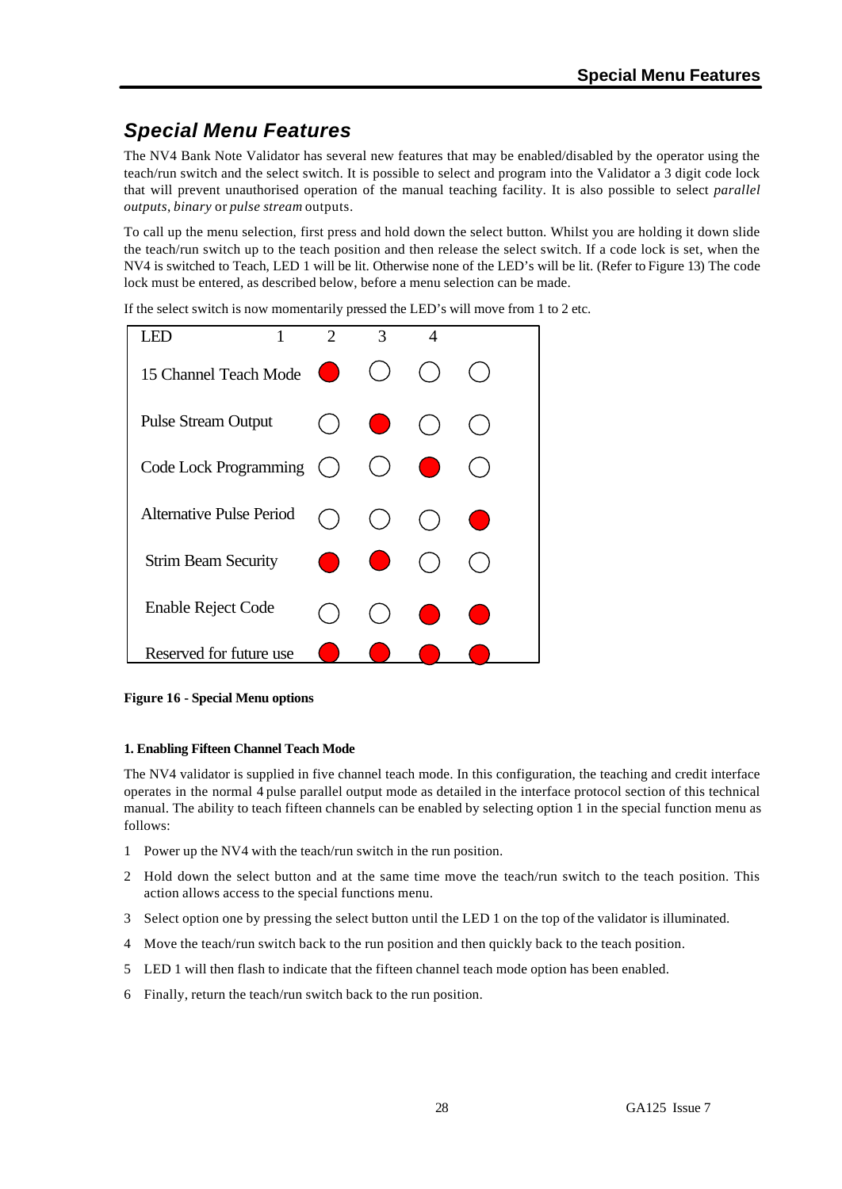## Special Menu Features

The NV4 Bank Note Validator has several new features that may be enabled/disabled by the operator using the teach/run switch and the select switch. It is possible to select and program into the Validator a 3 digit code lock that will prevent unauthorised operation of the manual teaching facility. It is also possible to select *parallel outputs*, *binary* or *pulse stream* outputs.

To call up the menu selection, first press and hold down the select button. Whilst you are holding it down slide the teach/run switch up to the teach position and then release the select switch. If a code lock is set, when the NV4 is switched to Teach, LED 1 will be lit. Otherwise none of the LED's will be lit. (Refer to Figure 13) The code lock must be entered, as described below, before a menu selection can be made.

If the select switch is now momentarily pressed the LED's will move from 1 to 2 etc.

| LED | 1 | 2 | 3 | 4 |
|---|---|---|---|---|
| 15 Channel Teach Mode | ● | ○ | ○ | ○ |
| Pulse Stream Output | ○ | ● | ○ | ○ |
| Code Lock Programming | ○ | ○ | ● | ○ |
| Alternative Pulse Period | ○ | ○ | ○ | ● |
| Strim Beam Security | ● | ● | ○ | ○ |
| Enable Reject Code | ○ | ○ | ● | ● |
| Reserved for future use | ● | ● | ● | ● |

**Figure 16 - Special Menu options**

#### 1. Enabling Fifteen Channel Teach Mode

The NV4 validator is supplied in five channel teach mode. In this configuration, the teaching and credit interface operates in the normal 4 pulse parallel output mode as detailed in the interface protocol section of this technical manual. The ability to teach fifteen channels can be enabled by selecting option 1 in the special function menu as follows:

1. Power up the NV4 with the teach/run switch in the run position.
2. Hold down the select button and at the same time move the teach/run switch to the teach position. This action allows access to the special functions menu.
3. Select option one by pressing the select button until the LED 1 on the top of the validator is illuminated.
4. Move the teach/run switch back to the run position and then quickly back to the teach position.
5. LED 1 will then flash to indicate that the fifteen channel teach mode option has been enabled.
6. Finally, return the teach/run switch back to the run position.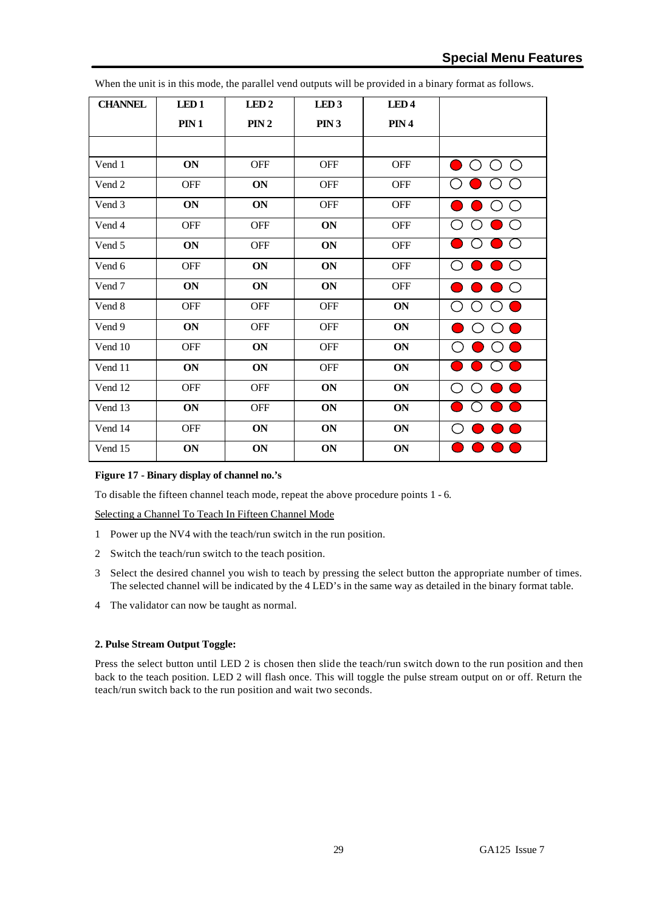When the unit is in this mode, the parallel vend outputs will be provided in a binary format as follows.

| CHANNEL | LED 1 PIN 1 | LED 2 PIN 2 | LED 3 PIN 3 | LED 4 PIN 4 | |
|---|---|---|---|---|---|
| | | | | | |
| Vend 1 | **ON** | OFF | OFF | OFF | ● ○ ○ ○ |
| Vend 2 | OFF | **ON** | OFF | OFF | ○ ● ○ ○ |
| Vend 3 | **ON** | **ON** | OFF | OFF | ● ● ○ ○ |
| Vend 4 | OFF | OFF | **ON** | OFF | ○ ○ ● ○ |
| Vend 5 | **ON** | OFF | **ON** | OFF | ● ○ ● ○ |
| Vend 6 | OFF | **ON** | **ON** | OFF | ○ ● ● ○ |
| Vend 7 | **ON** | **ON** | **ON** | OFF | ● ● ● ○ |
| Vend 8 | OFF | OFF | OFF | **ON** | ○ ○ ○ ● |
| Vend 9 | **ON** | OFF | OFF | **ON** | ● ○ ○ ● |
| Vend 10 | OFF | **ON** | OFF | **ON** | ○ ● ○ ● |
| Vend 11 | **ON** | **ON** | OFF | **ON** | ● ● ○ ● |
| Vend 12 | OFF | OFF | **ON** | **ON** | ○ ○ ● ● |
| Vend 13 | **ON** | OFF | **ON** | **ON** | ● ○ ● ● |
| Vend 14 | OFF | **ON** | **ON** | **ON** | ○ ● ● ● |
| Vend 15 | **ON** | **ON** | **ON** | **ON** | ● ● ● ● |

**Figure 17 - Binary display of channel no.'s**

To disable the fifteen channel teach mode, repeat the above procedure points 1 - 6.

Selecting a Channel To Teach In Fifteen Channel Mode

1 Power up the NV4 with the teach/run switch in the run position.
2 Switch the teach/run switch to the teach position.
3 Select the desired channel you wish to teach by pressing the select button the appropriate number of times. The selected channel will be indicated by the 4 LED's in the same way as detailed in the binary format table.
4 The validator can now be taught as normal.

**2. Pulse Stream Output Toggle:**

Press the select button until LED 2 is chosen then slide the teach/run switch down to the run position and then back to the teach position. LED 2 will flash once. This will toggle the pulse stream output on or off. Return the teach/run switch back to the run position and wait two seconds.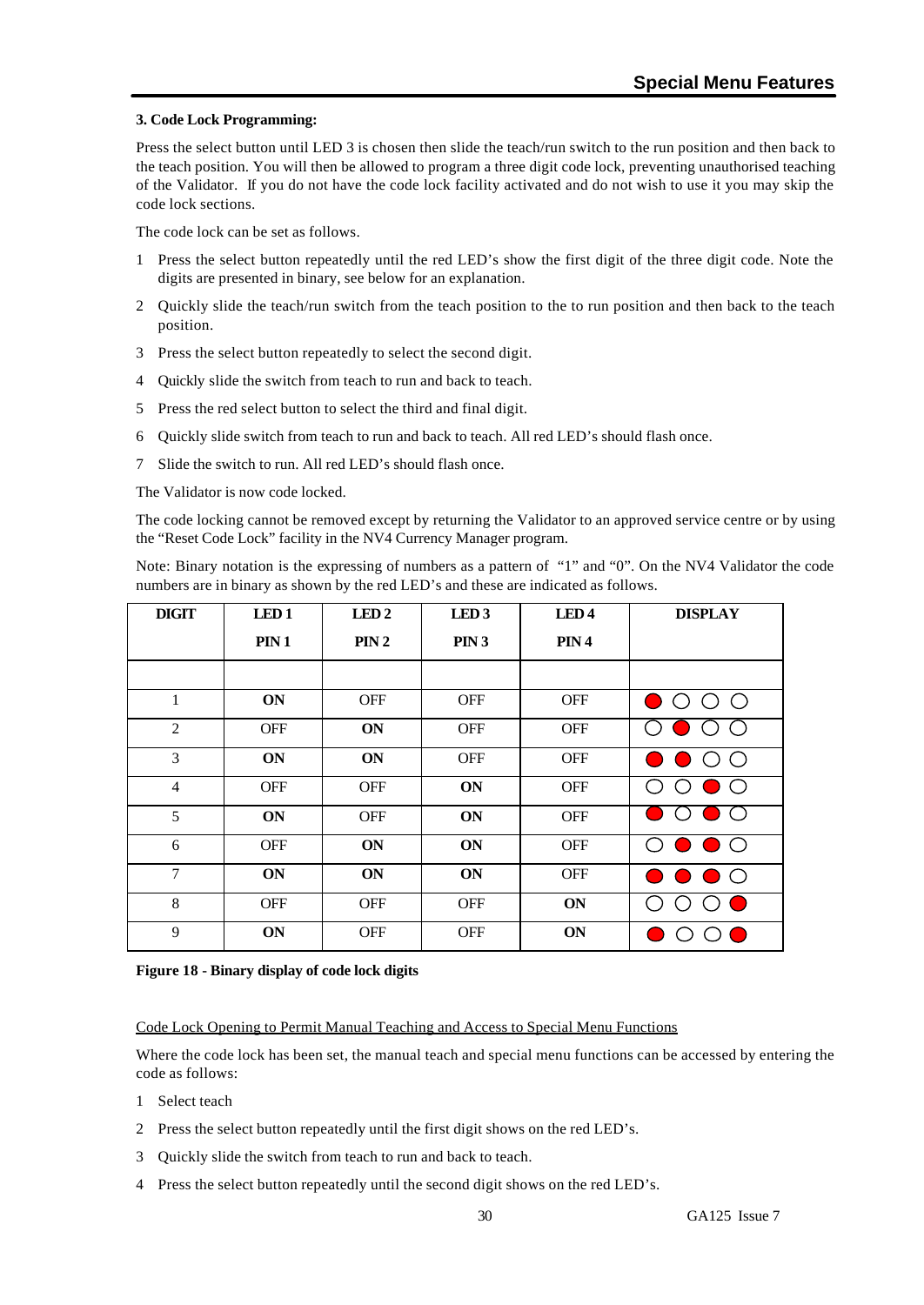### 3. Code Lock Programming:

Press the select button until LED 3 is chosen then slide the teach/run switch to the run position and then back to the teach position. You will then be allowed to program a three digit code lock, preventing unauthorised teaching of the Validator. If you do not have the code lock facility activated and do not wish to use it you may skip the code lock sections.

The code lock can be set as follows.

1 Press the select button repeatedly until the red LED's show the first digit of the three digit code. Note the digits are presented in binary, see below for an explanation.

2 Quickly slide the teach/run switch from the teach position to the to run position and then back to the teach position.

3 Press the select button repeatedly to select the second digit.

4 Quickly slide the switch from teach to run and back to teach.

5 Press the red select button to select the third and final digit.

6 Quickly slide switch from teach to run and back to teach. All red LED's should flash once.

7 Slide the switch to run. All red LED's should flash once.

The Validator is now code locked.

The code locking cannot be removed except by returning the Validator to an approved service centre or by using the "Reset Code Lock" facility in the NV4 Currency Manager program.

Note: Binary notation is the expressing of numbers as a pattern of "1" and "0". On the NV4 Validator the code numbers are in binary as shown by the red LED's and these are indicated as follows.

| DIGIT | LED 1 PIN 1 | LED 2 PIN 2 | LED 3 PIN 3 | LED 4 PIN 4 | DISPLAY |
|---|---|---|---|---|---|
| | | | | | |
| 1 | **ON** | OFF | OFF | OFF | ● ○ ○ ○ |
| 2 | OFF | **ON** | OFF | OFF | ○ ● ○ ○ |
| 3 | **ON** | **ON** | OFF | OFF | ● ● ○ ○ |
| 4 | OFF | OFF | **ON** | OFF | ○ ○ ● ○ |
| 5 | **ON** | OFF | **ON** | OFF | ● ○ ● ○ |
| 6 | OFF | **ON** | **ON** | OFF | ○ ● ● ○ |
| 7 | **ON** | **ON** | **ON** | OFF | ● ● ● ○ |
| 8 | OFF | OFF | OFF | **ON** | ○ ○ ○ ● |
| 9 | **ON** | OFF | OFF | **ON** | ● ○ ○ ● |

**Figure 18 - Binary display of code lock digits**

<u>Code Lock Opening to Permit Manual Teaching and Access to Special Menu Functions</u>

Where the code lock has been set, the manual teach and special menu functions can be accessed by entering the code as follows:

1 Select teach

2 Press the select button repeatedly until the first digit shows on the red LED's.

3 Quickly slide the switch from teach to run and back to teach.

4 Press the select button repeatedly until the second digit shows on the red LED's.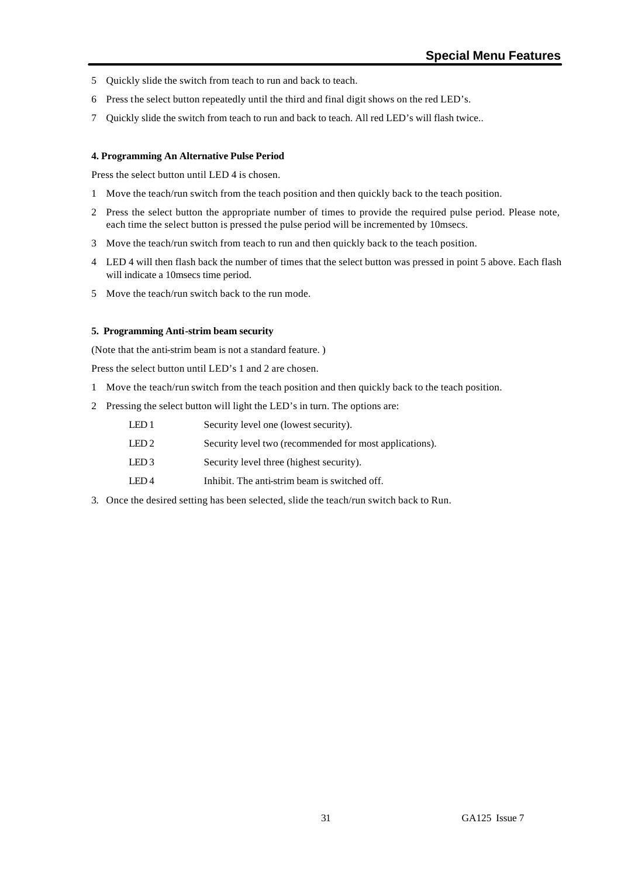5 Quickly slide the switch from teach to run and back to teach.

6 Press the select button repeatedly until the third and final digit shows on the red LED's.

7 Quickly slide the switch from teach to run and back to teach. All red LED's will flash twice..

#### 4. Programming An Alternative Pulse Period

Press the select button until LED 4 is chosen.

1 Move the teach/run switch from the teach position and then quickly back to the teach position.

2 Press the select button the appropriate number of times to provide the required pulse period. Please note, each time the select button is pressed the pulse period will be incremented by 10msecs.

3 Move the teach/run switch from teach to run and then quickly back to the teach position.

4 LED 4 will then flash back the number of times that the select button was pressed in point 5 above. Each flash will indicate a 10msecs time period.

5 Move the teach/run switch back to the run mode.

#### 5. Programming Anti-strim beam security

(Note that the anti-strim beam is not a standard feature. )

Press the select button until LED's 1 and 2 are chosen.

1 Move the teach/run switch from the teach position and then quickly back to the teach position.

2 Pressing the select button will light the LED's in turn. The options are:

| | |
|---|---|
| LED 1 | Security level one (lowest security). |
| LED 2 | Security level two (recommended for most applications). |
| LED 3 | Security level three (highest security). |
| LED 4 | Inhibit. The anti-strim beam is switched off. |

3. Once the desired setting has been selected, slide the teach/run switch back to Run.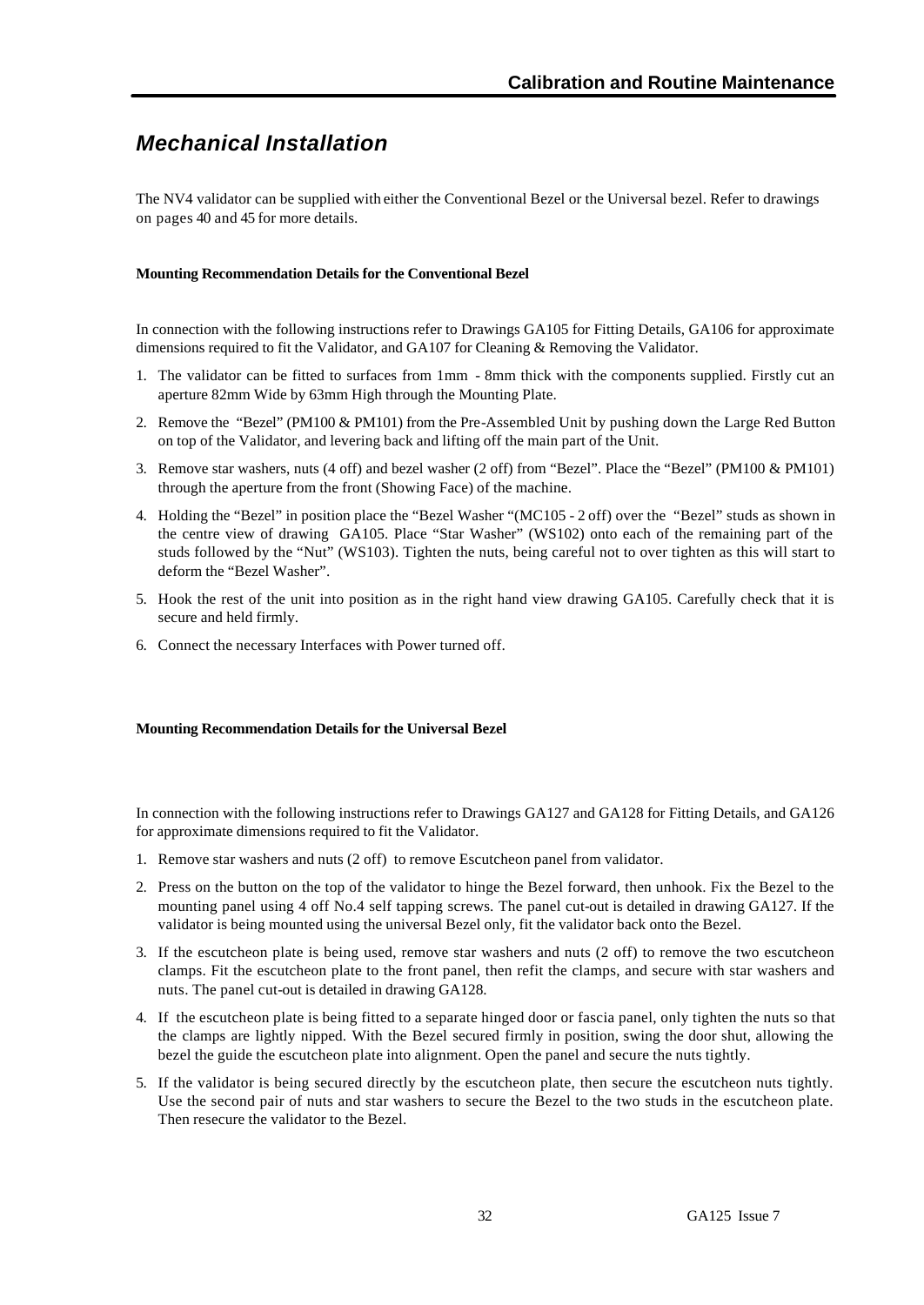## *Mechanical Installation*

The NV4 validator can be supplied with either the Conventional Bezel or the Universal bezel. Refer to drawings on pages 40 and 45 for more details.

**Mounting Recommendation Details for the Conventional Bezel**

In connection with the following instructions refer to Drawings GA105 for Fitting Details, GA106 for approximate dimensions required to fit the Validator, and GA107 for Cleaning & Removing the Validator.

1. The validator can be fitted to surfaces from 1mm - 8mm thick with the components supplied. Firstly cut an aperture 82mm Wide by 63mm High through the Mounting Plate.
2. Remove the "Bezel" (PM100 & PM101) from the Pre-Assembled Unit by pushing down the Large Red Button on top of the Validator, and levering back and lifting off the main part of the Unit.
3. Remove star washers, nuts (4 off) and bezel washer (2 off) from "Bezel". Place the "Bezel" (PM100 & PM101) through the aperture from the front (Showing Face) of the machine.
4. Holding the "Bezel" in position place the "Bezel Washer "(MC105 - 2 off) over the "Bezel" studs as shown in the centre view of drawing GA105. Place "Star Washer" (WS102) onto each of the remaining part of the studs followed by the "Nut" (WS103). Tighten the nuts, being careful not to over tighten as this will start to deform the "Bezel Washer".
5. Hook the rest of the unit into position as in the right hand view drawing GA105. Carefully check that it is secure and held firmly.
6. Connect the necessary Interfaces with Power turned off.

**Mounting Recommendation Details for the Universal Bezel**

In connection with the following instructions refer to Drawings GA127 and GA128 for Fitting Details, and GA126 for approximate dimensions required to fit the Validator.

1. Remove star washers and nuts (2 off) to remove Escutcheon panel from validator.
2. Press on the button on the top of the validator to hinge the Bezel forward, then unhook. Fix the Bezel to the mounting panel using 4 off No.4 self tapping screws. The panel cut-out is detailed in drawing GA127. If the validator is being mounted using the universal Bezel only, fit the validator back onto the Bezel.
3. If the escutcheon plate is being used, remove star washers and nuts (2 off) to remove the two escutcheon clamps. Fit the escutcheon plate to the front panel, then refit the clamps, and secure with star washers and nuts. The panel cut-out is detailed in drawing GA128.
4. If the escutcheon plate is being fitted to a separate hinged door or fascia panel, only tighten the nuts so that the clamps are lightly nipped. With the Bezel secured firmly in position, swing the door shut, allowing the bezel the guide the escutcheon plate into alignment. Open the panel and secure the nuts tightly.
5. If the validator is being secured directly by the escutcheon plate, then secure the escutcheon nuts tightly. Use the second pair of nuts and star washers to secure the Bezel to the two studs in the escutcheon plate. Then resecure the validator to the Bezel.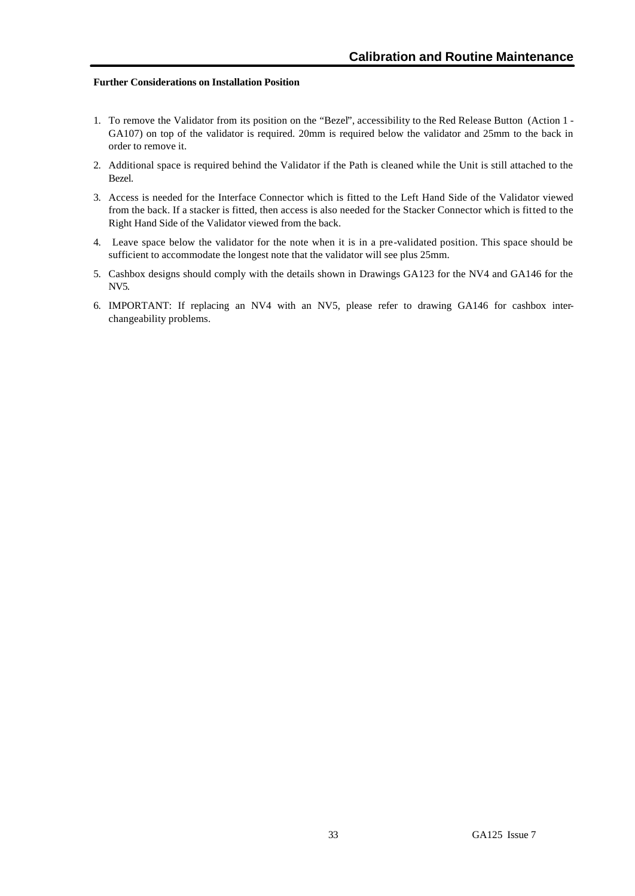**Further Considerations on Installation Position**

1. To remove the Validator from its position on the "Bezel", accessibility to the Red Release Button (Action 1 - GA107) on top of the validator is required. 20mm is required below the validator and 25mm to the back in order to remove it.
2. Additional space is required behind the Validator if the Path is cleaned while the Unit is still attached to the Bezel.
3. Access is needed for the Interface Connector which is fitted to the Left Hand Side of the Validator viewed from the back. If a stacker is fitted, then access is also needed for the Stacker Connector which is fitted to the Right Hand Side of the Validator viewed from the back.
4. Leave space below the validator for the note when it is in a pre-validated position. This space should be sufficient to accommodate the longest note that the validator will see plus 25mm.
5. Cashbox designs should comply with the details shown in Drawings GA123 for the NV4 and GA146 for the NV5.
6. IMPORTANT: If replacing an NV4 with an NV5, please refer to drawing GA146 for cashbox inter-changeability problems.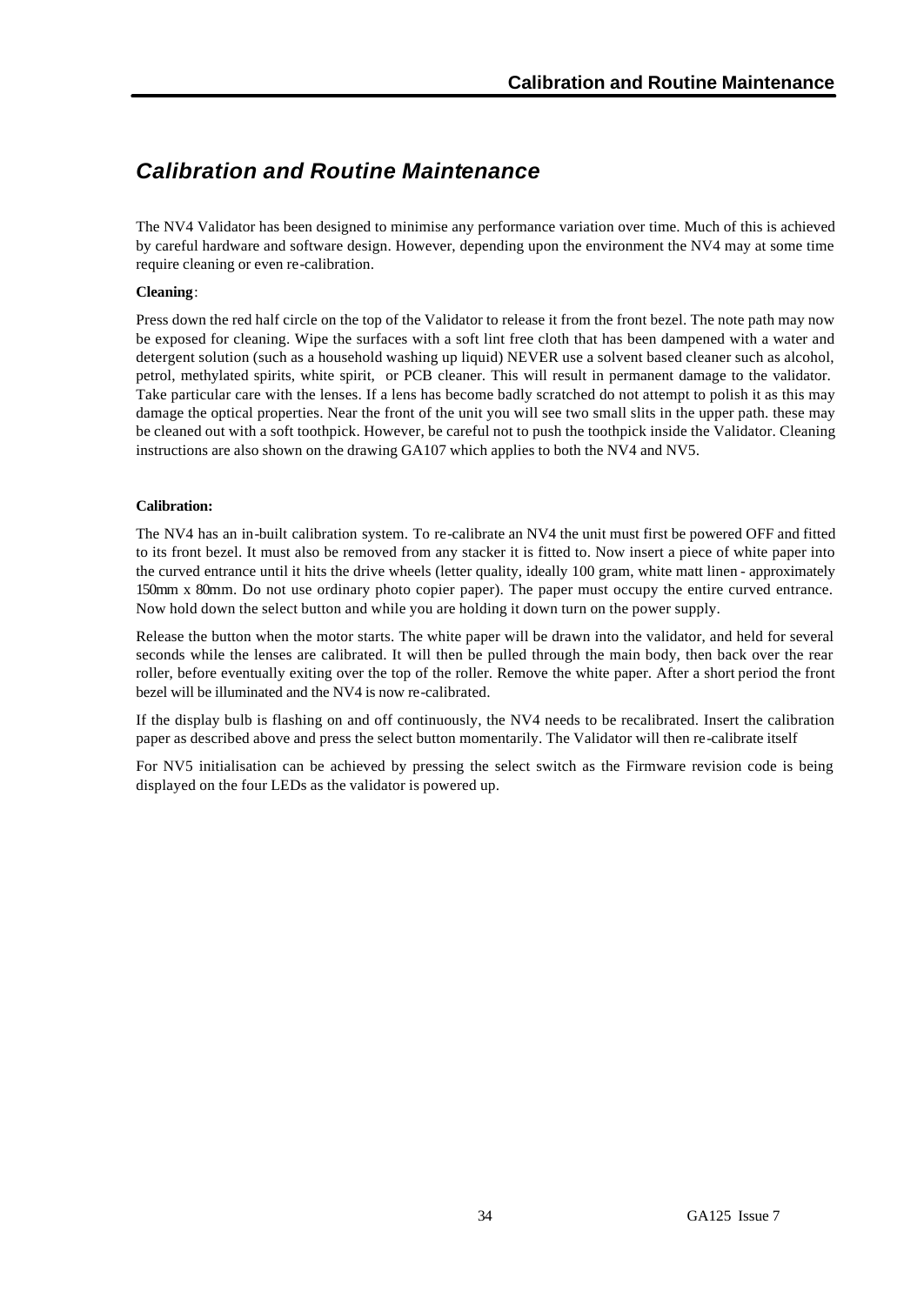# *Calibration and Routine Maintenance*

The NV4 Validator has been designed to minimise any performance variation over time. Much of this is achieved by careful hardware and software design. However, depending upon the environment the NV4 may at some time require cleaning or even re-calibration.

**Cleaning**:

Press down the red half circle on the top of the Validator to release it from the front bezel. The note path may now be exposed for cleaning. Wipe the surfaces with a soft lint free cloth that has been dampened with a water and detergent solution (such as a household washing up liquid) NEVER use a solvent based cleaner such as alcohol, petrol, methylated spirits, white spirit, or PCB cleaner. This will result in permanent damage to the validator. Take particular care with the lenses. If a lens has become badly scratched do not attempt to polish it as this may damage the optical properties. Near the front of the unit you will see two small slits in the upper path. these may be cleaned out with a soft toothpick. However, be careful not to push the toothpick inside the Validator. Cleaning instructions are also shown on the drawing GA107 which applies to both the NV4 and NV5.

**Calibration:**

The NV4 has an in-built calibration system. To re-calibrate an NV4 the unit must first be powered OFF and fitted to its front bezel. It must also be removed from any stacker it is fitted to. Now insert a piece of white paper into the curved entrance until it hits the drive wheels (letter quality, ideally 100 gram, white matt linen - approximately 150mm x 80mm. Do not use ordinary photo copier paper). The paper must occupy the entire curved entrance. Now hold down the select button and while you are holding it down turn on the power supply.

Release the button when the motor starts. The white paper will be drawn into the validator, and held for several seconds while the lenses are calibrated. It will then be pulled through the main body, then back over the rear roller, before eventually exiting over the top of the roller. Remove the white paper. After a short period the front bezel will be illuminated and the NV4 is now re-calibrated.

If the display bulb is flashing on and off continuously, the NV4 needs to be recalibrated. Insert the calibration paper as described above and press the select button momentarily. The Validator will then re-calibrate itself

For NV5 initialisation can be achieved by pressing the select switch as the Firmware revision code is being displayed on the four LEDs as the validator is powered up.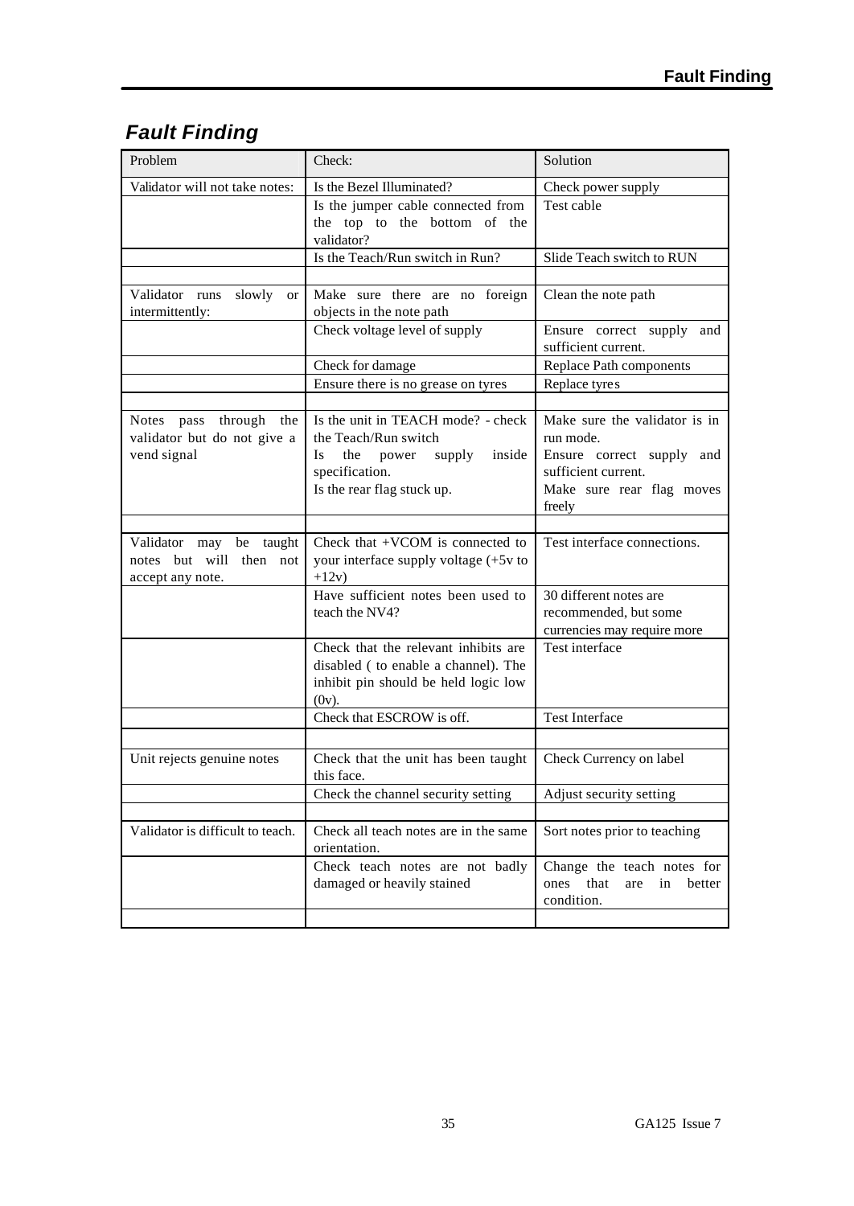# *Fault Finding*

| Problem | Check: | Solution |
|---|---|---|
| Validator will not take notes: | Is the Bezel Illuminated? | Check power supply |
| | Is the jumper cable connected from the top to the bottom of the validator? | Test cable |
| | Is the Teach/Run switch in Run? | Slide Teach switch to RUN |
| | | |
| Validator runs slowly or intermittently: | Make sure there are no foreign objects in the note path | Clean the note path |
| | Check voltage level of supply | Ensure correct supply and sufficient current. |
| | Check for damage | Replace Path components |
| | Ensure there is no grease on tyres | Replace tyres |
| | | |
| Notes pass through the validator but do not give a vend signal | Is the unit in TEACH mode? - check the Teach/Run switch<br>Is the power supply inside specification.<br>Is the rear flag stuck up. | Make sure the validator is in run mode.<br>Ensure correct supply and sufficient current.<br>Make sure rear flag moves freely |
| | | |
| Validator may be taught notes but will then not accept any note. | Check that +VCOM is connected to your interface supply voltage (+5v to +12v) | Test interface connections. |
| | Have sufficient notes been used to teach the NV4? | 30 different notes are recommended, but some currencies may require more |
| | Check that the relevant inhibits are disabled ( to enable a channel). The inhibit pin should be held logic low (0v). | Test interface |
| | Check that ESCROW is off. | Test Interface |
| | | |
| Unit rejects genuine notes | Check that the unit has been taught this face. | Check Currency on label |
| | Check the channel security setting | Adjust security setting |
| | | |
| Validator is difficult to teach. | Check all teach notes are in the same orientation. | Sort notes prior to teaching |
| | Check teach notes are not badly damaged or heavily stained | Change the teach notes for ones that are in better condition. |
| | | |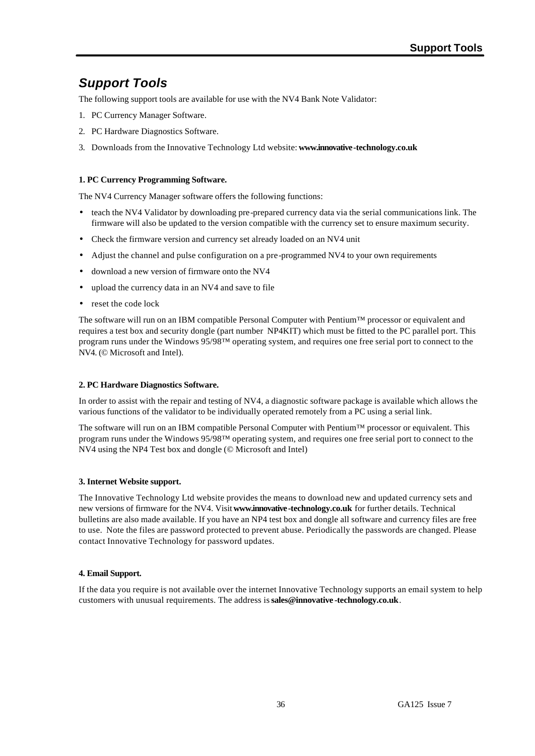# *Support Tools*

The following support tools are available for use with the NV4 Bank Note Validator:

1. PC Currency Manager Software.
2. PC Hardware Diagnostics Software.
3. Downloads from the Innovative Technology Ltd website: **www.innovative-technology.co.uk**

**1. PC Currency Programming Software.**

The NV4 Currency Manager software offers the following functions:

- teach the NV4 Validator by downloading pre-prepared currency data via the serial communications link. The firmware will also be updated to the version compatible with the currency set to ensure maximum security.
- Check the firmware version and currency set already loaded on an NV4 unit
- Adjust the channel and pulse configuration on a pre-programmed NV4 to your own requirements
- download a new version of firmware onto the NV4
- upload the currency data in an NV4 and save to file
- reset the code lock

The software will run on an IBM compatible Personal Computer with Pentium™ processor or equivalent and requires a test box and security dongle (part number NP4KIT) which must be fitted to the PC parallel port. This program runs under the Windows 95/98™ operating system, and requires one free serial port to connect to the NV4. (© Microsoft and Intel).

**2. PC Hardware Diagnostics Software.**

In order to assist with the repair and testing of NV4, a diagnostic software package is available which allows the various functions of the validator to be individually operated remotely from a PC using a serial link.

The software will run on an IBM compatible Personal Computer with Pentium™ processor or equivalent. This program runs under the Windows 95/98™ operating system, and requires one free serial port to connect to the NV4 using the NP4 Test box and dongle (© Microsoft and Intel)

**3. Internet Website support.**

The Innovative Technology Ltd website provides the means to download new and updated currency sets and new versions of firmware for the NV4. Visit **www.innovative-technology.co.uk** for further details. Technical bulletins are also made available. If you have an NP4 test box and dongle all software and currency files are free to use. Note the files are password protected to prevent abuse. Periodically the passwords are changed. Please contact Innovative Technology for password updates.

**4. Email Support.**

If the data you require is not available over the internet Innovative Technology supports an email system to help customers with unusual requirements. The address is **sales@innovative-technology.co.uk**.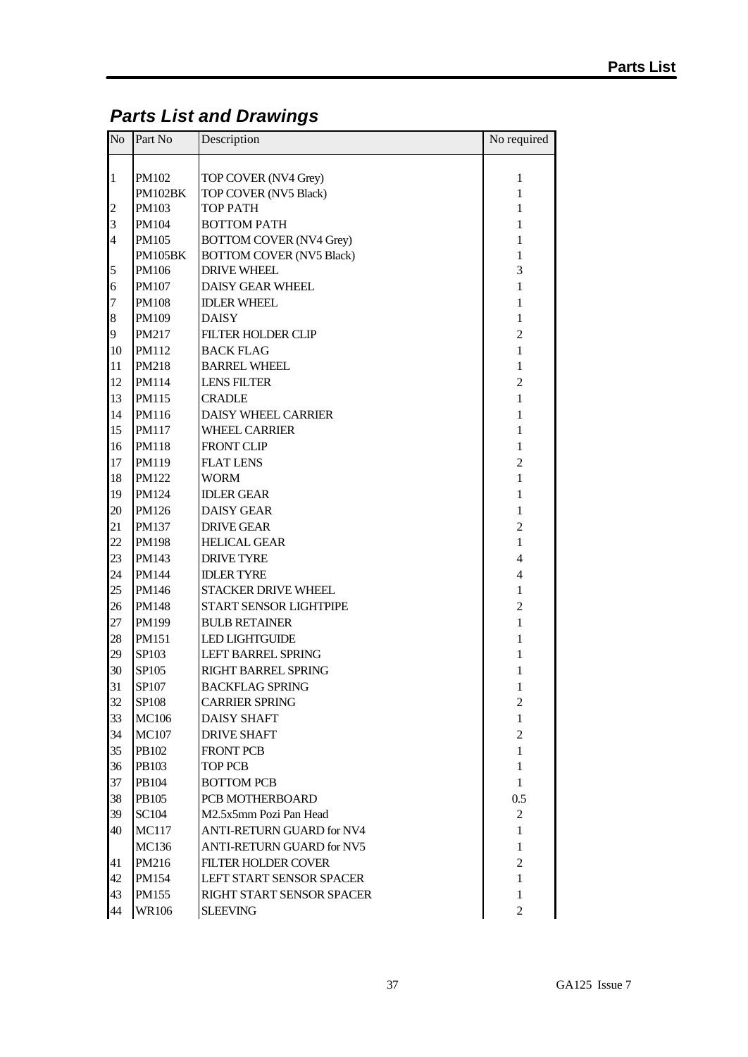## *Parts List and Drawings*

| No | Part No | Description | No required |
|---|---|---|---|
| 1 | PM102 | TOP COVER (NV4 Grey) | 1 |
| | PM102BK | TOP COVER (NV5 Black) | 1 |
| 2 | PM103 | TOP PATH | 1 |
| 3 | PM104 | BOTTOM PATH | 1 |
| 4 | PM105 | BOTTOM COVER (NV4 Grey) | 1 |
| | PM105BK | BOTTOM COVER (NV5 Black) | 1 |
| 5 | PM106 | DRIVE WHEEL | 3 |
| 6 | PM107 | DAISY GEAR WHEEL | 1 |
| 7 | PM108 | IDLER WHEEL | 1 |
| 8 | PM109 | DAISY | 1 |
| 9 | PM217 | FILTER HOLDER CLIP | 2 |
| 10 | PM112 | BACK FLAG | 1 |
| 11 | PM218 | BARREL WHEEL | 1 |
| 12 | PM114 | LENS FILTER | 2 |
| 13 | PM115 | CRADLE | 1 |
| 14 | PM116 | DAISY WHEEL CARRIER | 1 |
| 15 | PM117 | WHEEL CARRIER | 1 |
| 16 | PM118 | FRONT CLIP | 1 |
| 17 | PM119 | FLAT LENS | 2 |
| 18 | PM122 | WORM | 1 |
| 19 | PM124 | IDLER GEAR | 1 |
| 20 | PM126 | DAISY GEAR | 1 |
| 21 | PM137 | DRIVE GEAR | 2 |
| 22 | PM198 | HELICAL GEAR | 1 |
| 23 | PM143 | DRIVE TYRE | 4 |
| 24 | PM144 | IDLER TYRE | 4 |
| 25 | PM146 | STACKER DRIVE WHEEL | 1 |
| 26 | PM148 | START SENSOR LIGHTPIPE | 2 |
| 27 | PM199 | BULB RETAINER | 1 |
| 28 | PM151 | LED LIGHTGUIDE | 1 |
| 29 | SP103 | LEFT BARREL SPRING | 1 |
| 30 | SP105 | RIGHT BARREL SPRING | 1 |
| 31 | SP107 | BACKFLAG SPRING | 1 |
| 32 | SP108 | CARRIER SPRING | 2 |
| 33 | MC106 | DAISY SHAFT | 1 |
| 34 | MC107 | DRIVE SHAFT | 2 |
| 35 | PB102 | FRONT PCB | 1 |
| 36 | PB103 | TOP PCB | 1 |
| 37 | PB104 | BOTTOM PCB | 1 |
| 38 | PB105 | PCB MOTHERBOARD | 0.5 |
| 39 | SC104 | M2.5x5mm Pozi Pan Head | 2 |
| 40 | MC117 | ANTI-RETURN GUARD for NV4 | 1 |
| | MC136 | ANTI-RETURN GUARD for NV5 | 1 |
| 41 | PM216 | FILTER HOLDER COVER | 2 |
| 42 | PM154 | LEFT START SENSOR SPACER | 1 |
| 43 | PM155 | RIGHT START SENSOR SPACER | 1 |
| 44 | WR106 | SLEEVING | 2 |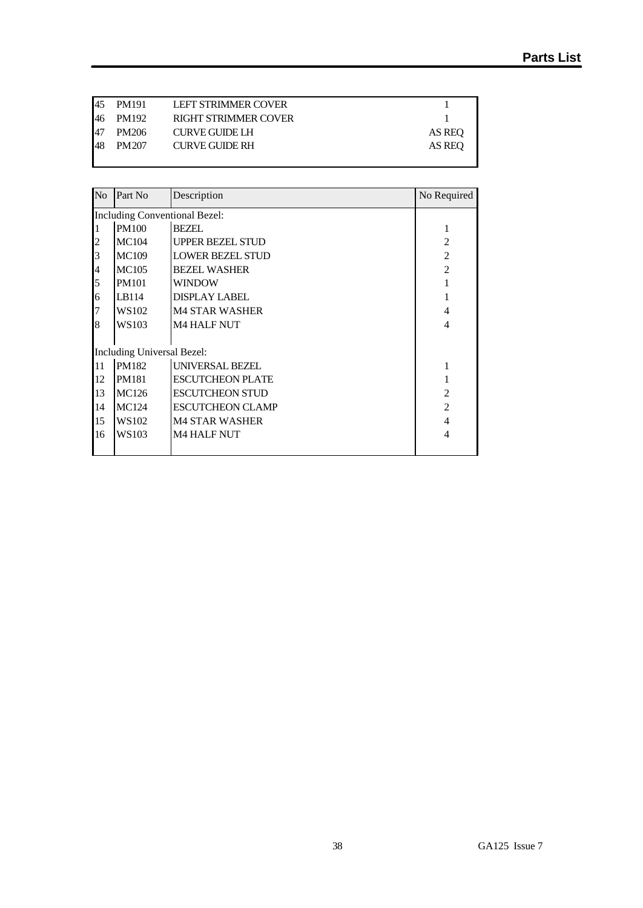| | | | |
|---|---|---|---|
| 45 | PM191 | LEFT STRIMMER COVER | 1 |
| 46 | PM192 | RIGHT STRIMMER COVER | 1 |
| 47 | PM206 | CURVE GUIDE LH | AS REQ |
| 48 | PM207 | CURVE GUIDE RH | AS REQ |

| No | Part No | Description | No Required |
|---|---|---|---|
| Including Conventional Bezel: | | | |
| 1 | PM100 | BEZEL | 1 |
| 2 | MC104 | UPPER BEZEL STUD | 2 |
| 3 | MC109 | LOWER BEZEL STUD | 2 |
| 4 | MC105 | BEZEL WASHER | 2 |
| 5 | PM101 | WINDOW | 1 |
| 6 | LB114 | DISPLAY LABEL | 1 |
| 7 | WS102 | M4 STAR WASHER | 4 |
| 8 | WS103 | M4 HALF NUT | 4 |
| Including Universal Bezel: | | | |
| 11 | PM182 | UNIVERSAL BEZEL | 1 |
| 12 | PM181 | ESCUTCHEON PLATE | 1 |
| 13 | MC126 | ESCUTCHEON STUD | 2 |
| 14 | MC124 | ESCUTCHEON CLAMP | 2 |
| 15 | WS102 | M4 STAR WASHER | 4 |
| 16 | WS103 | M4 HALF NUT | 4 |

GA125 Issue 7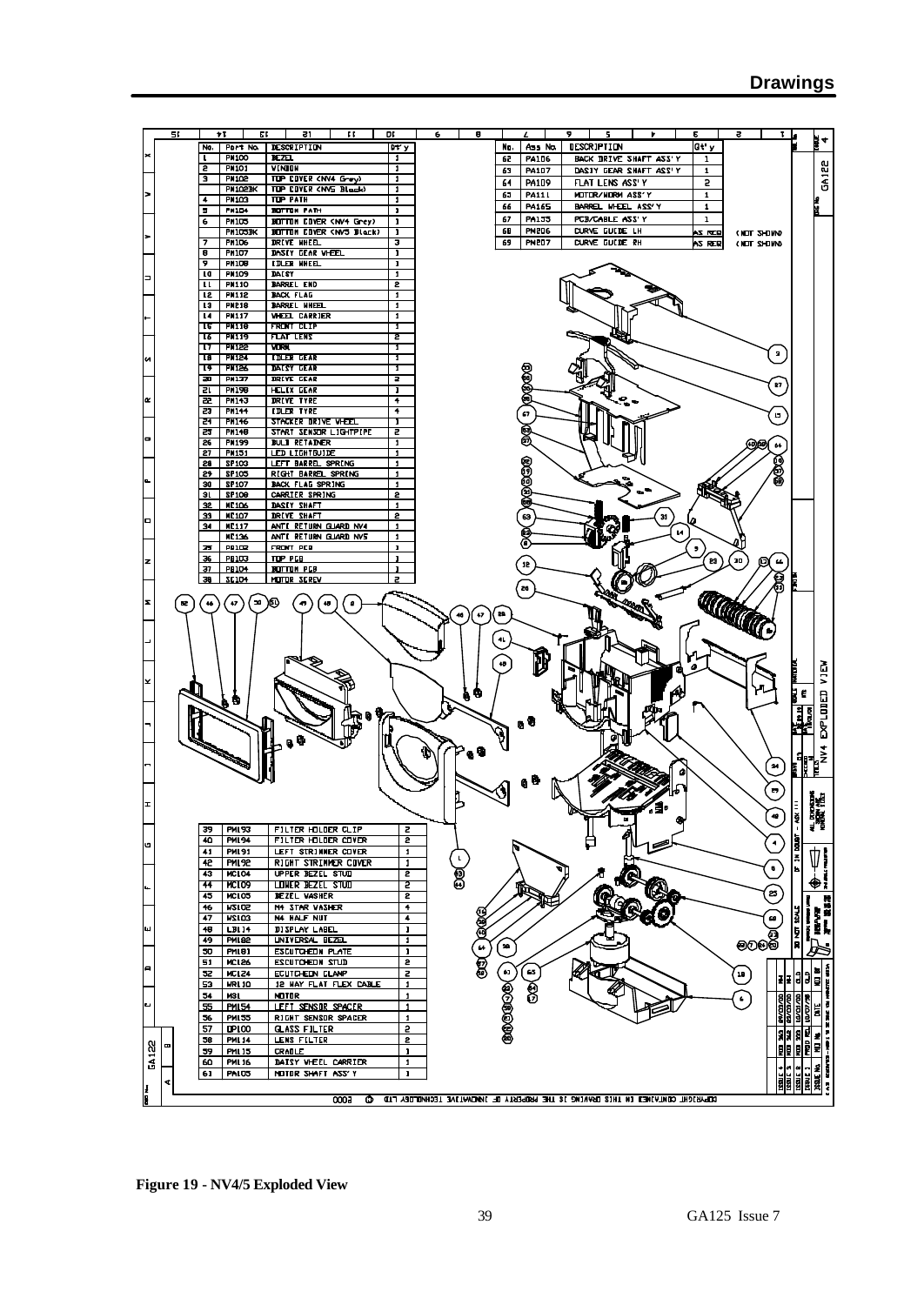# Drawings

| No. | Part No. | DESCRIPTION | Qt'y |
|---|---|---|---|
| 1 | PM100 | BEZEL | 1 |
| 2 | PM101 | WINDOW | 1 |
| 3 | PM102 | TOP COVER (NV4 Grey) | 1 |
| | PM102BK | TOP COVER (NV5 Black) | 1 |
| 4 | PM103 | TOP PATH | 1 |
| 5 | PM104 | BOTTOM PATH | 1 |
| 6 | PM105 | BOTTOM COVER (NV4 Grey) | 1 |
| | PM105BK | BOTTOM COVER (NV5 Black) | 1 |
| 7 | PM106 | DRIVE WHEEL | 3 |
| 8 | PM107 | DASIY GEAR WHEEL | 1 |
| 9 | PM108 | IDLER WHEEL | 1 |
| 10 | PM109 | DAISY | 1 |
| 11 | PM110 | BARREL END | 2 |
| 12 | PM112 | BACK FLAG | 1 |
| 13 | PM218 | BARREL WHEEL | 1 |
| 14 | PM117 | WHEEL CARRIER | 1 |
| 15 | PM118 | FRONT CLIP | 1 |
| 16 | PM119 | FLAT LENS | 2 |
| 17 | PM122 | WORM | 1 |
| 18 | PM124 | IDLER GEAR | 1 |
| 19 | PM126 | DAISY GEAR | 1 |
| 20 | PM137 | DRIVE GEAR | 2 |
| 21 | PM198 | HELIX GEAR | 1 |
| 22 | PM143 | DRIVE TYRE | 4 |
| 23 | PM144 | IDLER TYRE | 4 |
| 24 | PM146 | STACKER DRIVE WHEEL | 1 |
| 25 | PM148 | START SENSOR LIGHTPIPE | 2 |
| 26 | PM199 | BULB RETAINER | 1 |
| 27 | PM151 | LED LIGHTGUIDE | 1 |
| 28 | SP103 | LEFT BARREL SPRING | 1 |
| 29 | SP105 | RIGHT BARREL SPRING | 1 |
| 30 | SP107 | BACK FLAG SPRING | 1 |
| 31 | SP108 | CARRIER SPRING | 2 |
| 32 | MC106 | DASIY SHAFT | 1 |
| 33 | MC107 | DRIVE SHAFT | 2 |
| 34 | MC117 | ANTI RETURN GUARD NV4 | 1 |
| | MC136 | ANTI RETURN GUARD NV5 | 1 |
| 35 | PB102 | FRONT PCB | 1 |
| 36 | PB103 | TOP PCB | 1 |
| 37 | PB104 | BOTTOM PCB | 1 |
| 38 | SC104 | MOTOR SCREW | 2 |
| 39 | PM193 | FILTER HOLDER CLIP | 2 |
| 40 | PM194 | FILTER HOLDER COVER | 2 |
| 41 | PM191 | LEFT STRIMMER COVER | 1 |
| 42 | PM192 | RIGHT STRIMMER COVER | 1 |
| 43 | MC104 | UPPER BEZEL STUD | 2 |
| 44 | MC109 | LOWER BEZEL STUD | 2 |
| 45 | MC105 | BEZEL WASHER | 2 |
| 46 | WS102 | M4 STAR WASHER | 4 |
| 47 | WS103 | M4 HALF NUT | 4 |
| 48 | LB114 | DISPLAY LABEL | 1 |
| 49 | PM182 | UNIVERSAL BEZEL | 1 |
| 50 | PM181 | ESCUTCHEON PLATE | 1 |
| 51 | MC126 | ESCUTCHEON STUD | 2 |
| 52 | MC124 | ECUTCHEON CLAMP | 2 |
| 53 | WR110 | 12 WAY FLAT FLEX CABLE | 1 |
| 54 | M31 | MOTOR | 1 |
| 55 | PM154 | LEFT SENSOR SPACER | 1 |
| 56 | PM155 | RIGHT SENSOR SPACER | 1 |
| 57 | OP100 | GLASS FILTER | 2 |
| 58 | PM114 | LENS FILTER | 2 |
| 59 | PM115 | CRADLE | 1 |
| 60 | PM116 | DAISY WHEEL CARRIER | 1 |
| 61 | PA105 | MOTOR SHAFT ASS'Y | 1 |

| No. | Ass No. | DESCRIPTION | Qt'y | |
|---|---|---|---|---|
| 62 | PA106 | BACK DRIVE SHAFT ASS'Y | 1 | |
| 63 | PA107 | DASIY GEAR SHAFT ASS'Y | 1 | |
| 64 | PA109 | FLAT LENS ASS'Y | 2 | |
| 65 | PA111 | MOTOR/WORM ASS'Y | 1 | |
| 66 | PA165 | BARREL WHEEL ASS'Y | 1 | |
| 67 | PA155 | PCB/CABLE ASS'Y | 1 | |
| 68 | PM206 | CURVE GUIDE LH | AS REQ | (NOT SHOWN) |
| 69 | PM207 | CURVE GUIDE RH | AS REQ | (NOT SHOWN) |

NV4 EXPLODED VIEW — GA122

COPYRIGHT CONTAINED IN THIS DRAWING IS THE PROPERTY OF INNOVATIVE TECHNOLOGY LTD © 2000

**Figure 19 - NV4/5 Exploded View**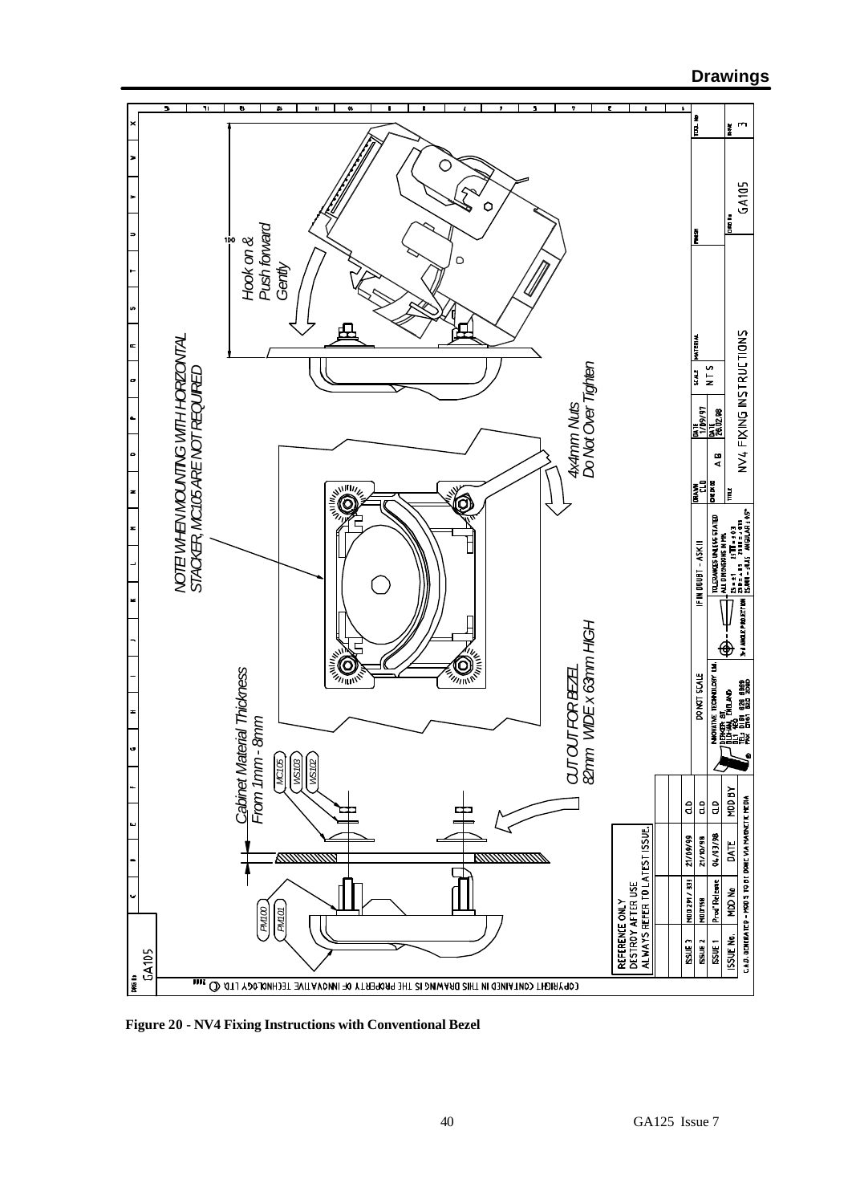## Drawings

NOTE WHEN MOUNTING WITH HORIZONTAL STACKER, MC105 ARE NOT REQUIRED

Hook on & Push forward Gently

100

4x4mm Nuts Do Not Over Tighten

Cabinet Material Thickness From 1mm - 8mm

MC105 WS103 WS102

PM100 PM101

CUT OUT FOR BEZEL 82mm WIDE x 63mm HIGH

REFERENCE ONLY
DESTROY AFTER USE
ALWAYS REFER TO LATEST ISSUE.

| ISSUE No. | MOD No | DATE | MOD BY |
|---|---|---|---|
| ISSUE 3 | MOD 291 / 331 | 21/09/99 | CLD |
| ISSUE 2 | MOD 158 | 21/10/98 | CLD |
| ISSUE 1 | Prod Release | 04/03/98 | CLD |

C.A.D. GENERATED - MODS TO BE DONE VIA MAGNETIC MEDIA

DO NOT SCALE

IF IN DOUBT - ASK !!

INNOVATIVE TECHNOLOGY Ltd

TOLERANCES UNLESS STATED ALL DIMENSIONS IN MM

3rd ANGLE PROJECTION

DRAWN CLD DATE 1/09/97

CHECKED A B DATE 26.02.98

SCALE N T S

MATERIAL

FINISH

TITLE NV4 FIXING INSTRUCTIONS

DRG No GA105

SHEET 3

COPYRIGHT CONTAINED IN THIS DRAWING IS THE PROPERTY OF INNOVATIVE TECHNOLOGY LTD.

**Figure 20 - NV4 Fixing Instructions with Conventional Bezel**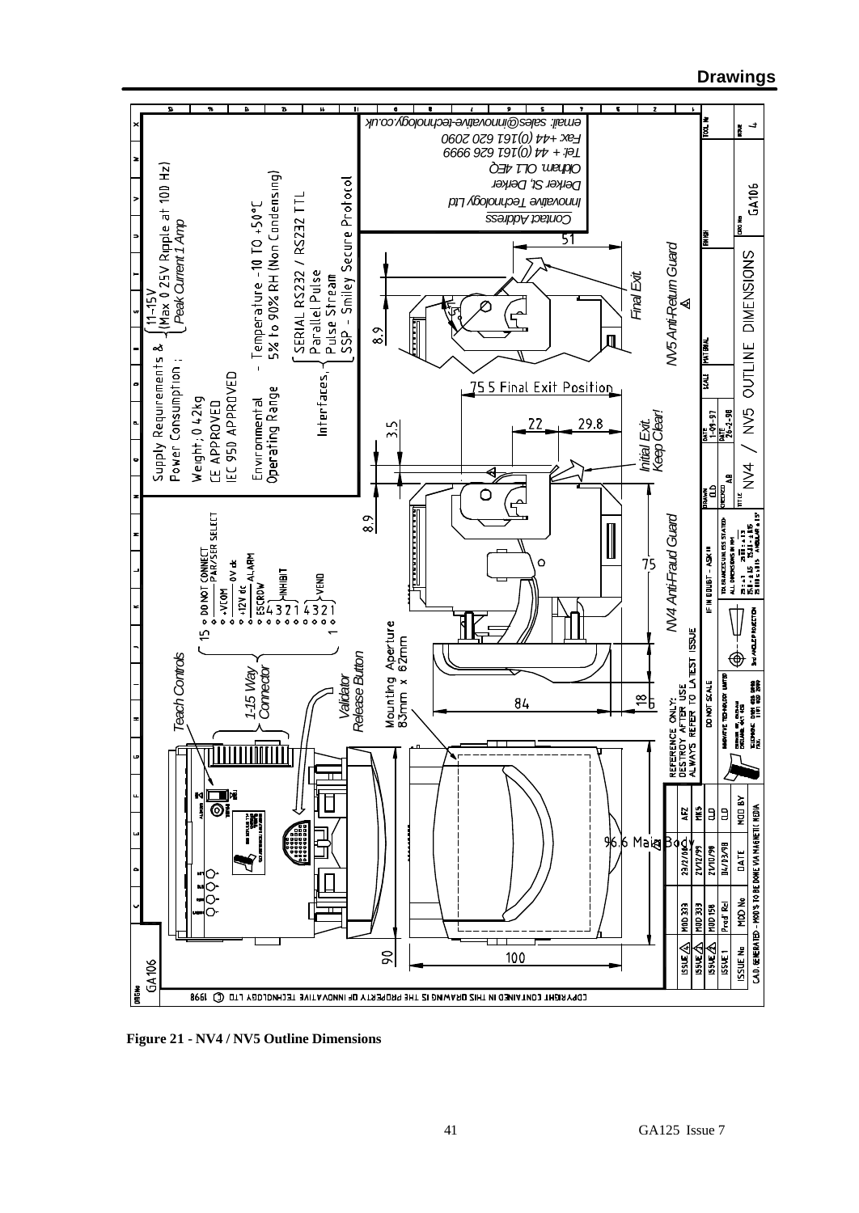Supply Requirements & Power Consumption ; 11-15V (Max 0.25V Ripple at 100 Hz) Peak Current 1 Amp

Weight; 0.42kg

CE APPROVED

IEC 950 APPROVED

Environmental Operating Range - Temperature -10 TO +50°C, 5% to 90% RH (Non Condensing)

Interfaces, SERIAL RS232 / RS232 TTL, Parallel Pulse, Pulse Stream, SSP - Smiley Secure Protocol

Contact Address
Innovative Technology Ltd
Derker St, Derker
Oldham, OL1 4EQ
Tel: + 44 (0)161 626 9999
Fax +44 (0)161 620 2090
email: sales@innovative-technology.co.uk

Teach Controls

1-15 Way Connector

Validator Release Button

15 DO NOT CONNECT, PAR/SER SELECT, +VCOM, 0V dc, +12V dc, ALARM, ESCROW, INHIBIT 4 3 2 1, VEND 4 3 2 1, 1

Mounting Aperture 83mm x 62mm

NV4 Anti-Fraud Guard

NV5 Anti-Return Guard

Initial Exit. Keep Clear!

Final Exit

75.5 Final Exit Position

96.6 Main Body

Dimensions: 100, 90, 84, 18, 8, 75, 8.9, 3.5, 22, 29.8, 51

REFERENCE ONLY: DESTROY AFTER USE. ALWAYS REFER TO LATEST ISSUE

| ISSUE | MOD No | DATE | MOD BY |
|---|---|---|---|
| ISSUE 4 | MOD 333 | 23/2/00 | AFZ |
| ISSUE 3 | MOD 333 | 21/12/99 | MKS |
| ISSUE 2 | MOD 158 | 21/10/98 | DD |
| ISSUE 1 | Prod' Rel | 04/03/98 | DD |

C.A.D. GENERATED - MOD'S TO BE DONE VIA MAGNETIC MEDIA

TITLE: NV4 / NV5 OUTLINE DIMENSIONS — DRG No GA106 — ISSUE 4

COPYRIGHT CONTAINED IN THIS DRAWING IS THE PROPERTY OF INNOVATIVE TECHNOLOGY LTD © 1998

**Figure 21 - NV4 / NV5 Outline Dimensions**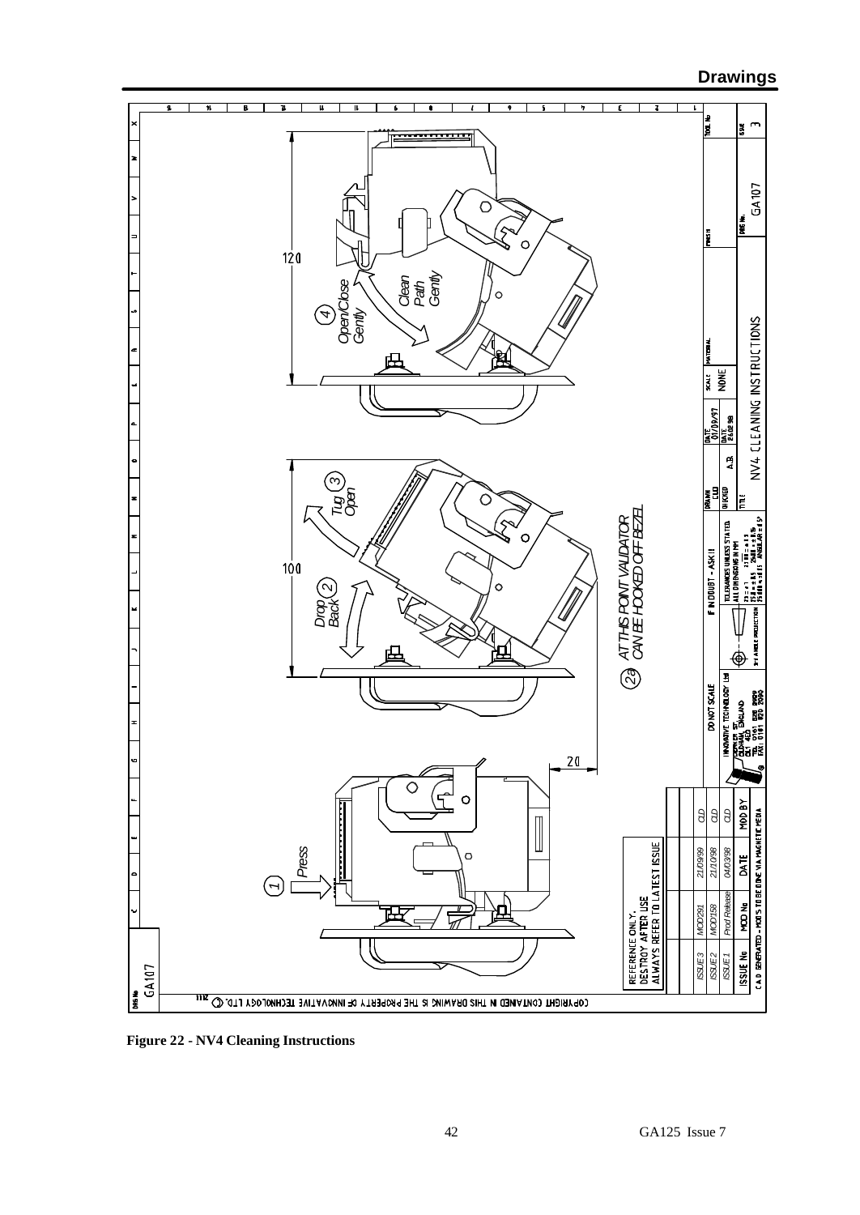REFERENCE ONLY.
DESTROY AFTER USE.
ALWAYS REFER TO LATEST ISSUE

1 Press

2 Drop Back

3 Tug Open

2a AT THIS POINT VALIDATOR CAN BE HOOKED OFF BEZEL

4 Open/Close Gently

Clean Path Gently

| ISSUE No | MOD No | DATE | MOD BY |
|---|---|---|---|
| ISSUE 3 | MOD291 | 21/09/99 | CLD |
| ISSUE 2 | MOD158 | 21/10/98 | CLD |
| ISSUE 1 | Prod Release | 04/03/98 | CLD |

C.A.D. GENERATED - MOD'S TO BE DONE VIA MAGNETIC MEDIA

DO NOT SCALE

IF IN DOUBT - ASK !!

INNOVATIVE TECHNOLOGY Ltd

NV4 CLEANING INSTRUCTIONS

DRG No. GA107

ISSUE 3

SCALE NONE

COPYRIGHT CONTAINED IN THIS DRAWING IS THE PROPERTY OF INNOVATIVE TECHNOLOGY LTD. ©

**Figure 22 - NV4 Cleaning Instructions**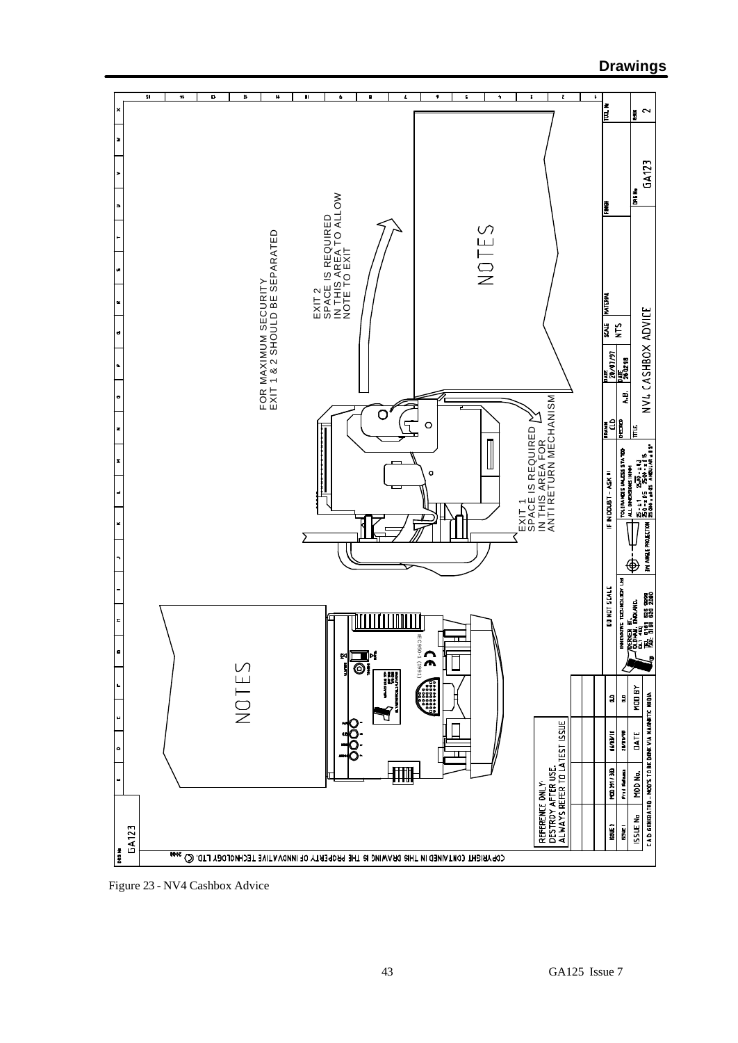## Drawings

NOTES

FOR MAXIMUM SECURITY EXIT 1 & 2 SHOULD BE SEPARATED

EXIT 2 SPACE IS REQUIRED IN THIS AREA TO ALLOW NOTE TO EXIT

NOTES

EXIT 1 SPACE IS REQUIRED IN THIS AREA FOR ANTI RETURN MECHANISM

REFERENCE ONLY. DESTROY AFTER USE. ALWAYS REFER TO LATEST ISSUE

COPYRIGHT CONTAINED IN THIS DRAWING IS THE PROPERTY OF INNOVATIVE TECHNOLOGY LTD. © 2000

| ISSUE No | MOD No. | DATE | MOD BY |
|---|---|---|---|
| ISSUE 2 | MOD M1 / 33D | 06/03/11 | DD |
| ISSUE 1 | Pre Release | 26/02/98 | DD |

CAD GENERATED - MOD'S TO BE DONE VIA MAGNETIC MEDIA

DO NOT SCALE — IF IN DOUBT - ASK !!

INNOVATIVE TECHNOLOGY Ltd, DERKER ST., OLDHAM, ENGLAND. OL1 4EQ. TEL: 0161 626 9999 FAX: 0161 620 2090

3rd ANGLE PROJECTION

TOLERANCES UNLESS STATED: ALL DIMENSIONS IN MM

DRAWN: DD — DATE: 26/02/97
CHECKED: A.B. — DATE: 26.02.98
SCALE: NTS
TITLE: NV4 CASHBOX ADVICE
DRG No: GA123
ISSUE: 2

Figure 23 - NV4 Cashbox Advice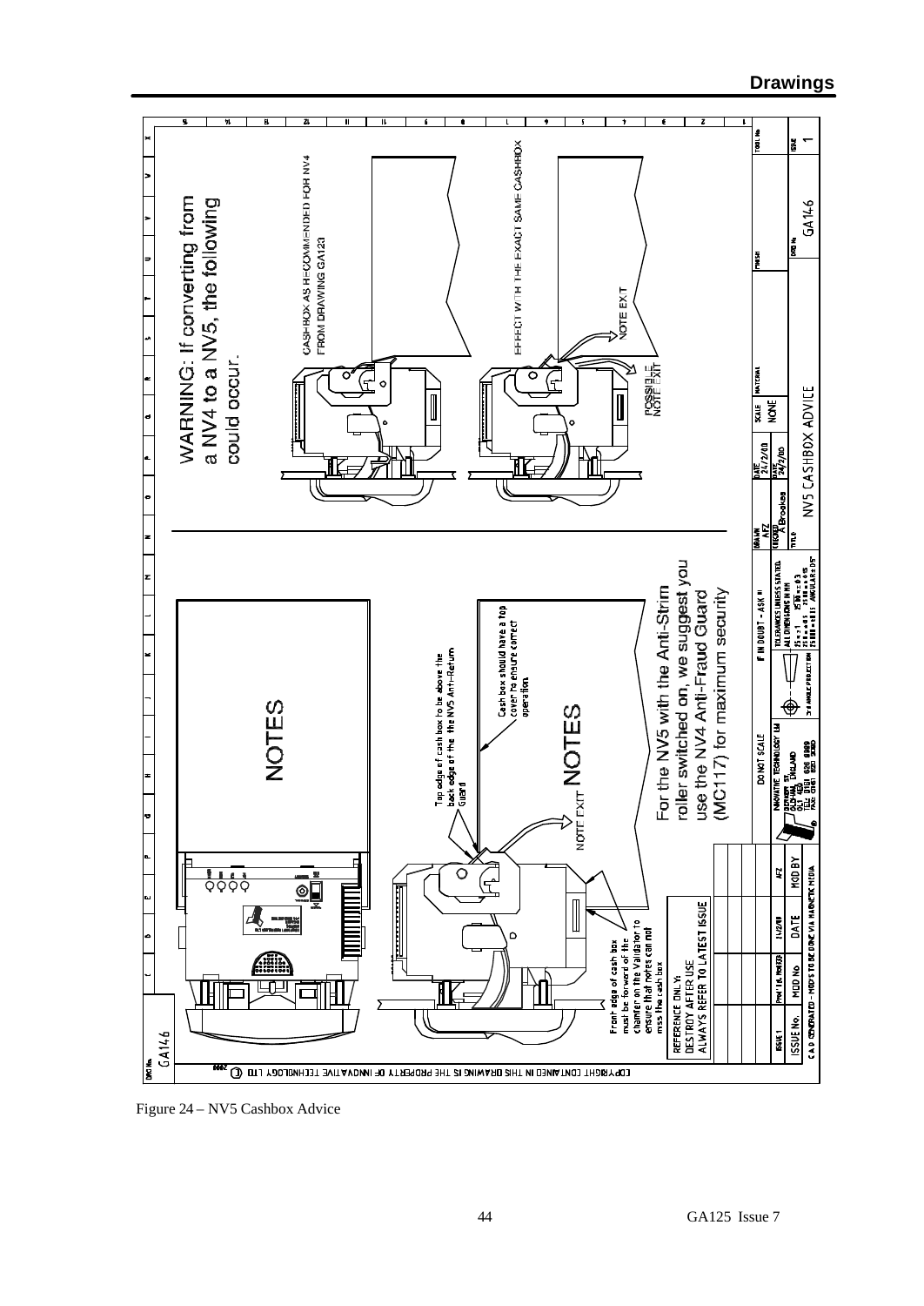WARNING: If converting from a NV4 to a NV5, the following could occur.

CASHBOX AS RECOMMENDED FOR NV4 FROM DRAWING GA123

EFFECT WITH THE EXACT SAME CASHBOX

NOTE EXIT

POSSIBLE NOTE EXIT

NOTES

Top edge of cash box to be above the back edge of the the NV5 Anti-Return Guard

Cash box should have a top cover to ensure correct operation.

NOTE EXIT

NOTES

For the NV5 with the Anti-Strim roller switched on, we suggest you use the NV4 Anti-Fraud Guard (MC117) for maximum security

Front edge of cash box must be forward of the chamfer on the Validator to ensure that notes can not miss the cash box

REFERENCE ONLY:
DESTROY AFTER USE
ALWAYS REFER TO LATEST ISSUE

COPYRIGHT CONTAINED IN THIS DRAWING IS THE PROPERTY OF INNOVATIVE TECHNOLOGY LTD

| ISSUE No. | MOD No. | DATE | MOD BY |
|---|---|---|---|
| ISSUE 1 | PNM 16 ANNEXED | 11/2/00 | AFZ |

C.A.D. GENERATED – MOD'S TO BE DONE VIA MAGNETIC MEDIA

DO NOT SCALE

IF IN DOUBT – ASK !!

INNOVATIVE TECHNOLOGY Ltd

TOLERANCES UNLESS STATED. ALL DIMENSIONS IN MM

3rd ANGLE PROJECTION

DRAWN: AFZ | DATE: 21/2/00

CHECKED: A Brookes | DATE: 24/2/00

SCALE: NONE

MATERIAL

FINISH

TITLE: NV5 CASHBOX ADVICE

DRG No: GA146

ISSUE: 1

Figure 24 – NV5 Cashbox Advice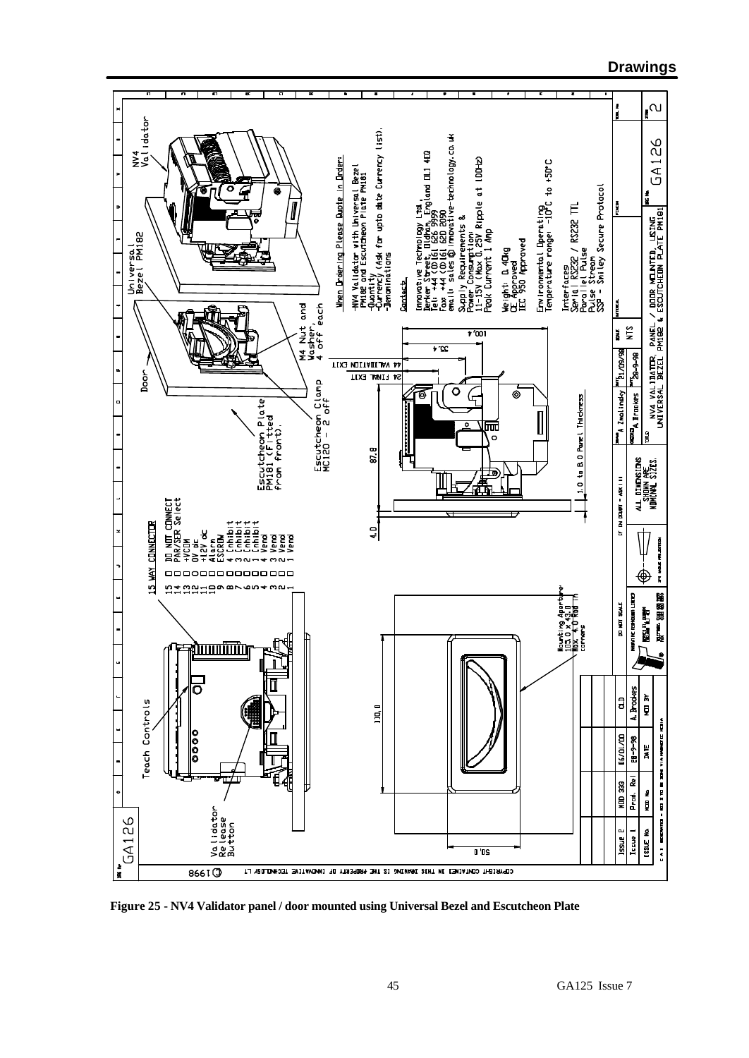NV4 Validator

Universal Bezel PM182

Door

Escutcheon Plate PM181 (Fitted from front).

Escutcheon Clamp MC120 - 2 off

M4 Nut and Washer, 4 off each

**When Ordering Please Quote in Order:**

- NV4 Validator with Universal Bezel PM182 and Escutcheon Plate PM181
- Quantity
- Currency (Ask for upto date Currency list).
- Denominations

**Contact:**

Innovative Technology Ltd.,
Derker Street, Oldham, England OL1 4EQ
Tel: +44 (0)161 626 9999
Fax: +44 (0)161 620 2090
email: sales@innovative-technology.co.uk

Supply Requirements &
Power Consumption:
11-15V (Max 0.25V Ripple at 100Hz)
Peak Current 1 Amp

Weight: 0.40kg
CE Approved
IEC 950 Approved

Environmental Operating
Temperature range: -10°C to +50°C

Interfaces:
Serial RS232 / RS232 TTL
Parallel Pulse
Pulse Stream
SSP - Smiley Secure Protocol

**15 WAY CONNECTOR**

| Pin | Function |
|---|---|
| 15 | DO NOT CONNECT |
| 14 | PAR/SER Select |
| 13 | +VCOM |
| 12 | 0V dc |
| 11 | +12V dc |
| 10 | Alarm |
| 9 | ESCROW |
| 8 | 4 Inhibit |
| 7 | 3 Inhibit |
| 6 | 2 Inhibit |
| 5 | 1 Inhibit |
| 4 | 4 Vend |
| 3 | 3 Vend |
| 2 | 2 Vend |
| 1 | 1 Vend |

44 VALIDATION EXIT

24 FINAL EXIT

100.4

35.4

87.8

4.0

1.0 to 8.0 Panel Thickness

Teach Controls

Validator Release Button

110.0

50.0

Mounting Aperture 105.0 x 43.0 Max. 4.0 Rad on corners

DO NOT SCALE

ALL DIMENSIONS SHOWN ARE NOMINAL SIZES.

IF IN DOUBT - ASK !!!

DRAWN: A. Zwolinsky — 21/09/98

CHECKED: A. Brookes — 28-9-98

SCALE: NTS

TITLE: NV4 VALIDATOR PANEL / DOOR MOUNTED USING UNIVERSAL BEZEL PM182 & ESCUTCHEON PLATE PM181

DRG No: GA126 — ISSUE: 2

| ISSUE No | MOD No. | DATE | MOD BY |
|---|---|---|---|
| Issue 1 | Prod. Rel | 28-9-98 | A. Brookes |
| Issue 2 | MOD 333 | 06/01/00 | OLD |

COPYRIGHT CONTAINED IN THIS DRAWING IS THE PROPERTY OF INNOVATIVE TECHNOLOGY LTD © 1998

**Figure 25 - NV4 Validator panel / door mounted using Universal Bezel and Escutcheon Plate**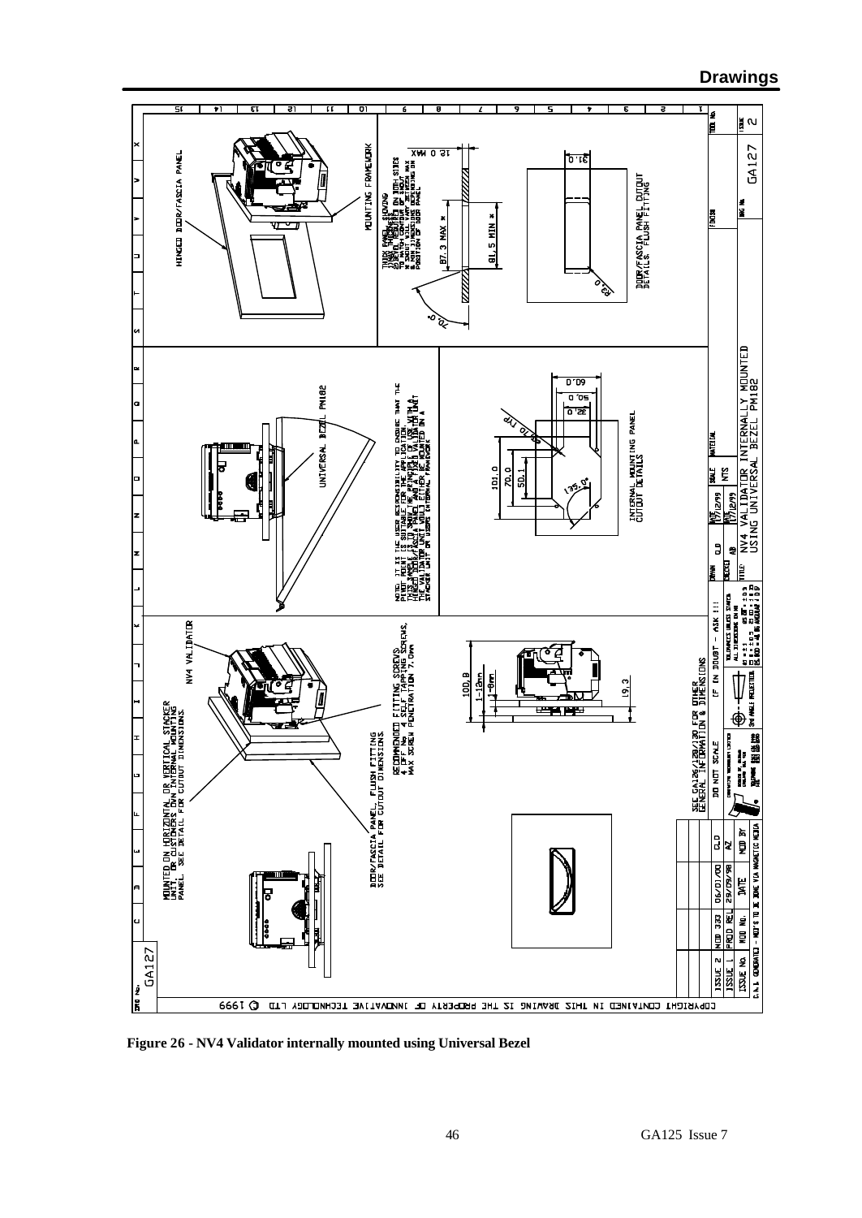Figure 26 - NV4 Validator internally mounted using Universal Bezel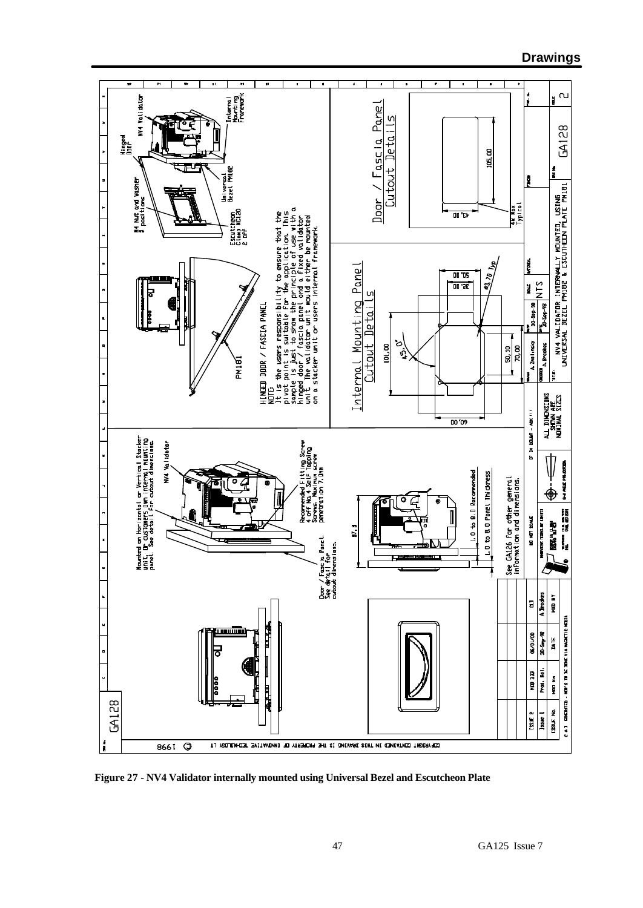## Drawings

Figure 27 - NV4 Validator internally mounted using Universal Bezel and Escutcheon Plate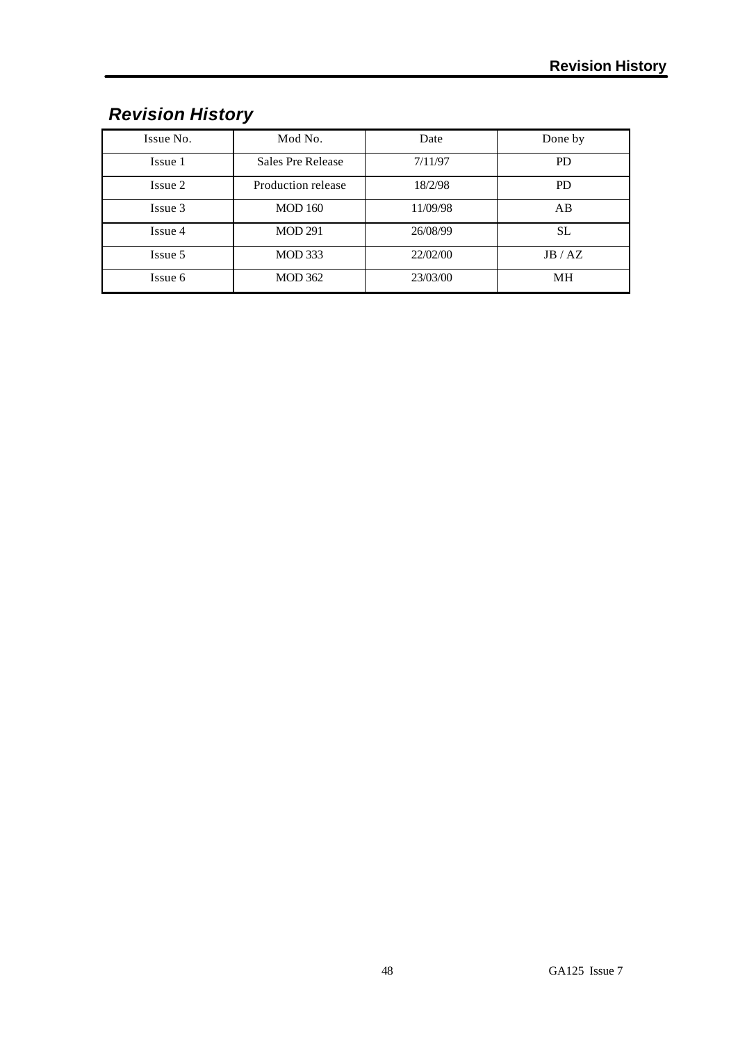## *Revision History*

| Issue No. | Mod No. | Date | Done by |
|---|---|---|---|
| Issue 1 | Sales Pre Release | 7/11/97 | PD |
| Issue 2 | Production release | 18/2/98 | PD |
| Issue 3 | MOD 160 | 11/09/98 | AB |
| Issue 4 | MOD 291 | 26/08/99 | SL |
| Issue 5 | MOD 333 | 22/02/00 | JB / AZ |
| Issue 6 | MOD 362 | 23/03/00 | MH |